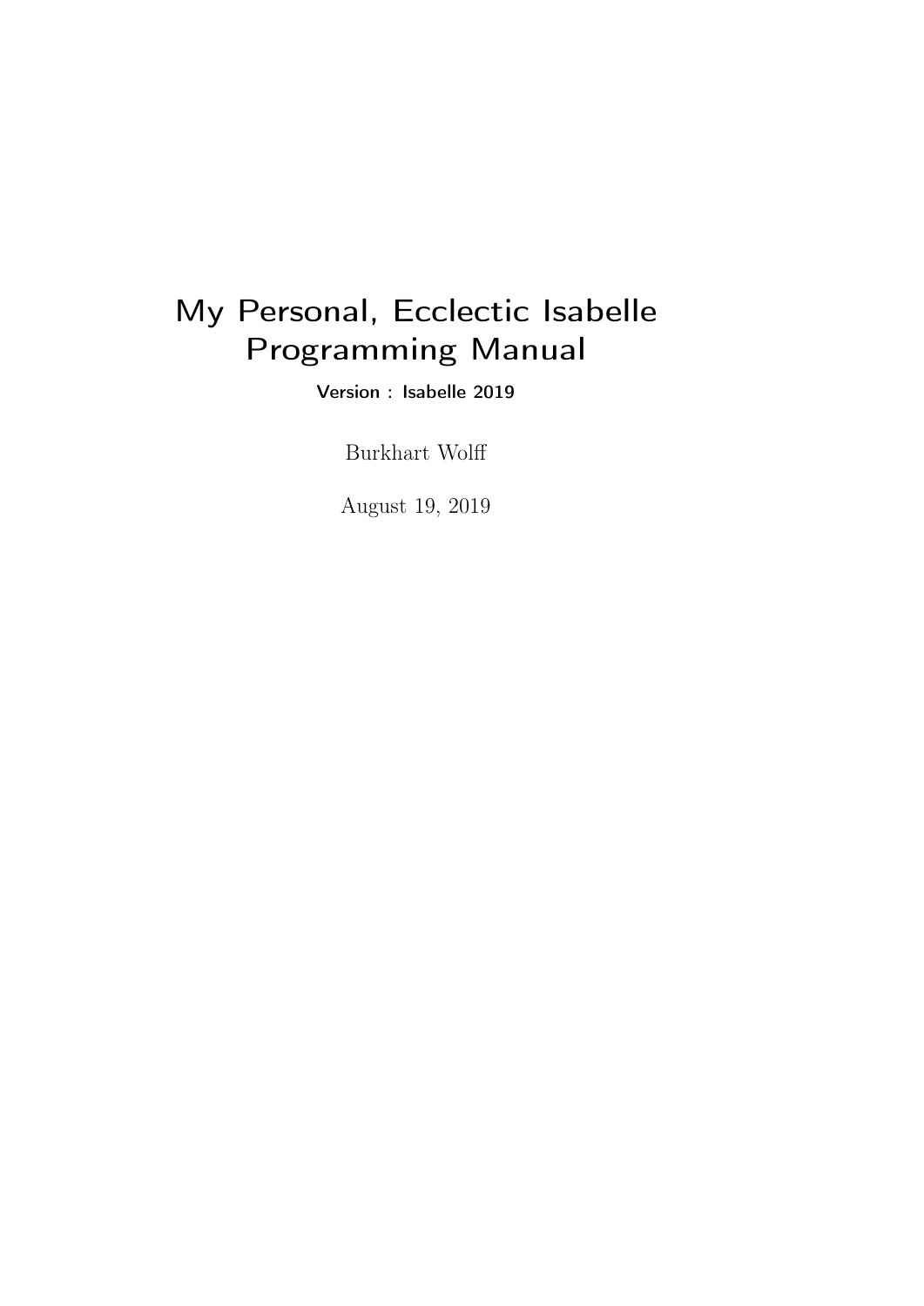# My Personal, Ecclectic Isabelle Programming Manual

**Version : Isabelle 2019**

Burkhart Wolff

August 19, 2019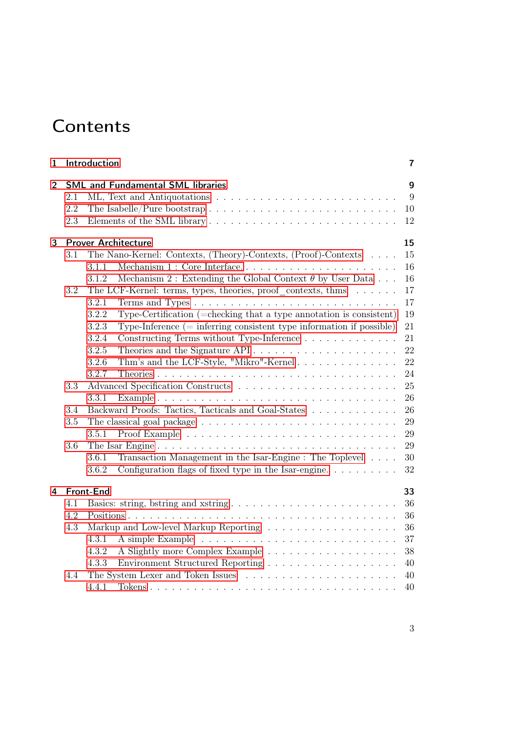# Contents

**1 Introduction** **7**

**2 SML and Fundamental SML libraries** **9**

- 2.1 ML, Text and Antiquotations . . . . . . . . . . 9
- 2.2 The Isabelle/Pure bootstrap . . . . . . . . . . 10
- 2.3 Elements of the SML library . . . . . . . . . . 12

**3 Prover Architecture** **15**

- 3.1 The Nano-Kernel: Contexts, (Theory)-Contexts, (Proof)-Contexts . . . . 15
  - 3.1.1 Mechanism 1 : Core Interface. . . . . . . . . . 16
  - 3.1.2 Mechanism 2 : Extending the Global Context $\theta$ by User Data . . . 16
- 3.2 The LCF-Kernel: terms, types, theories, proof_contexts, thms . . . . . . 17
  - 3.2.1 Terms and Types . . . . . . . . . . 17
  - 3.2.2 Type-Certification (=checking that a type annotation is consistent) 19
  - 3.2.3 Type-Inference (= inferring consistent type information if possible) 21
  - 3.2.4 Constructing Terms without Type-Inference . . . . . . . . . . 21
  - 3.2.5 Theories and the Signature API . . . . . . . . . . 22
  - 3.2.6 Thm's and the LCF-Style, "Mikro"-Kernel . . . . . . . . . . 22
  - 3.2.7 Theories . . . . . . . . . . 24
- 3.3 Advanced Specification Constructs . . . . . . . . . . 25
  - 3.3.1 Example . . . . . . . . . . 26
- 3.4 Backward Proofs: Tactics, Tacticals and Goal-States . . . . . . . . . . 26
- 3.5 The classical goal package . . . . . . . . . . 29
  - 3.5.1 Proof Example . . . . . . . . . . 29
- 3.6 The Isar Engine . . . . . . . . . . 29
  - 3.6.1 Transaction Management in the Isar-Engine : The Toplevel . . . . 30
  - 3.6.2 Configuration flags of fixed type in the Isar-engine. . . . . . . . . 32

**4 Front-End** **33**

- 4.1 Basics: string, bstring and xstring . . . . . . . . . . 36
- 4.2 Positions . . . . . . . . . . 36
- 4.3 Markup and Low-level Markup Reporting . . . . . . . . . . 36
  - 4.3.1 A simple Example . . . . . . . . . . 37
  - 4.3.2 A Slightly more Complex Example . . . . . . . . . . 38
  - 4.3.3 Environment Structured Reporting . . . . . . . . . . 40
- 4.4 The System Lexer and Token Issues . . . . . . . . . . 40
  - 4.4.1 Tokens . . . . . . . . . . 40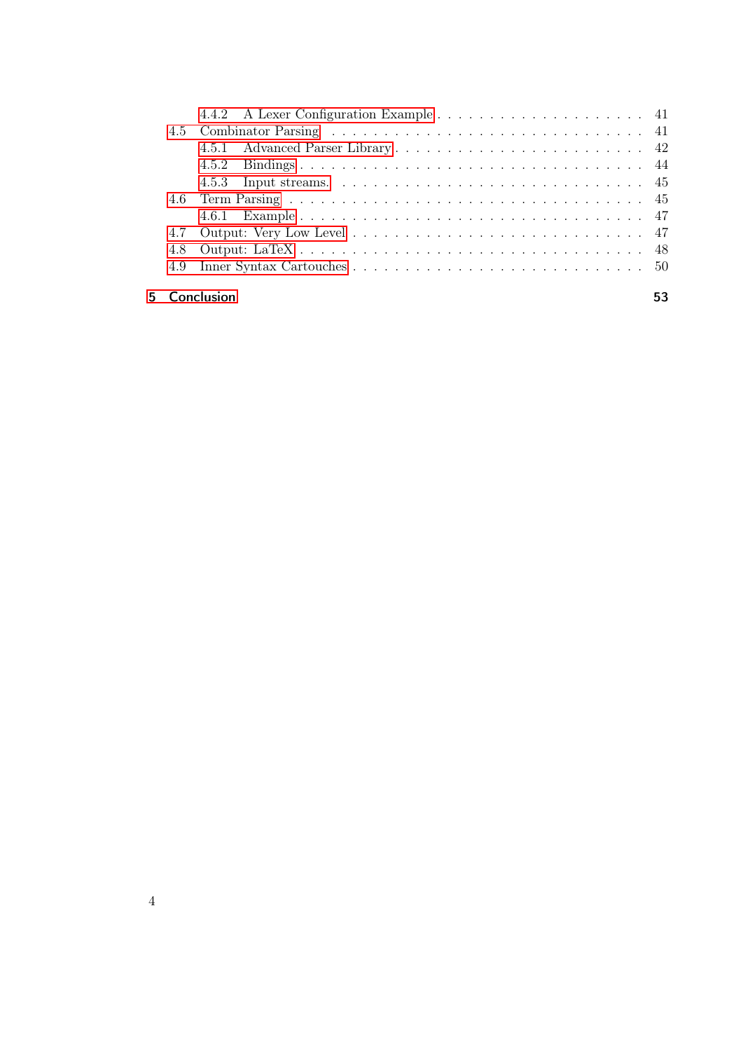- 4.4.2 A Lexer Configuration Example . . . . . . . . . . . . . . . . . . . . 41
- 4.5 Combinator Parsing . . . . . . . . . . . . . . . . . . . . . . . . . . . . . . 41
  - 4.5.1 Advanced Parser Library . . . . . . . . . . . . . . . . . . . . . . 42
  - 4.5.2 Bindings . . . . . . . . . . . . . . . . . . . . . . . . . . . . . . . 44
  - 4.5.3 Input streams. . . . . . . . . . . . . . . . . . . . . . . . . . . . . 45
- 4.6 Term Parsing . . . . . . . . . . . . . . . . . . . . . . . . . . . . . . . . . 45
  - 4.6.1 Example . . . . . . . . . . . . . . . . . . . . . . . . . . . . . . . 47
- 4.7 Output: Very Low Level . . . . . . . . . . . . . . . . . . . . . . . . . . . 47
- 4.8 Output: LaTeX . . . . . . . . . . . . . . . . . . . . . . . . . . . . . . . . 48
- 4.9 Inner Syntax Cartouches . . . . . . . . . . . . . . . . . . . . . . . . . . . 50

**5 Conclusion** **53**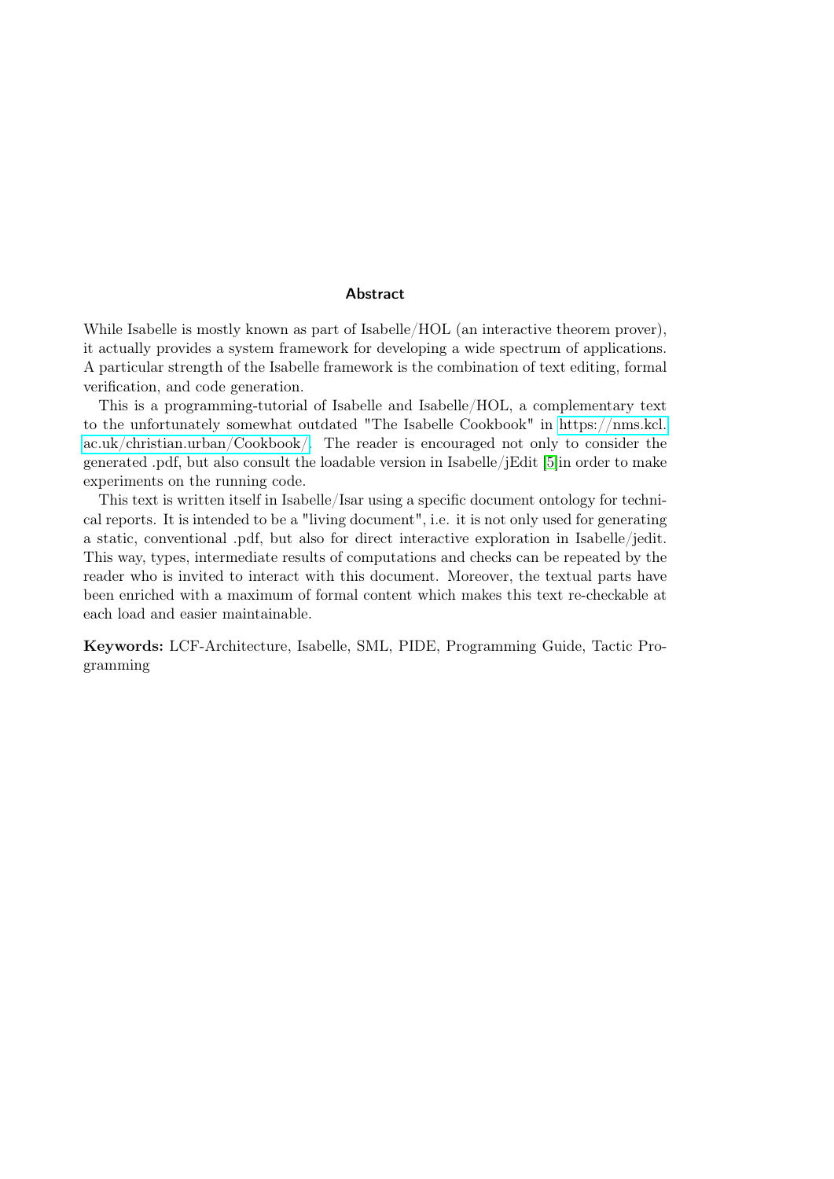## Abstract

While Isabelle is mostly known as part of Isabelle/HOL (an interactive theorem prover), it actually provides a system framework for developing a wide spectrum of applications. A particular strength of the Isabelle framework is the combination of text editing, formal verification, and code generation.

This is a programming-tutorial of Isabelle and Isabelle/HOL, a complementary text to the unfortunately somewhat outdated "The Isabelle Cookbook" in https://nms.kcl.ac.uk/christian.urban/Cookbook/. The reader is encouraged not only to consider the generated .pdf, but also consult the loadable version in Isabelle/jEdit [5]in order to make experiments on the running code.

This text is written itself in Isabelle/Isar using a specific document ontology for technical reports. It is intended to be a "living document", i.e. it is not only used for generating a static, conventional .pdf, but also for direct interactive exploration in Isabelle/jedit. This way, types, intermediate results of computations and checks can be repeated by the reader who is invited to interact with this document. Moreover, the textual parts have been enriched with a maximum of formal content which makes this text re-checkable at each load and easier maintainable.

**Keywords:** LCF-Architecture, Isabelle, SML, PIDE, Programming Guide, Tactic Programming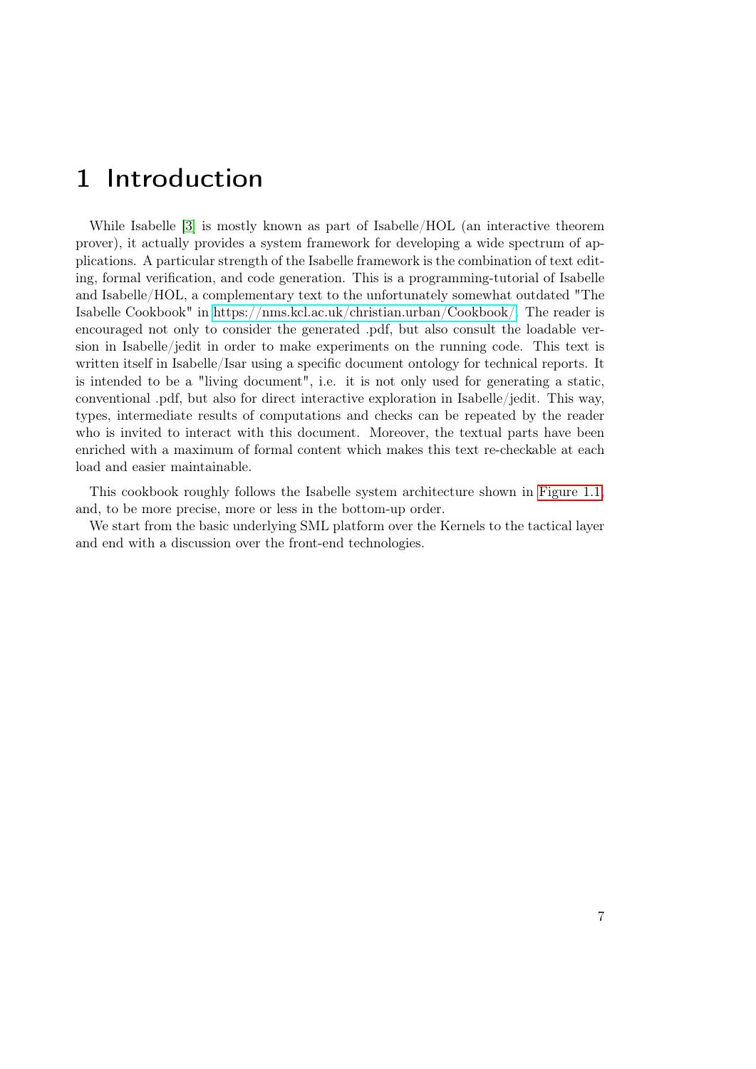# 1 Introduction

While Isabelle [3] is mostly known as part of Isabelle/HOL (an interactive theorem prover), it actually provides a system framework for developing a wide spectrum of applications. A particular strength of the Isabelle framework is the combination of text editing, formal verification, and code generation. This is a programming-tutorial of Isabelle and Isabelle/HOL, a complementary text to the unfortunately somewhat outdated "The Isabelle Cookbook" in https://nms.kcl.ac.uk/christian.urban/Cookbook/. The reader is encouraged not only to consider the generated .pdf, but also consult the loadable version in Isabelle/jedit in order to make experiments on the running code. This text is written itself in Isabelle/Isar using a specific document ontology for technical reports. It is intended to be a "living document", i.e. it is not only used for generating a static, conventional .pdf, but also for direct interactive exploration in Isabelle/jedit. This way, types, intermediate results of computations and checks can be repeated by the reader who is invited to interact with this document. Moreover, the textual parts have been enriched with a maximum of formal content which makes this text re-checkable at each load and easier maintainable.

This cookbook roughly follows the Isabelle system architecture shown in Figure 1.1, and, to be more precise, more or less in the bottom-up order.

We start from the basic underlying SML platform over the Kernels to the tactical layer and end with a discussion over the front-end technologies.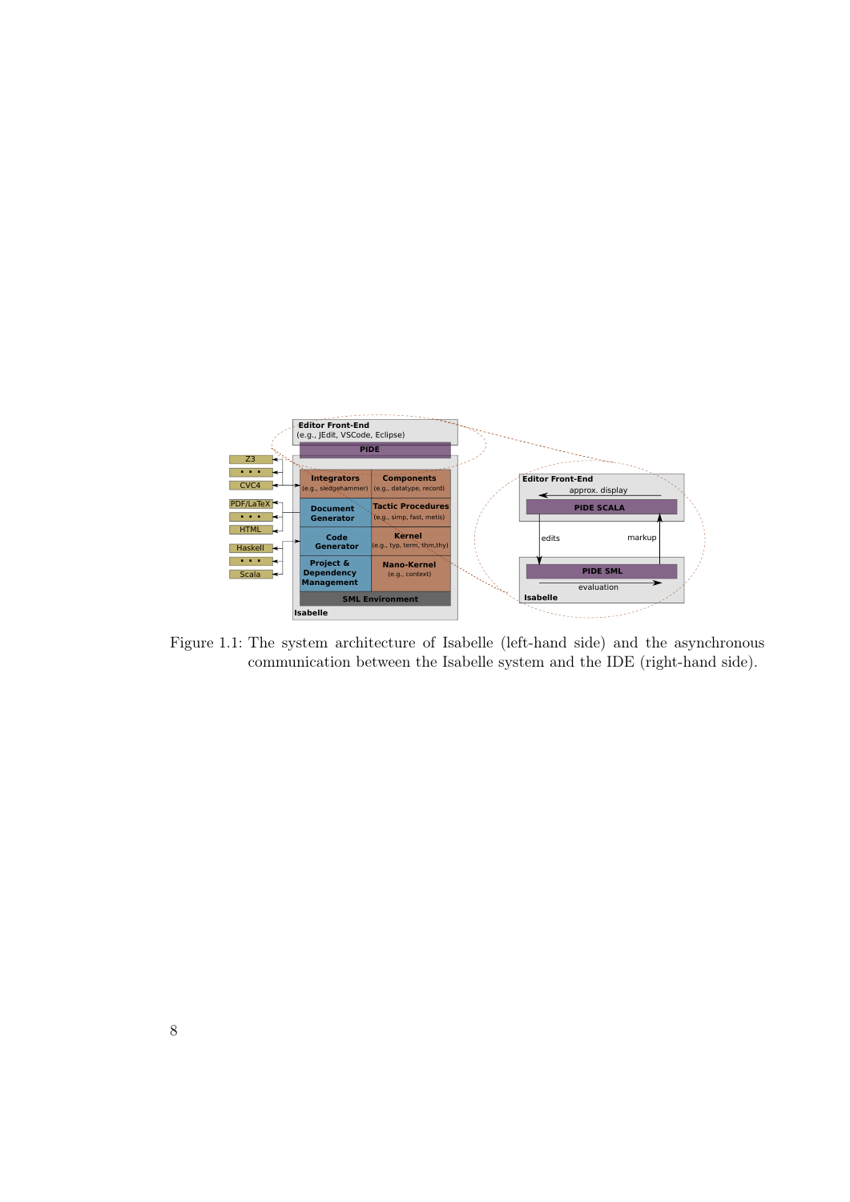Figure 1.1: The system architecture of Isabelle (left-hand side) and the asynchronous communication between the Isabelle system and the IDE (right-hand side).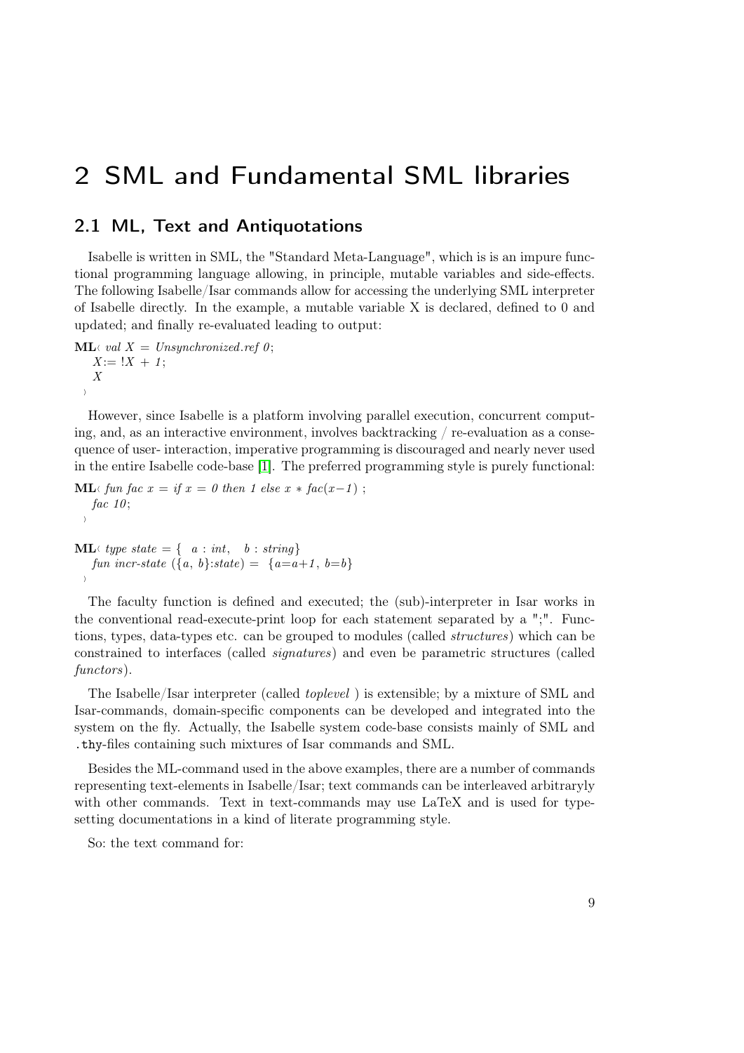# 2 SML and Fundamental SML libraries

## 2.1 ML, Text and Antiquotations

Isabelle is written in SML, the "Standard Meta-Language", which is is an impure functional programming language allowing, in principle, mutable variables and side-effects. The following Isabelle/Isar commands allow for accessing the underlying SML interpreter of Isabelle directly. In the example, a mutable variable X is declared, defined to 0 and updated; and finally re-evaluated leading to output:

```
ML‹ val X = Unsynchronized.ref 0;
    X:= !X + 1;
    X
  ›
```

However, since Isabelle is a platform involving parallel execution, concurrent computing, and, as an interactive environment, involves backtracking / re-evaluation as a consequence of user- interaction, imperative programming is discouraged and nearly never used in the entire Isabelle code-base [1]. The preferred programming style is purely functional:

```
ML‹ fun fac x = if x = 0 then 1 else x * fac(x-1) ;
    fac 10;
  ›

ML‹ type state = {  a : int,   b : string}
    fun incr-state ({a, b}:state) =  {a=a+1, b=b}
  ›
```

The faculty function is defined and executed; the (sub)-interpreter in Isar works in the conventional read-execute-print loop for each statement separated by a ";". Functions, types, data-types etc. can be grouped to modules (called *structures*) which can be constrained to interfaces (called *signatures*) and even be parametric structures (called *functors*).

The Isabelle/Isar interpreter (called *toplevel* ) is extensible; by a mixture of SML and Isar-commands, domain-specific components can be developed and integrated into the system on the fly. Actually, the Isabelle system code-base consists mainly of SML and `.thy`-files containing such mixtures of Isar commands and SML.

Besides the ML-command used in the above examples, there are a number of commands representing text-elements in Isabelle/Isar; text commands can be interleaved arbitraryly with other commands. Text in text-commands may use LaTeX and is used for type-setting documentations in a kind of literate programming style.

So: the text command for: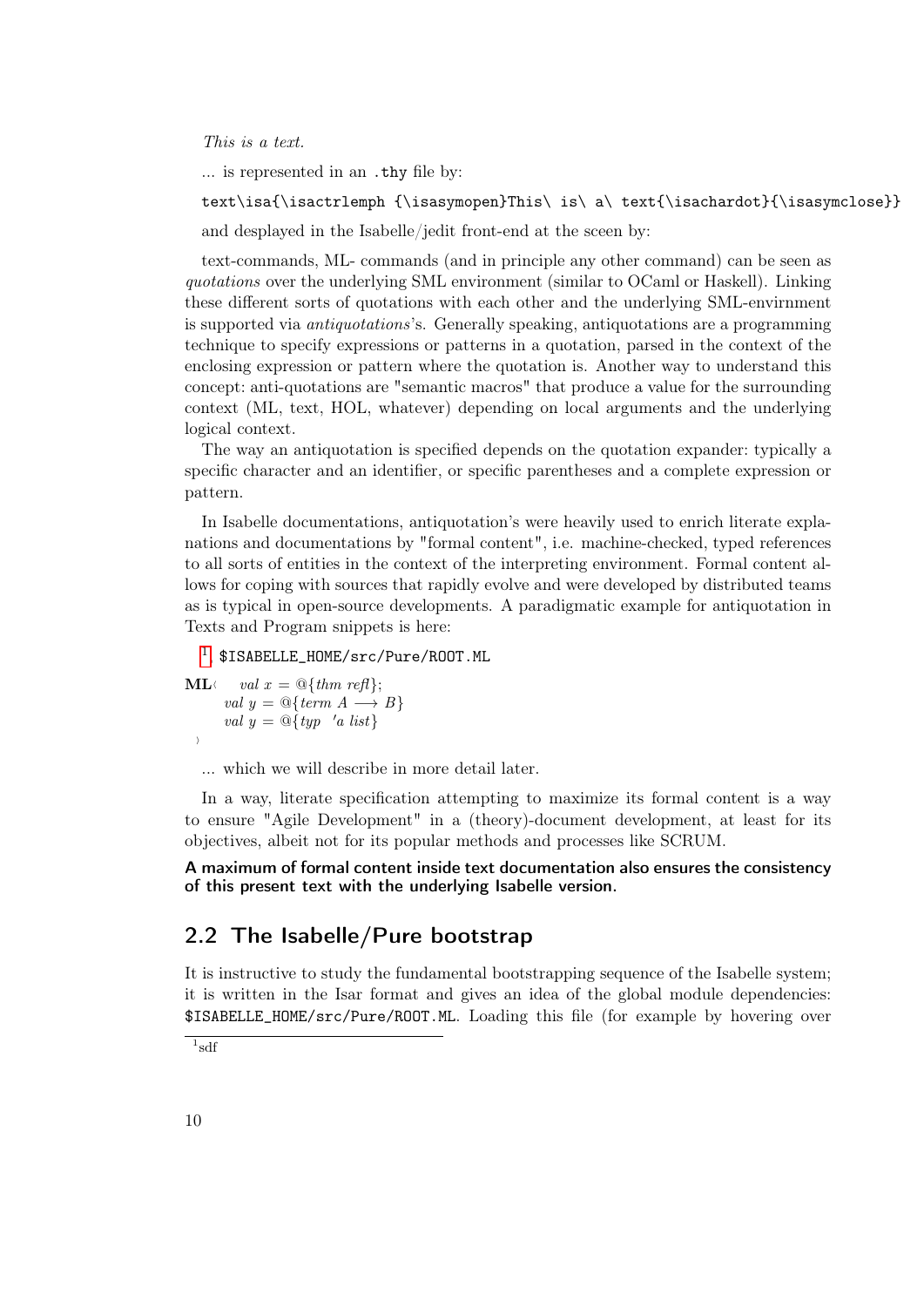*This is a text.*

... is represented in an `.thy` file by:

```
text\isa{\isactrlemph {\isasymopen}This\ is\ a\ text{\isachardot}{\isasymclose}}
```

and desplayed in the Isabelle/jedit front-end at the sceen by:

text-commands, ML- commands (and in principle any other command) can be seen as *quotations* over the underlying SML environment (similar to OCaml or Haskell). Linking these different sorts of quotations with each other and the underlying SML-envirnment is supported via *antiquotations*'s. Generally speaking, antiquotations are a programming technique to specify expressions or patterns in a quotation, parsed in the context of the enclosing expression or pattern where the quotation is. Another way to understand this concept: anti-quotations are "semantic macros" that produce a value for the surrounding context (ML, text, HOL, whatever) depending on local arguments and the underlying logical context.

The way an antiquotation is specified depends on the quotation expander: typically a specific character and an identifier, or specific parentheses and a complete expression or pattern.

In Isabelle documentations, antiquotation's were heavily used to enrich literate explanations and documentations by "formal content", i.e. machine-checked, typed references to all sorts of entities in the context of the interpreting environment. Formal content allows for coping with sources that rapidly evolve and were developed by distributed teams as is typical in open-source developments. A paradigmatic example for antiquotation in Texts and Program snippets is here:

[1] `$ISABELLE_HOME/src/Pure/ROOT.ML`

```
ML‹  val x = @{thm refl};
     val y = @{term A ⟶ B}
     val y = @{typ 'a list}
›
```

... which we will describe in more detail later.

In a way, literate specification attempting to maximize its formal content is a way to ensure "Agile Development" in a (theory)-document development, at least for its objectives, albeit not for its popular methods and processes like SCRUM.

**A maximum of formal content inside text documentation also ensures the consistency of this present text with the underlying Isabelle version.**

## 2.2 The Isabelle/Pure bootstrap

It is instructive to study the fundamental bootstrapping sequence of the Isabelle system; it is written in the Isar format and gives an idea of the global module dependencies: `$ISABELLE_HOME/src/Pure/ROOT.ML`. Loading this file (for example by hovering over

[1]sdf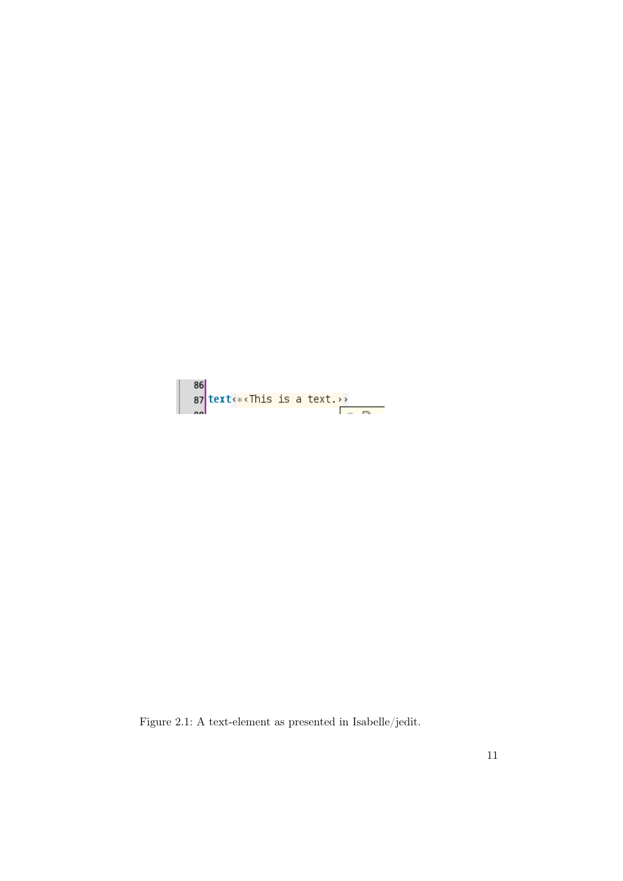```
86
87 text‹*‹This is a text.››
```

Figure 2.1: A text-element as presented in Isabelle/jedit.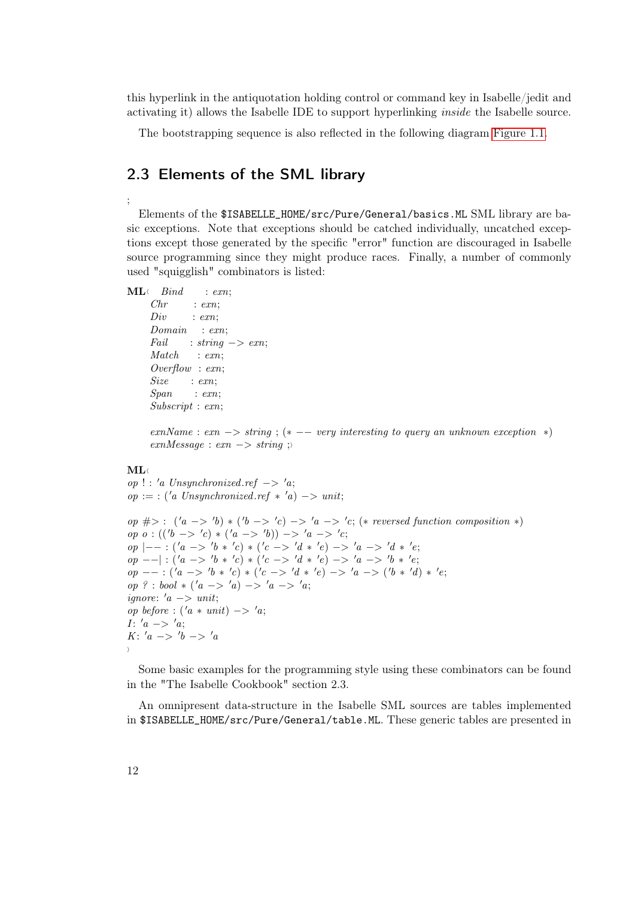this hyperlink in the antiquotation holding control or command key in Isabelle/jedit and activating it) allows the Isabelle IDE to support hyperlinking *inside* the Isabelle source.

The bootstrapping sequence is also reflected in the following diagram Figure 1.1.

## 2.3 Elements of the SML library

;

Elements of the `$ISABELLE_HOME/src/Pure/General/basics.ML` SML library are basic exceptions. Note that exceptions should be catched individually, uncatched exceptions except those generated by the specific "error" function are discouraged in Isabelle source programming since they might produce races. Finally, a number of commonly used "squigglish" combinators is listed:

```
ML‹ Bind      : exn;
    Chr       : exn;
    Div       : exn;
    Domain    : exn;
    Fail      : string -> exn;
    Match     : exn;
    Overflow  : exn;
    Size      : exn;
    Span      : exn;
    Subscript : exn;

    exnName : exn -> string ; (* -- very interesting to query an unknown exception  *)
    exnMessage : exn -> string ;›
```

```
ML‹
op ! : 'a Unsynchronized.ref -> 'a;
op := : ('a Unsynchronized.ref * 'a) -> unit;

op #> : ('a -> 'b) * ('b -> 'c) -> 'a -> 'c; (* reversed function composition *)
op o : (('b -> 'c) * ('a -> 'b)) -> 'a -> 'c;
op |-- : ('a -> 'b * 'c) * ('c -> 'd * 'e) -> 'a -> 'd * 'e;
op --| : ('a -> 'b * 'c) * ('c -> 'd * 'e) -> 'a -> 'b * 'e;
op -- : ('a -> 'b * 'c) * ('c -> 'd * 'e) -> 'a -> ('b * 'd) * 'e;
op ? : bool * ('a -> 'a) -> 'a -> 'a;
ignore: 'a -> unit;
op before : ('a * unit) -> 'a;
I: 'a -> 'a;
K: 'a -> 'b -> 'a
›
```

Some basic examples for the programming style using these combinators can be found in the "The Isabelle Cookbook" section 2.3.

An omnipresent data-structure in the Isabelle SML sources are tables implemented in `$ISABELLE_HOME/src/Pure/General/table.ML`. These generic tables are presented in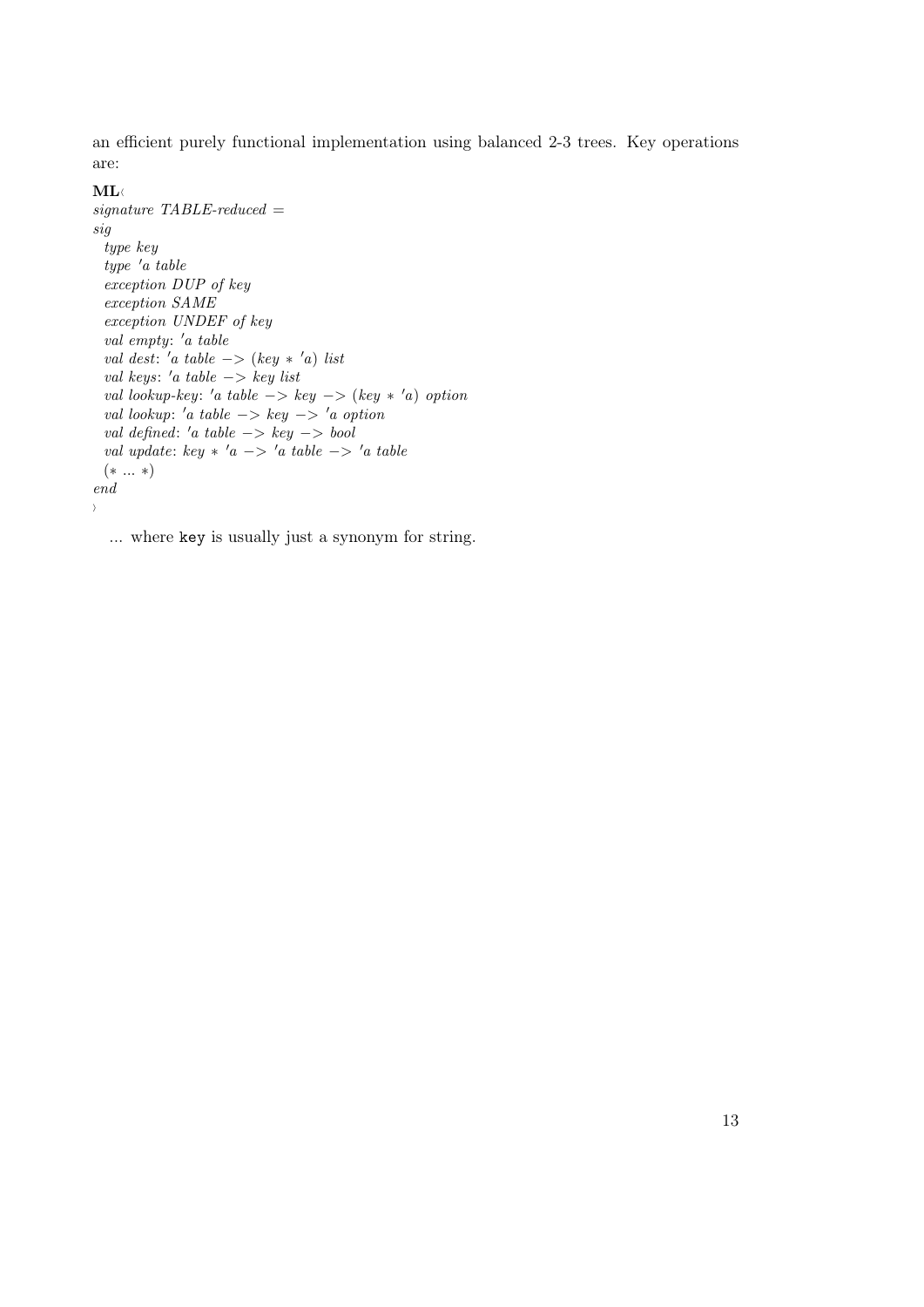an efficient purely functional implementation using balanced 2-3 trees. Key operations are:

**ML**‹
```
signature TABLE-reduced =
sig
  type key
  type 'a table
  exception DUP of key
  exception SAME
  exception UNDEF of key
  val empty: 'a table
  val dest: 'a table -> (key * 'a) list
  val keys: 'a table -> key list
  val lookup-key: 'a table -> key -> (key * 'a) option
  val lookup: 'a table -> key -> 'a option
  val defined: 'a table -> key -> bool
  val update: key * 'a -> 'a table -> 'a table
  (* ... *)
end
```
›

... where `key` is usually just a synonym for string.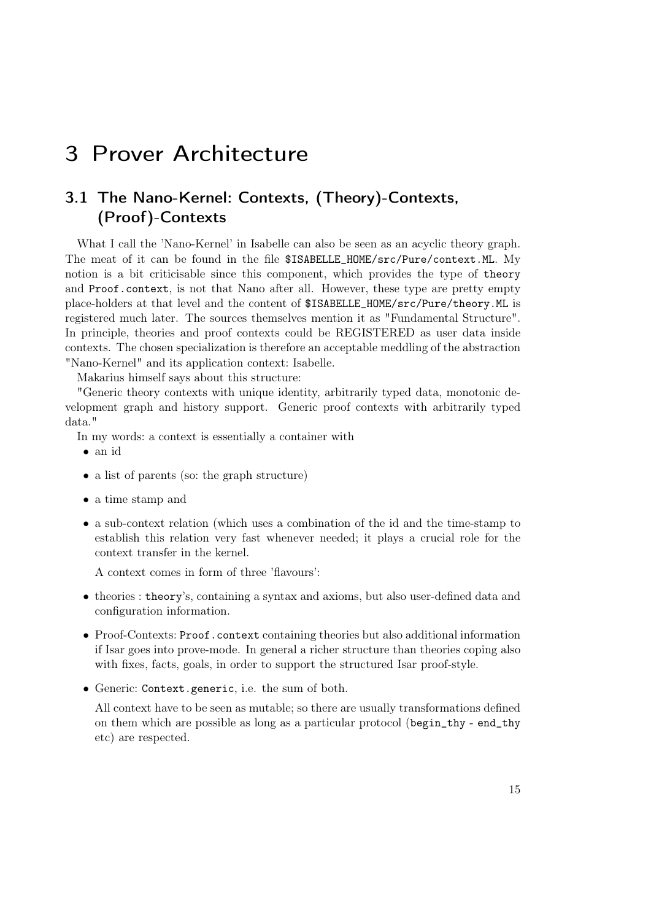# 3 Prover Architecture

## 3.1 The Nano-Kernel: Contexts, (Theory)-Contexts, (Proof)-Contexts

What I call the 'Nano-Kernel' in Isabelle can also be seen as an acyclic theory graph. The meat of it can be found in the file `$ISABELLE_HOME/src/Pure/context.ML`. My notion is a bit criticisable since this component, which provides the type of `theory` and `Proof.context`, is not that Nano after all. However, these type are pretty empty place-holders at that level and the content of `$ISABELLE_HOME/src/Pure/theory.ML` is registered much later. The sources themselves mention it as "Fundamental Structure". In principle, theories and proof contexts could be REGISTERED as user data inside contexts. The chosen specialization is therefore an acceptable meddling of the abstraction "Nano-Kernel" and its application context: Isabelle.

Makarius himself says about this structure:

"Generic theory contexts with unique identity, arbitrarily typed data, monotonic development graph and history support. Generic proof contexts with arbitrarily typed data."

In my words: a context is essentially a container with

- an id
- a list of parents (so: the graph structure)
- a time stamp and
- a sub-context relation (which uses a combination of the id and the time-stamp to establish this relation very fast whenever needed; it plays a crucial role for the context transfer in the kernel.

  A context comes in form of three 'flavours':

- theories : `theory`'s, containing a syntax and axioms, but also user-defined data and configuration information.
- Proof-Contexts: `Proof.context` containing theories but also additional information if Isar goes into prove-mode. In general a richer structure than theories coping also with fixes, facts, goals, in order to support the structured Isar proof-style.
- Generic: `Context.generic`, i.e. the sum of both.

  All context have to be seen as mutable; so there are usually transformations defined on them which are possible as long as a particular protocol (`begin_thy` - `end_thy` etc) are respected.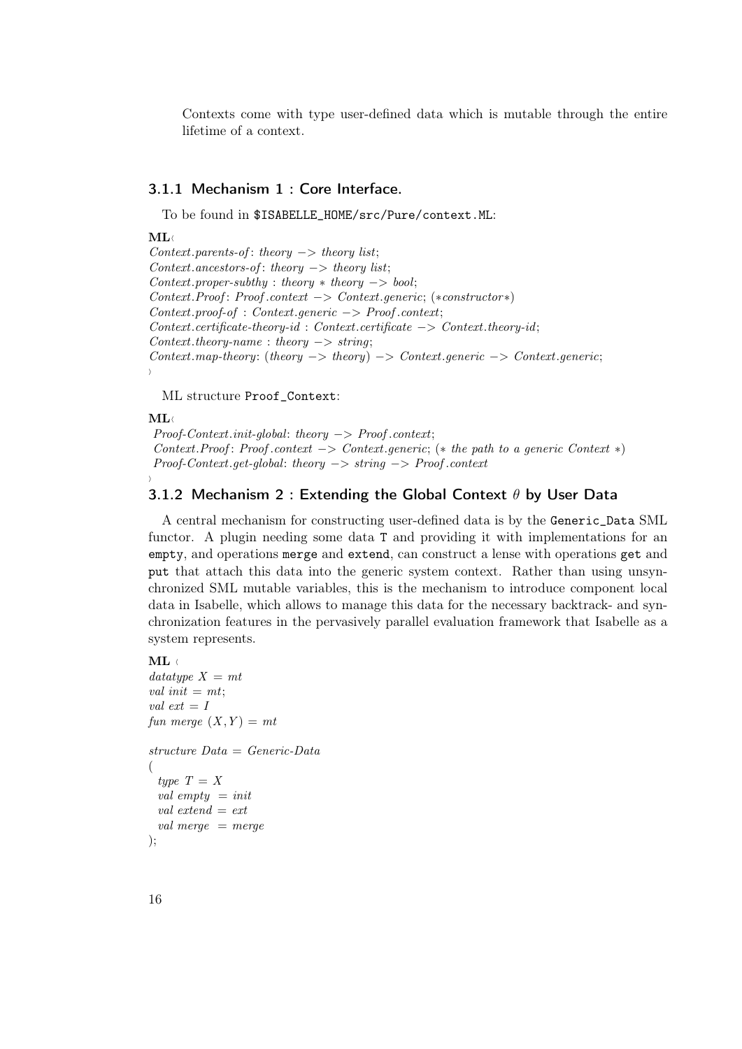Contexts come with type user-defined data which is mutable through the entire lifetime of a context.

### 3.1.1 Mechanism 1 : Core Interface.

To be found in `$ISABELLE_HOME/src/Pure/context.ML`:

```
ML‹
Context.parents-of: theory -> theory list;
Context.ancestors-of: theory -> theory list;
Context.proper-subthy : theory * theory -> bool;
Context.Proof: Proof.context -> Context.generic; (*constructor*)
Context.proof-of : Context.generic -> Proof.context;
Context.certificate-theory-id : Context.certificate -> Context.theory-id;
Context.theory-name : theory -> string;
Context.map-theory: (theory -> theory) -> Context.generic -> Context.generic;
›
```

ML structure `Proof_Context`:

```
ML‹
 Proof-Context.init-global: theory -> Proof.context;
 Context.Proof: Proof.context -> Context.generic; (* the path to a generic Context *)
 Proof-Context.get-global: theory -> string -> Proof.context
›
```

### 3.1.2 Mechanism 2 : Extending the Global Context $\theta$ by User Data

A central mechanism for constructing user-defined data is by the `Generic_Data` SML functor. A plugin needing some data `T` and providing it with implementations for an `empty`, and operations `merge` and `extend`, can construct a lense with operations `get` and `put` that attach this data into the generic system context. Rather than using unsynchronized SML mutable variables, this is the mechanism to introduce component local data in Isabelle, which allows to manage this data for the necessary backtrack- and synchronization features in the pervasively parallel evaluation framework that Isabelle as a system represents.

```
ML ‹
datatype X = mt
val init = mt;
val ext = I
fun merge (X,Y) = mt

structure Data = Generic-Data
(
  type T = X
  val empty  = init
  val extend  = ext
  val merge  = merge
);
```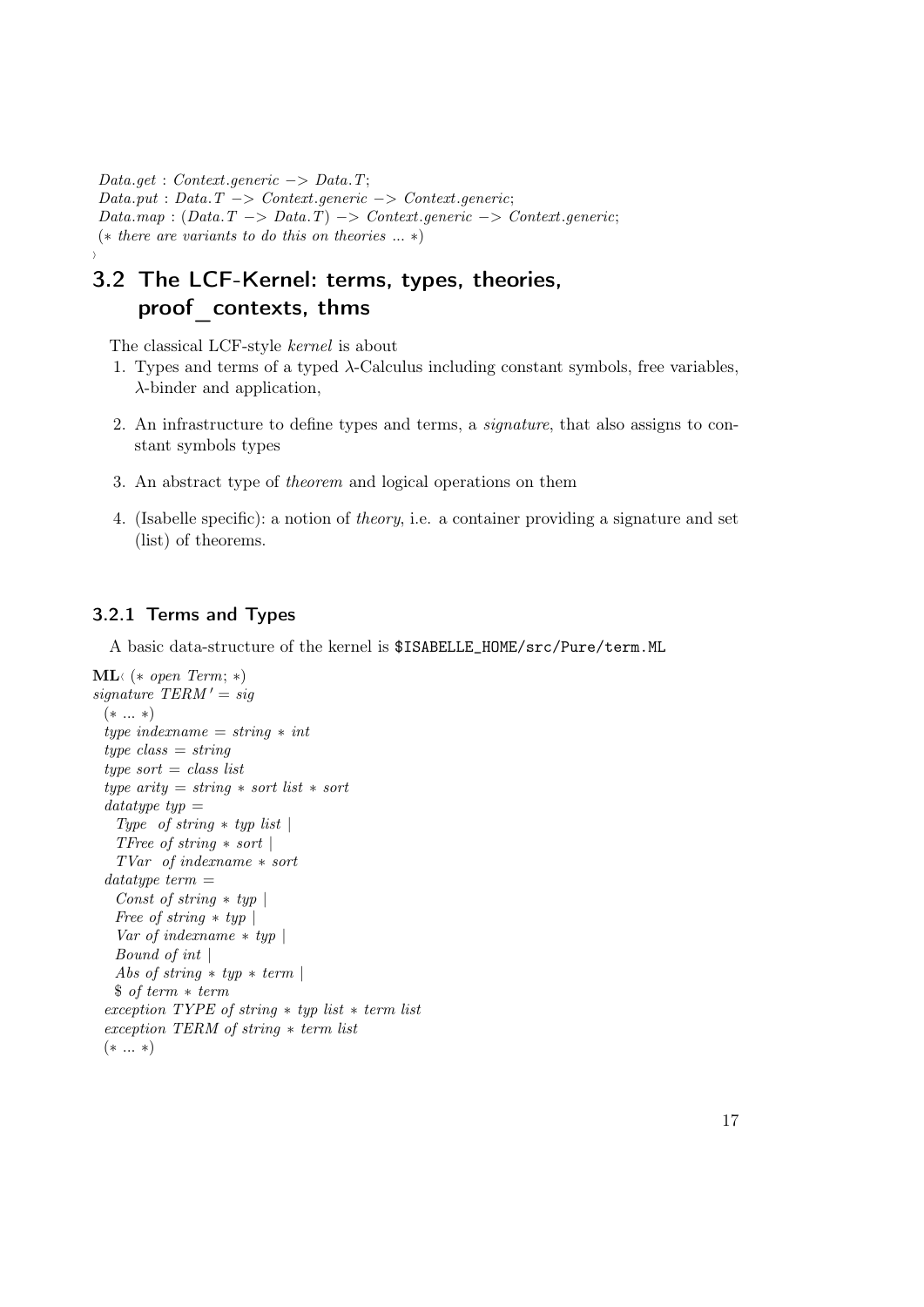```
Data.get : Context.generic −> Data.T;
Data.put : Data.T −> Context.generic −> Context.generic;
Data.map : (Data.T −> Data.T) −> Context.generic −> Context.generic;
(* there are variants to do this on theories ... *)
›
```

## 3.2 The LCF-Kernel: terms, types, theories, proof_contexts, thms

The classical LCF-style *kernel* is about

1. Types and terms of a typed λ-Calculus including constant symbols, free variables, λ-binder and application,
2. An infrastructure to define types and terms, a *signature*, that also assigns to constant symbols types
3. An abstract type of *theorem* and logical operations on them
4. (Isabelle specific): a notion of *theory*, i.e. a container providing a signature and set (list) of theorems.

### 3.2.1 Terms and Types

A basic data-structure of the kernel is `$ISABELLE_HOME/src/Pure/term.ML`

```
ML‹ (* open Term; *)
signature TERM' = sig
  (* ... *)
  type indexname = string * int
  type class = string
  type sort = class list
  type arity = string * sort list * sort
  datatype typ =
    Type  of string * typ list |
    TFree of string * sort |
    TVar  of indexname * sort
  datatype term =
    Const of string * typ |
    Free of string * typ |
    Var of indexname * typ |
    Bound of int |
    Abs of string * typ * term |
    $ of term * term
  exception TYPE of string * typ list * term list
  exception TERM of string * term list
  (* ... *)
```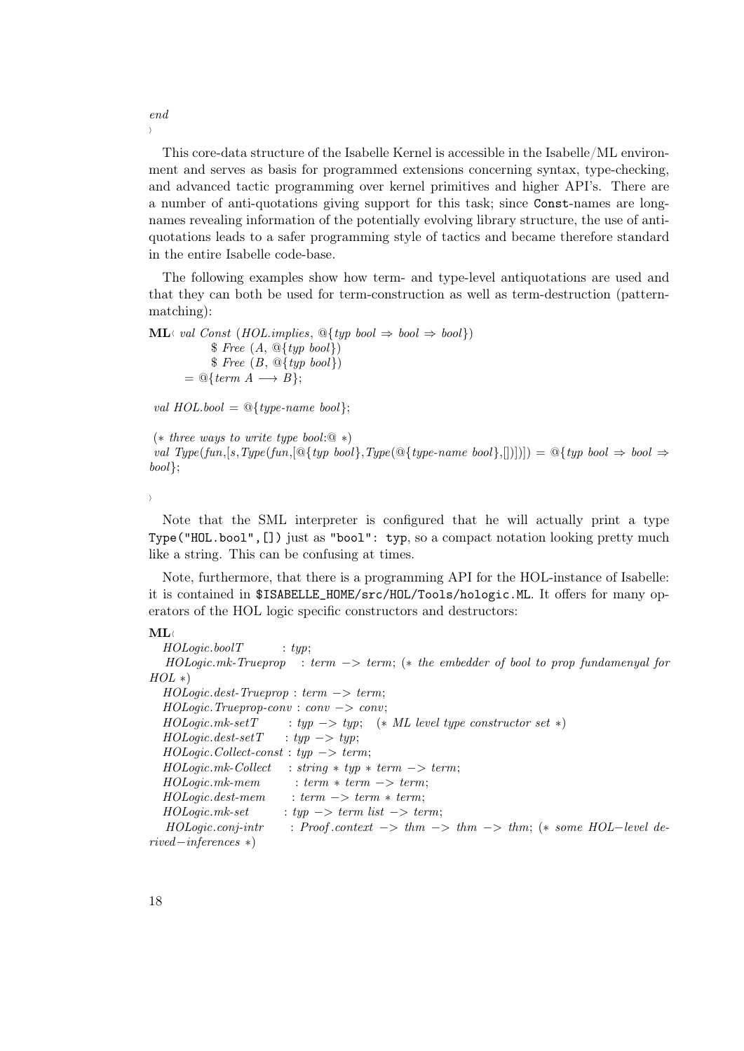*end*
⟩

This core-data structure of the Isabelle Kernel is accessible in the Isabelle/ML environment and serves as basis for programmed extensions concerning syntax, type-checking, and advanced tactic programming over kernel primitives and higher API's. There are a number of anti-quotations giving support for this task; since `Const`-names are long-names revealing information of the potentially evolving library structure, the use of anti-quotations leads to a safer programming style of tactics and became therefore standard in the entire Isabelle code-base.

The following examples show how term- and type-level antiquotations are used and that they can both be used for term-construction as well as term-destruction (pattern-matching):

```
ML⟨ val Const (HOL.implies, @{typ bool ⇒ bool ⇒ bool})
            $ Free (A, @{typ bool})
            $ Free (B, @{typ bool})
       = @{term A ⟶ B};

 val HOL.bool = @{type-name bool};

 (* three ways to write type bool:@ *)
 val Type(fun,[s,Type(fun,[@{typ bool},Type(@{type-name bool},[])])]) = @{typ bool ⇒ bool ⇒
bool};

⟩
```

Note that the SML interpreter is configured that he will actually print a type `Type("HOL.bool",[])` just as `"bool": typ`, so a compact notation looking pretty much like a string. This can be confusing at times.

Note, furthermore, that there is a programming API for the HOL-instance of Isabelle: it is contained in `$ISABELLE_HOME/src/HOL/Tools/hologic.ML`. It offers for many operators of the HOL logic specific constructors and destructors:

```
ML⟨
  HOLogic.boolT         : typ;
  HOLogic.mk-Trueprop   : term -> term; (* the embedder of bool to prop fundamenyal for
HOL *)
  HOLogic.dest-Trueprop : term -> term;
  HOLogic.Trueprop-conv : conv -> conv;
  HOLogic.mk-setT       : typ -> typ;  (* ML level type constructor set *)
  HOLogic.dest-setT     : typ -> typ;
  HOLogic.Collect-const : typ -> term;
  HOLogic.mk-Collect    : string * typ * term -> term;
  HOLogic.mk-mem        : term * term -> term;
  HOLogic.dest-mem      : term -> term * term;
  HOLogic.mk-set        : typ -> term list -> term;
  HOLogic.conj-intr     : Proof.context -> thm -> thm -> thm; (* some HOL-level de-
rived-inferences *)
```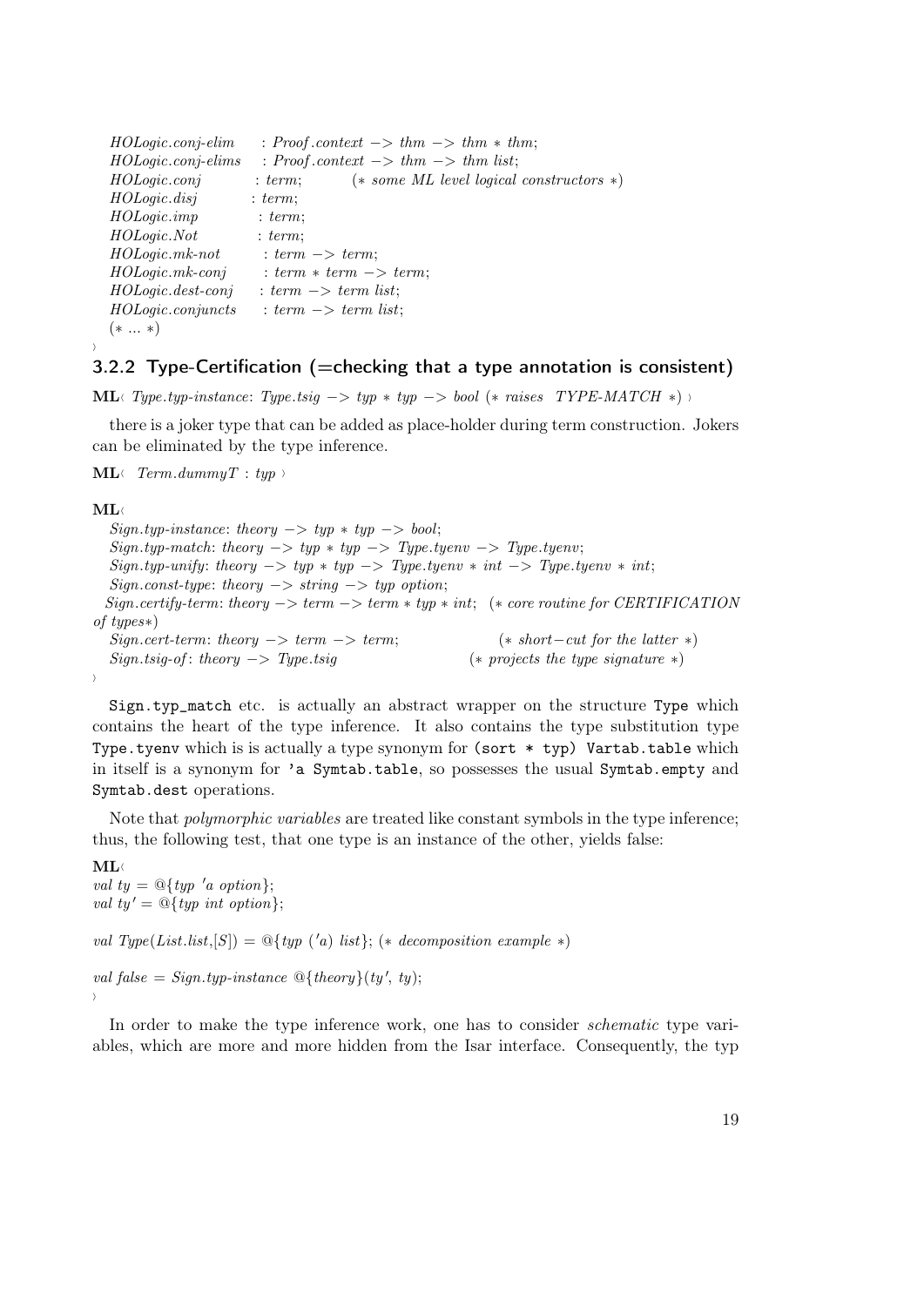```
  HOLogic.conj-elim     : Proof.context -> thm -> thm * thm;
  HOLogic.conj-elims    : Proof.context -> thm -> thm list;
  HOLogic.conj          : term;        (* some ML level logical constructors *)
  HOLogic.disj          : term;
  HOLogic.imp           : term;
  HOLogic.Not           : term;
  HOLogic.mk-not        : term -> term;
  HOLogic.mk-conj       : term * term -> term;
  HOLogic.dest-conj     : term -> term list;
  HOLogic.conjuncts     : term -> term list;
  (* ... *)
›
```

### 3.2.2 Type-Certification (=checking that a type annotation is consistent)

```
ML‹ Type.typ-instance: Type.tsig -> typ * typ -> bool (* raises  TYPE-MATCH *) ›
```

there is a joker type that can be added as place-holder during term construction. Jokers can be eliminated by the type inference.

```
ML‹  Term.dummyT : typ ›
```

```
ML‹
  Sign.typ-instance: theory -> typ * typ -> bool;
  Sign.typ-match: theory -> typ * typ -> Type.tyenv -> Type.tyenv;
  Sign.typ-unify: theory -> typ * typ -> Type.tyenv * int -> Type.tyenv * int;
  Sign.const-type: theory -> string -> typ option;
  Sign.certify-term: theory -> term -> term * typ * int;  (* core routine for CERTIFICATION of types*)
  Sign.cert-term: theory -> term -> term;              (* short-cut for the latter *)
  Sign.tsig-of: theory -> Type.tsig                   (* projects the type signature *)
›
```

`Sign.typ_match` etc. is actually an abstract wrapper on the structure `Type` which contains the heart of the type inference. It also contains the type substitution type `Type.tyenv` which is is actually a type synonym for `(sort * typ) Vartab.table` which in itself is a synonym for `'a Symtab.table`, so possesses the usual `Symtab.empty` and `Symtab.dest` operations.

Note that *polymorphic variables* are treated like constant symbols in the type inference; thus, the following test, that one type is an instance of the other, yields false:

```
ML‹
val ty = @{typ 'a option};
val ty' = @{typ int option};

val Type(List.list,[S]) = @{typ ('a) list}; (* decomposition example *)

val false = Sign.typ-instance @{theory}(ty', ty);
›
```

In order to make the type inference work, one has to consider *schematic* type variables, which are more and more hidden from the Isar interface. Consequently, the typ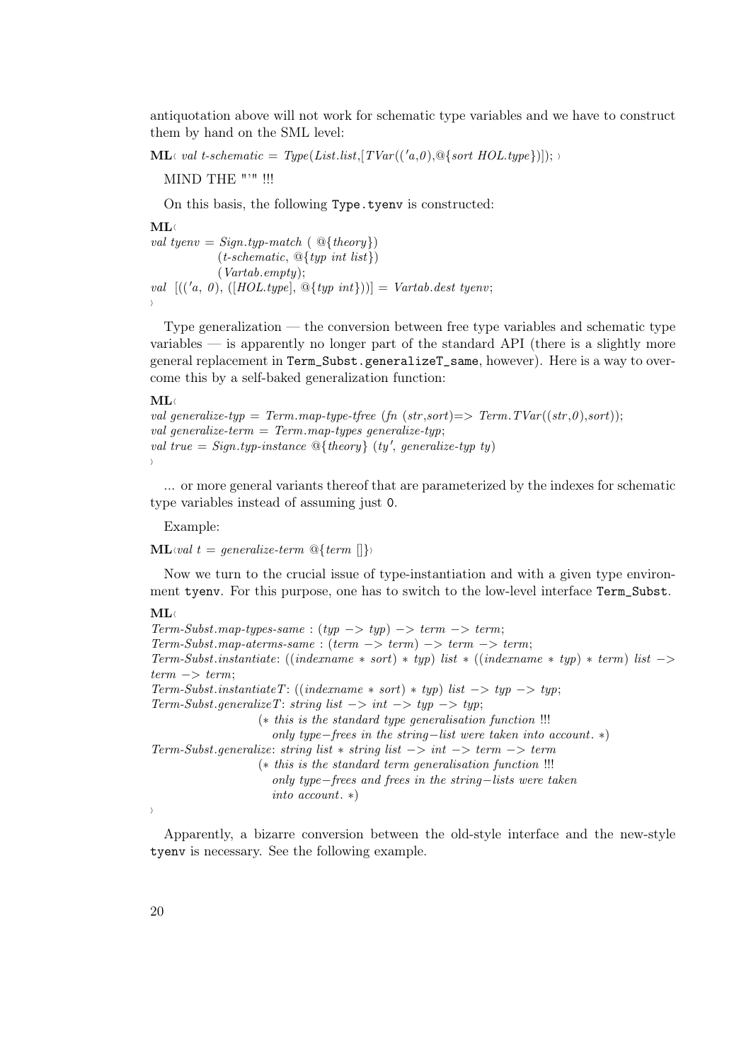antiquotation above will not work for schematic type variables and we have to construct them by hand on the SML level:

```
ML‹ val t-schematic = Type(List.list,[TVar(('a,0),@{sort HOL.type})]); ›
```

MIND THE "'" !!!

On this basis, the following `Type.tyenv` is constructed:

```
ML‹
val tyenv = Sign.typ-match ( @{theory})
             (t-schematic, @{typ int list})
             (Vartab.empty);
val  [(('a, 0), ([HOL.type], @{typ int}))] = Vartab.dest tyenv;
›
```

Type generalization — the conversion between free type variables and schematic type variables — is apparently no longer part of the standard API (there is a slightly more general replacement in `Term_Subst.generalizeT_same`, however). Here is a way to overcome this by a self-baked generalization function:

```
ML‹
val generalize-typ = Term.map-type-tfree (fn (str,sort)=> Term.TVar((str,0),sort));
val generalize-term = Term.map-types generalize-typ;
val true = Sign.typ-instance @{theory} (ty', generalize-typ ty)
›
```

... or more general variants thereof that are parameterized by the indexes for schematic type variables instead of assuming just 0.

Example:

```
ML‹val t = generalize-term @{term []}›
```

Now we turn to the crucial issue of type-instantiation and with a given type environment `tyenv`. For this purpose, one has to switch to the low-level interface `Term_Subst`.

```
ML‹
Term-Subst.map-types-same : (typ -> typ) -> term -> term;
Term-Subst.map-aterms-same : (term -> term) -> term -> term;
Term-Subst.instantiate: ((indexname * sort) * typ) list * ((indexname * typ) * term) list ->
term -> term;
Term-Subst.instantiateT: ((indexname * sort) * typ) list -> typ -> typ;
Term-Subst.generalizeT: string list -> int -> typ -> typ;
                      (* this is the standard type generalisation function !!!
                         only type-frees in the string-list were taken into account. *)
Term-Subst.generalize: string list * string list -> int -> term -> term
                      (* this is the standard term generalisation function !!!
                         only type-frees and frees in the string-lists were taken
                         into account. *)
›
```

Apparently, a bizarre conversion between the old-style interface and the new-style `tyenv` is necessary. See the following example.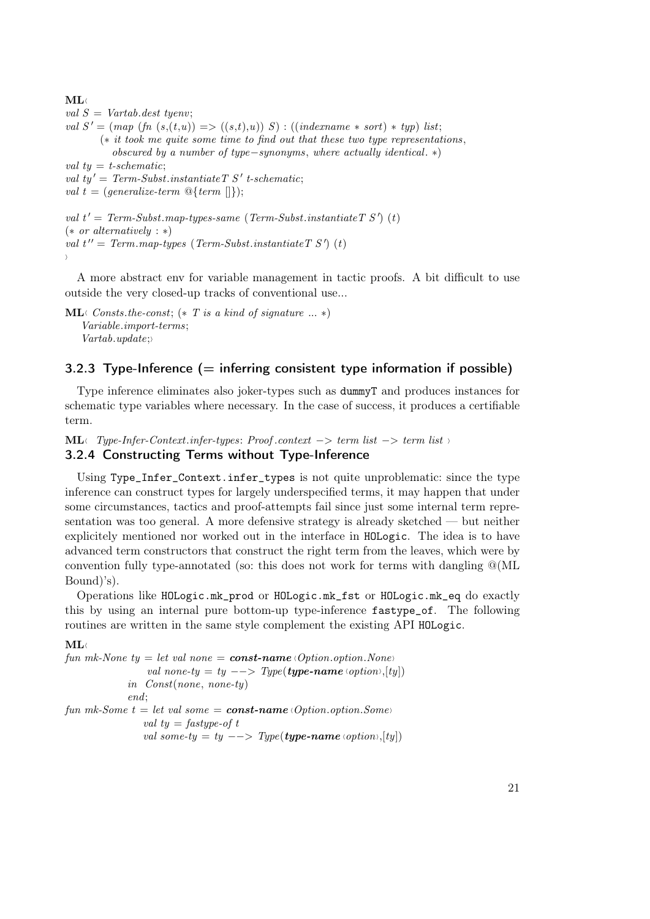```
ML‹
val S = Vartab.dest tyenv;
val S' = (map (fn (s,(t,u)) => ((s,t),u)) S) : ((indexname * sort) * typ) list;
        (* it took me quite some time to find out that these two type representations,
           obscured by a number of type−synonyms, where actually identical. *)
val ty = t-schematic;
val ty' = Term-Subst.instantiateT S' t-schematic;
val t = (generalize-term @{term []});

val t' = Term-Subst.map-types-same (Term-Subst.instantiateT S') (t)
(* or alternatively : *)
val t'' = Term.map-types (Term-Subst.instantiateT S') (t)
›
```

A more abstract env for variable management in tactic proofs. A bit difficult to use outside the very closed-up tracks of conventional use...

```
ML‹ Consts.the-const; (* T is a kind of signature ... *)
   Variable.import-terms;
   Vartab.update;›
```

### 3.2.3 Type-Inference (= inferring consistent type information if possible)

Type inference eliminates also joker-types such as `dummyT` and produces instances for schematic type variables where necessary. In the case of success, it produces a certifiable term.

```
ML‹ Type-Infer-Context.infer-types: Proof.context −> term list −> term list ›
```

### 3.2.4 Constructing Terms without Type-Inference

Using `Type_Infer_Context.infer_types` is not quite unproblematic: since the type inference can construct types for largely underspecified terms, it may happen that under some circumstances, tactics and proof-attempts fail since just some internal term representation was too general. A more defensive strategy is already sketched — but neither explicitely mentioned nor worked out in the interface in `HOLogic`. The idea is to have advanced term constructors that construct the right term from the leaves, which were by convention fully type-annotated (so: this does not work for terms with dangling @(ML Bound)'s).

Operations like `HOLogic.mk_prod` or `HOLogic.mk_fst` or `HOLogic.mk_eq` do exactly this by using an internal pure bottom-up type-inference `fastype_of`. The following routines are written in the same style complement the existing API `HOLogic`.

```
ML‹
fun mk-None ty = let val none = const-name ‹Option.option.None›
                     val none-ty = ty −−> Type(type-name ‹option›,[ty])
                 in  Const(none, none-ty)
                 end;
fun mk-Some t = let val some = const-name ‹Option.option.Some›
                    val ty = fastype-of t
                    val some-ty = ty −−> Type(type-name ‹option›,[ty])
```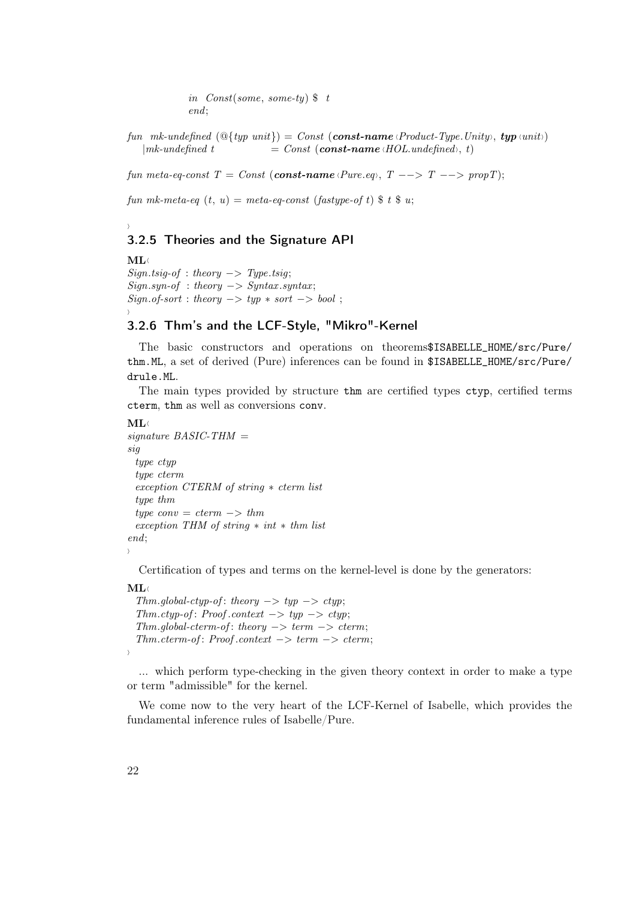```
            in  Const(some, some-ty) $  t
            end;

fun  mk-undefined (@{typ unit}) = Const (const-name ‹Product-Type.Unity›, typ ‹unit›)
   |mk-undefined t              = Const (const-name ‹HOL.undefined›, t)

fun meta-eq-const T = Const (const-name ‹Pure.eq›, T --> T --> propT);

fun mk-meta-eq (t, u) = meta-eq-const (fastype-of t) $ t $ u;

›
```

### 3.2.5 Theories and the Signature API

```
ML‹
Sign.tsig-of : theory -> Type.tsig;
Sign.syn-of  : theory -> Syntax.syntax;
Sign.of-sort : theory -> typ * sort -> bool ;
›
```

### 3.2.6 Thm's and the LCF-Style, "Mikro"-Kernel

The basic constructors and operations on theorems`$ISABELLE_HOME/src/Pure/thm.ML`, a set of derived (Pure) inferences can be found in `$ISABELLE_HOME/src/Pure/drule.ML`.

The main types provided by structure `thm` are certified types `ctyp`, certified terms `cterm`, `thm` as well as conversions `conv`.

```
ML‹
signature BASIC-THM =
sig
  type ctyp
  type cterm
  exception CTERM of string * cterm list
  type thm
  type conv = cterm -> thm
  exception THM of string * int * thm list
end;
›
```

Certification of types and terms on the kernel-level is done by the generators:

```
ML‹
  Thm.global-ctyp-of: theory -> typ -> ctyp;
  Thm.ctyp-of: Proof.context -> typ -> ctyp;
  Thm.global-cterm-of: theory -> term -> cterm;
  Thm.cterm-of: Proof.context -> term -> cterm;
›
```

... which perform type-checking in the given theory context in order to make a type or term "admissible" for the kernel.

We come now to the very heart of the LCF-Kernel of Isabelle, which provides the fundamental inference rules of Isabelle/Pure.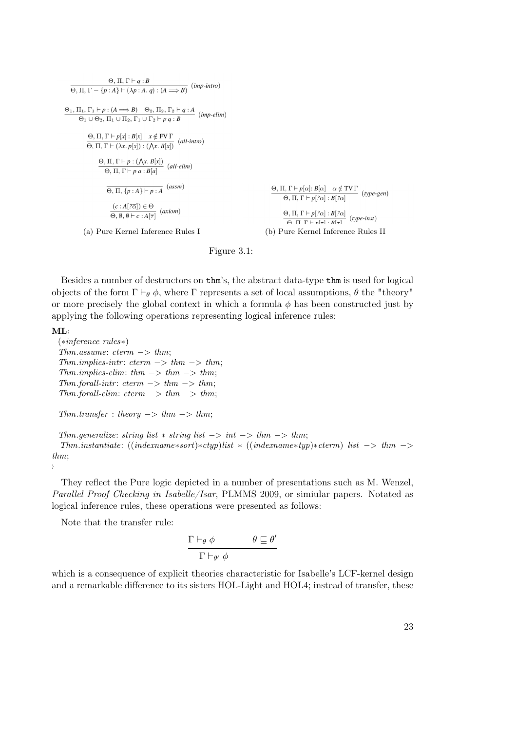$$\frac{\Theta, \Pi, \Gamma \vdash q : B}{\Theta, \Pi, \Gamma - \{p : A\} \vdash (\lambda p : A.\ q) : (A \Longrightarrow B)}\ (\textit{imp-intro})$$

$$\frac{\Theta_1, \Pi_1, \Gamma_1 \vdash p : (A \Longrightarrow B) \quad \Theta_2, \Pi_2, \Gamma_2 \vdash q : A}{\Theta_1 \cup \Theta_2, \Pi_1 \cup \Pi_2, \Gamma_1 \cup \Gamma_2 \vdash p\ q : B}\ (\textit{imp-elim})$$

$$\frac{\Theta, \Pi, \Gamma \vdash p[x] : B[x] \quad x \notin \mathrm{FV}\,\Gamma}{\Theta, \Pi, \Gamma \vdash (\lambda x.\ p[x]) : (\bigwedge x.\ B[x])}\ (\textit{all-intro})$$

$$\frac{\Theta, \Pi, \Gamma \vdash p : (\bigwedge x.\ B[x])}{\Theta, \Pi, \Gamma \vdash p\ a : B[a]}\ (\textit{all-elim})$$

$$\frac{}{\Theta, \Pi, \{p : A\} \vdash p : A}\ (\textit{assm})$$

$$\frac{(c : A[?\overline{\alpha}]) \in \Theta}{\Theta, \emptyset, \emptyset \vdash c : A[\overline{\tau}]}\ (\textit{axiom})$$

(a) Pure Kernel Inference Rules I

$$\frac{\Theta, \Pi, \Gamma \vdash p[\alpha] : B[\alpha] \quad \alpha \notin \mathrm{TV}\,\Gamma}{\Theta, \Pi, \Gamma \vdash p[?\alpha] : B[?\alpha]}\ (\textit{type-gen})$$

$$\frac{\Theta, \Pi, \Gamma \vdash p[?\alpha] : B[?\alpha]}{\Theta, \Pi, \Gamma \vdash p[\tau] : B[\tau]}\ (\textit{type-inst})$$

(b) Pure Kernel Inference Rules II

Figure 3.1:

Besides a number of destructors on **thm**'s, the abstract data-type **thm** is used for logical objects of the form $\Gamma \vdash_\theta \phi$, where $\Gamma$ represents a set of local assumptions, $\theta$ the "theory" or more precisely the global context in which a formula $\phi$ has been constructed just by applying the following operations representing logical inference rules:

**ML**‹
```
(*inference rules*)
Thm.assume: cterm -> thm;
Thm.implies-intr: cterm -> thm -> thm;
Thm.implies-elim: thm -> thm -> thm;
Thm.forall-intr: cterm -> thm -> thm;
Thm.forall-elim: cterm -> thm -> thm;

Thm.transfer : theory -> thm -> thm;

Thm.generalize: string list * string list -> int -> thm -> thm;
Thm.instantiate: ((indexname*sort)*ctyp)list * ((indexname*typ)*cterm) list -> thm ->
thm;
```
›

They reflect the Pure logic depicted in a number of presentations such as M. Wenzel, *Parallel Proof Checking in Isabelle/Isar*, PLMMS 2009, or simiular papers. Notated as logical inference rules, these operations were presented as follows:

Note that the transfer rule:

$$\frac{\Gamma \vdash_\theta \phi \qquad \theta \sqsubseteq \theta'}{\Gamma \vdash_{\theta'} \phi}$$

which is a consequence of explicit theories characteristic for Isabelle's LCF-kernel design and a remarkable difference to its sisters HOL-Light and HOL4; instead of transfer, these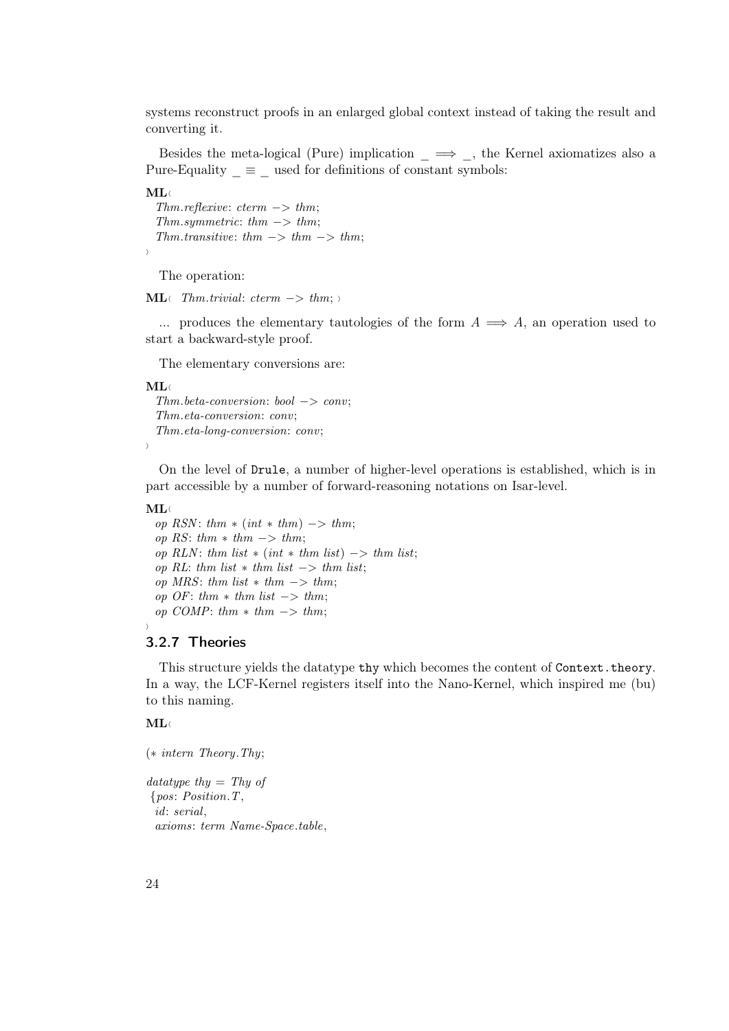systems reconstruct proofs in an enlarged global context instead of taking the result and converting it.

Besides the meta-logical (Pure) implication $\_ \Longrightarrow \_$, the Kernel axiomatizes also a Pure-Equality $\_ \equiv \_$ used for definitions of constant symbols:

```
ML‹
  Thm.reflexive: cterm -> thm;
  Thm.symmetric: thm -> thm;
  Thm.transitive: thm -> thm -> thm;
›
```

The operation:

```
ML‹ Thm.trivial: cterm -> thm; ›
```

... produces the elementary tautologies of the form $A \Longrightarrow A$, an operation used to start a backward-style proof.

The elementary conversions are:

```
ML‹
  Thm.beta-conversion: bool -> conv;
  Thm.eta-conversion: conv;
  Thm.eta-long-conversion: conv;
›
```

On the level of `Drule`, a number of higher-level operations is established, which is in part accessible by a number of forward-reasoning notations on Isar-level.

```
ML‹
  op RSN: thm * (int * thm) -> thm;
  op RS: thm * thm -> thm;
  op RLN: thm list * (int * thm list) -> thm list;
  op RL: thm list * thm list -> thm list;
  op MRS: thm list * thm -> thm;
  op OF: thm * thm list -> thm;
  op COMP: thm * thm -> thm;
›
```

### 3.2.7 Theories

This structure yields the datatype `thy` which becomes the content of `Context.theory`. In a way, the LCF-Kernel registers itself into the Nano-Kernel, which inspired me (bu) to this naming.

```
ML‹

(* intern Theory.Thy;

datatype thy = Thy of
 {pos: Position.T,
  id: serial,
  axioms: term Name-Space.table,
```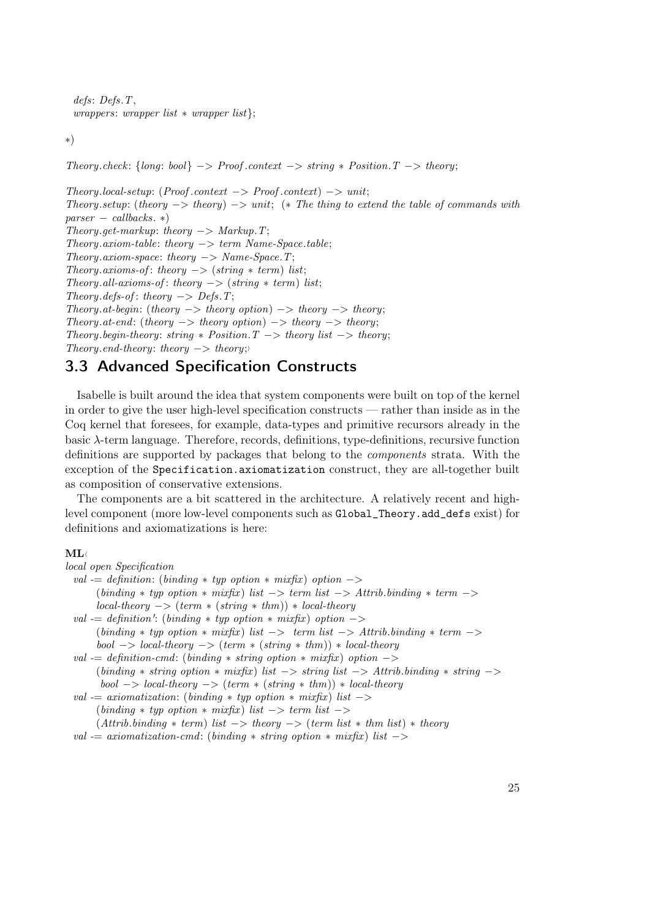```
  defs: Defs.T,
  wrappers: wrapper list * wrapper list};

*)

Theory.check: {long: bool} -> Proof.context -> string * Position.T -> theory;

Theory.local-setup: (Proof.context -> Proof.context) -> unit;
Theory.setup: (theory -> theory) -> unit;  (* The thing to extend the table of commands with
parser - callbacks. *)
Theory.get-markup: theory -> Markup.T;
Theory.axiom-table: theory -> term Name-Space.table;
Theory.axiom-space: theory -> Name-Space.T;
Theory.axioms-of: theory -> (string * term) list;
Theory.all-axioms-of: theory -> (string * term) list;
Theory.defs-of: theory -> Defs.T;
Theory.at-begin: (theory -> theory option) -> theory -> theory;
Theory.at-end: (theory -> theory option) -> theory -> theory;
Theory.begin-theory: string * Position.T -> theory list -> theory;
Theory.end-theory: theory -> theory;›
```

## 3.3 Advanced Specification Constructs

Isabelle is built around the idea that system components were built on top of the kernel in order to give the user high-level specification constructs — rather than inside as in the Coq kernel that foresees, for example, data-types and primitive recursors already in the basic λ-term language. Therefore, records, definitions, type-definitions, recursive function definitions are supported by packages that belong to the *components* strata. With the exception of the `Specification.axiomatization` construct, they are all-together built as composition of conservative extensions.

The components are a bit scattered in the architecture. A relatively recent and high-level component (more low-level components such as `Global_Theory.add_defs` exist) for definitions and axiomatizations is here:

```
ML‹
local open Specification
  val -= definition: (binding * typ option * mixfix) option ->
       (binding * typ option * mixfix) list -> term list -> Attrib.binding * term ->
       local-theory -> (term * (string * thm)) * local-theory
  val -= definition': (binding * typ option * mixfix) option ->
       (binding * typ option * mixfix) list ->  term list -> Attrib.binding * term ->
       bool -> local-theory -> (term * (string * thm)) * local-theory
  val -= definition-cmd: (binding * string option * mixfix) option ->
       (binding * string option * mixfix) list -> string list -> Attrib.binding * string ->
        bool -> local-theory -> (term * (string * thm)) * local-theory
  val -= axiomatization: (binding * typ option * mixfix) list ->
       (binding * typ option * mixfix) list -> term list ->
       (Attrib.binding * term) list -> theory -> (term list * thm list) * theory
  val -= axiomatization-cmd: (binding * string option * mixfix) list ->
```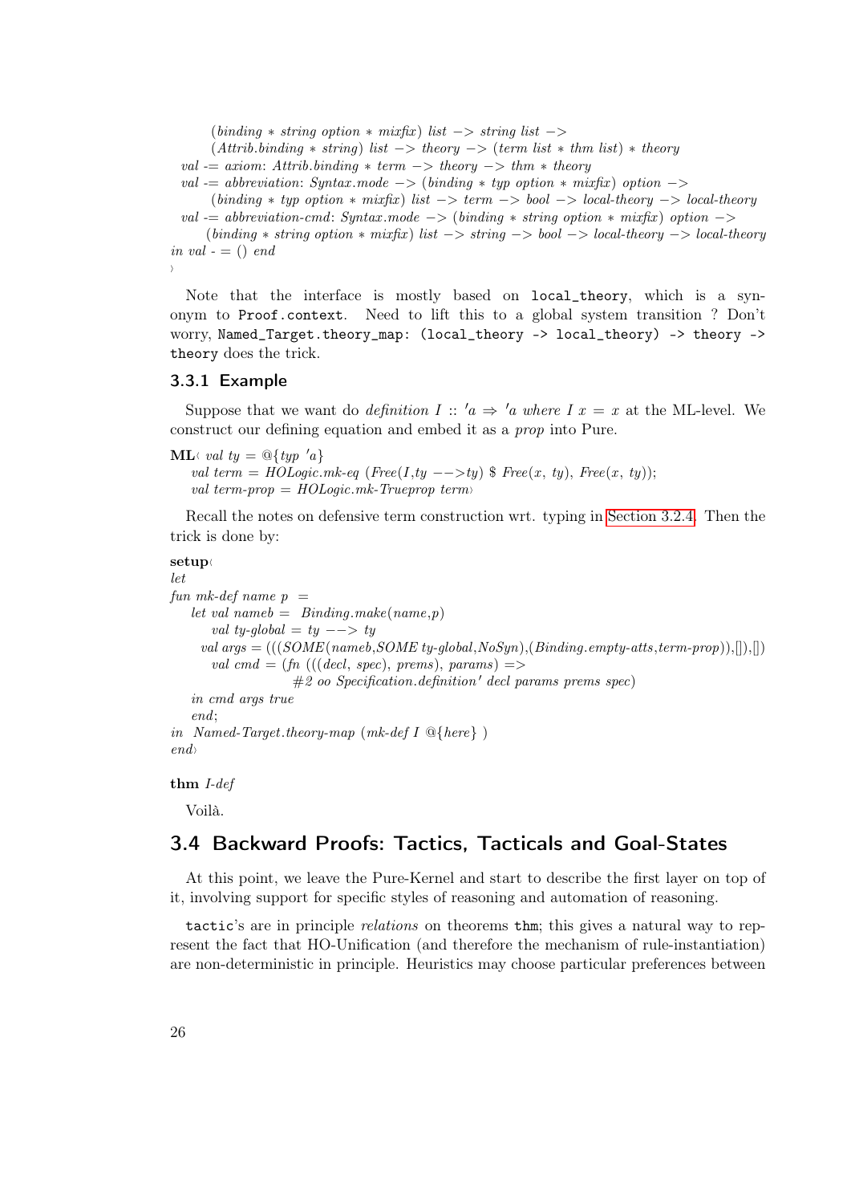```
    (binding * string option * mixfix) list -> string list ->
    (Attrib.binding * string) list -> theory -> (term list * thm list) * theory
  val -= axiom: Attrib.binding * term -> theory -> thm * theory
  val -= abbreviation: Syntax.mode -> (binding * typ option * mixfix) option ->
    (binding * typ option * mixfix) list -> term -> bool -> local-theory -> local-theory
  val -= abbreviation-cmd: Syntax.mode -> (binding * string option * mixfix) option ->
    (binding * string option * mixfix) list -> string -> bool -> local-theory -> local-theory
in val - = () end
›
```

Note that the interface is mostly based on `local_theory`, which is a synonym to `Proof.context`. Need to lift this to a global system transition ? Don't worry, `Named_Target.theory_map: (local_theory -> local_theory) -> theory -> theory` does the trick.

### 3.3.1 Example

Suppose that we want do *definition* $I :: 'a \Rightarrow 'a$ *where* $I\ x = x$ at the ML-level. We construct our defining equation and embed it as a *prop* into Pure.

```
ML‹ val ty = @{typ 'a}
  val term = HOLogic.mk-eq (Free(I,ty -->ty) $ Free(x, ty), Free(x, ty));
  val term-prop = HOLogic.mk-Trueprop term›
```

Recall the notes on defensive term construction wrt. typing in Section 3.2.4. Then the trick is done by:

```
setup‹
let
fun mk-def name p =
  let val nameb = Binding.make(name,p)
      val ty-global = ty --> ty
     val args = (((SOME(nameb,SOME ty-global,NoSyn),(Binding.empty-atts,term-prop)),[]),[])
      val cmd = (fn (((decl, spec), prems), params) =>
                    #2 oo Specification.definition' decl params prems spec)
  in cmd args true
  end;
in Named-Target.theory-map (mk-def I @{here} )
end›
```

**thm** *I-def*

Voilà.

## 3.4 Backward Proofs: Tactics, Tacticals and Goal-States

At this point, we leave the Pure-Kernel and start to describe the first layer on top of it, involving support for specific styles of reasoning and automation of reasoning.

`tactic`'s are in principle *relations* on theorems `thm`; this gives a natural way to represent the fact that HO-Unification (and therefore the mechanism of rule-instantiation) are non-deterministic in principle. Heuristics may choose particular preferences between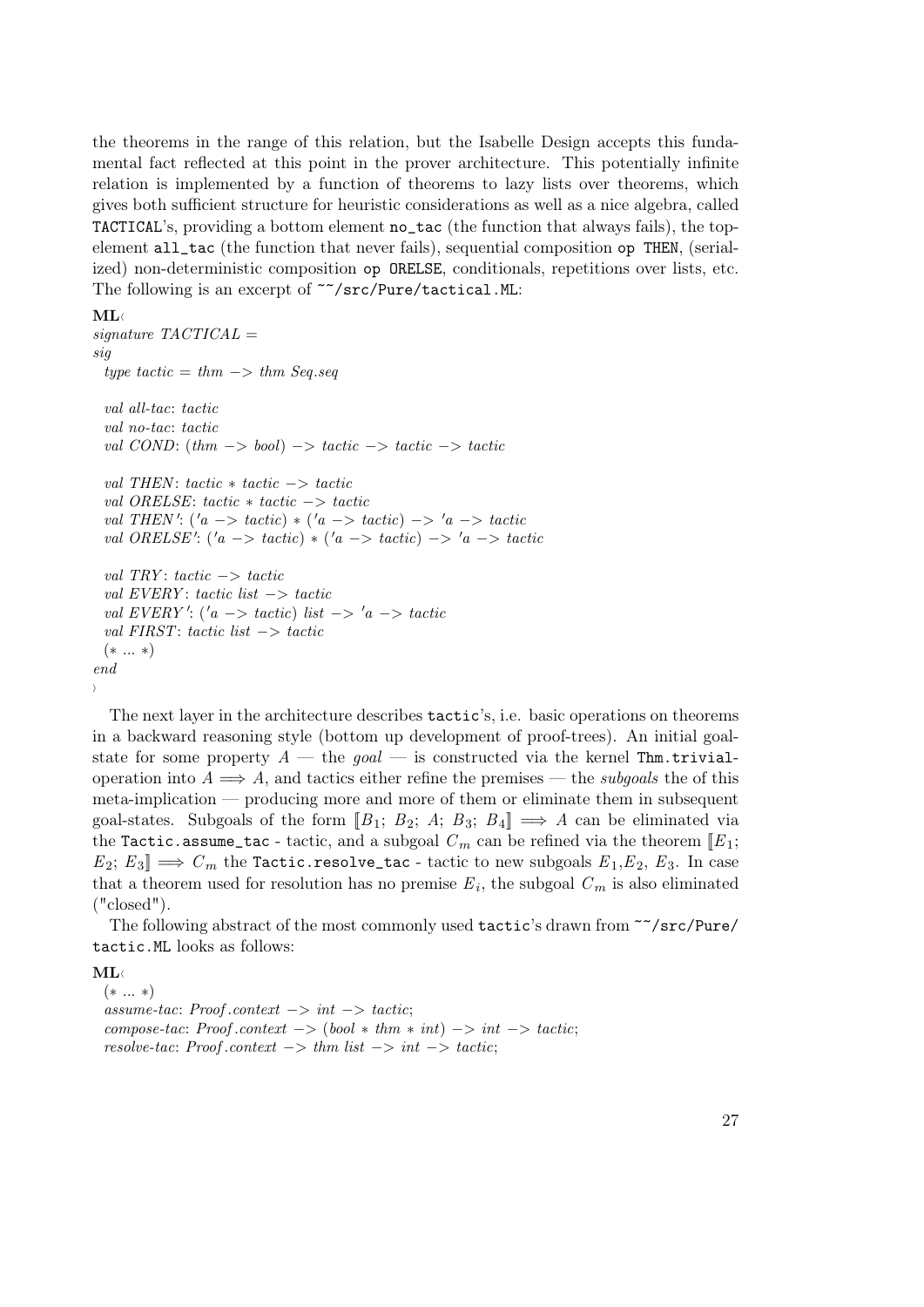the theorems in the range of this relation, but the Isabelle Design accepts this fundamental fact reflected at this point in the prover architecture. This potentially infinite relation is implemented by a function of theorems to lazy lists over theorems, which gives both sufficient structure for heuristic considerations as well as a nice algebra, called `TACTICAL`'s, providing a bottom element `no_tac` (the function that always fails), the top-element `all_tac` (the function that never fails), sequential composition `op THEN`, (serialized) non-deterministic composition `op ORELSE`, conditionals, repetitions over lists, etc. The following is an excerpt of `~~/src/Pure/tactical.ML`:

**ML**‹
```
signature TACTICAL =
sig
  type tactic = thm -> thm Seq.seq

  val all-tac: tactic
  val no-tac: tactic
  val COND: (thm -> bool) -> tactic -> tactic -> tactic

  val THEN: tactic * tactic -> tactic
  val ORELSE: tactic * tactic -> tactic
  val THEN': ('a -> tactic) * ('a -> tactic) -> 'a -> tactic
  val ORELSE': ('a -> tactic) * ('a -> tactic) -> 'a -> tactic

  val TRY: tactic -> tactic
  val EVERY: tactic list -> tactic
  val EVERY': ('a -> tactic) list -> 'a -> tactic
  val FIRST: tactic list -> tactic
  (* ... *)
end
```
›

The next layer in the architecture describes `tactic`'s, i.e. basic operations on theorems in a backward reasoning style (bottom up development of proof-trees). An initial goal-state for some property $A$ — the *goal* — is constructed via the kernel `Thm.trivial`-operation into $A \Longrightarrow A$, and tactics either refine the premises — the *subgoals* the of this meta-implication — producing more and more of them or eliminate them in subsequent goal-states. Subgoals of the form $[\![B_1;\ B_2;\ A;\ B_3;\ B_4]\!] \Longrightarrow A$ can be eliminated via the `Tactic.assume_tac` - tactic, and a subgoal $C_m$ can be refined via the theorem $[\![E_1;\ E_2;\ E_3]\!] \Longrightarrow C_m$ the `Tactic.resolve_tac` - tactic to new subgoals $E_1$,$E_2$, $E_3$. In case that a theorem used for resolution has no premise $E_i$, the subgoal $C_m$ is also eliminated ("closed").

The following abstract of the most commonly used `tactic`'s drawn from `~~/src/Pure/tactic.ML` looks as follows:

**ML**‹
```
  (* ... *)
  assume-tac: Proof.context -> int -> tactic;
  compose-tac: Proof.context -> (bool * thm * int) -> int -> tactic;
  resolve-tac: Proof.context -> thm list -> int -> tactic;
```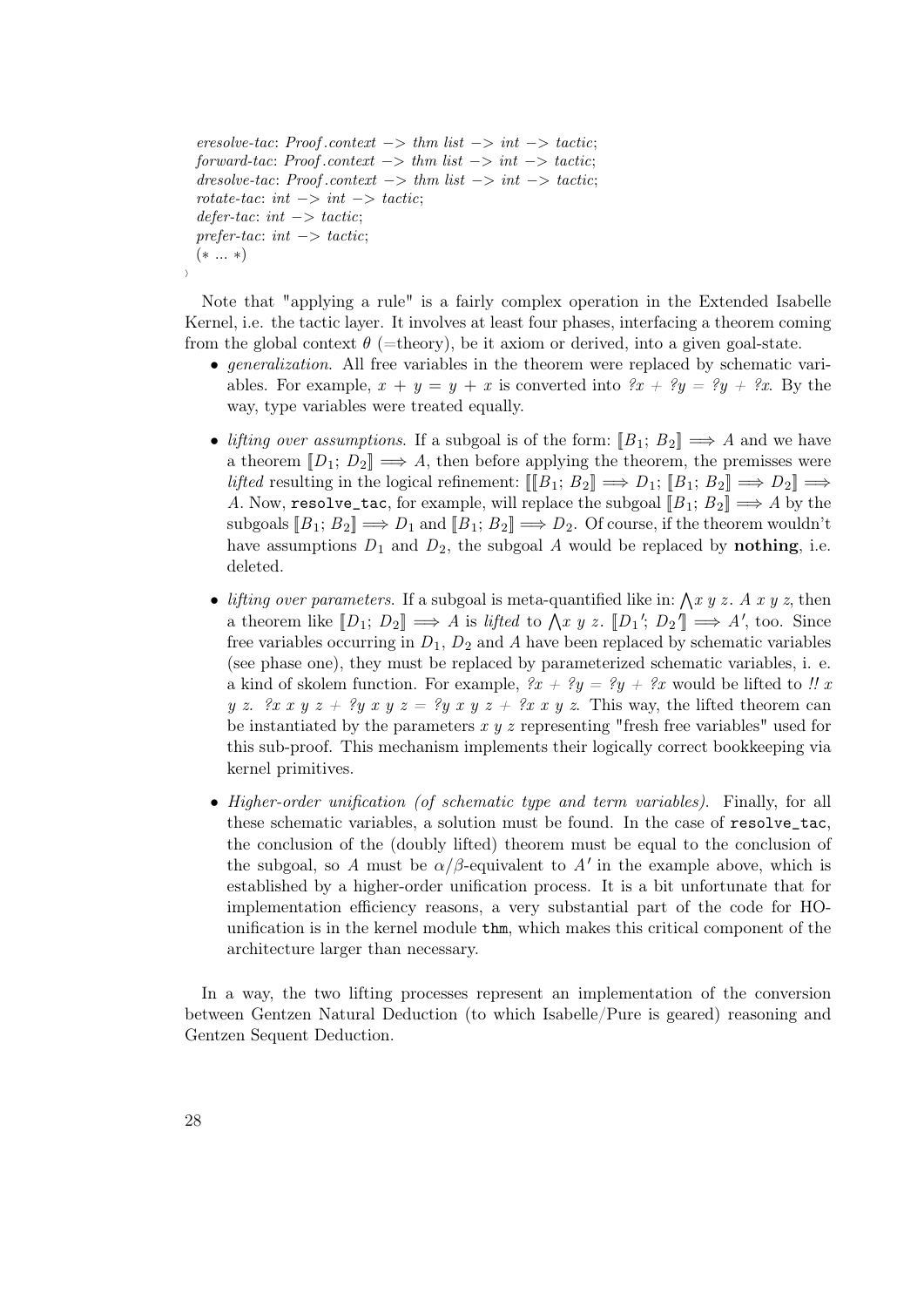```
eresolve-tac: Proof.context -> thm list -> int -> tactic;
forward-tac: Proof.context -> thm list -> int -> tactic;
dresolve-tac: Proof.context -> thm list -> int -> tactic;
rotate-tac: int -> int -> tactic;
defer-tac: int -> tactic;
prefer-tac: int -> tactic;
(* ... *)
〉
```

Note that "applying a rule" is a fairly complex operation in the Extended Isabelle Kernel, i.e. the tactic layer. It involves at least four phases, interfacing a theorem coming from the global context $\theta$ (=theory), be it axiom or derived, into a given goal-state.

- *generalization*. All free variables in the theorem were replaced by schematic variables. For example, $x + y = y + x$ is converted into $?x + ?y = ?y + ?x$. By the way, type variables were treated equally.

- *lifting over assumptions*. If a subgoal is of the form: $[\![B_1;\, B_2]\!] \Longrightarrow A$ and we have a theorem $[\![D_1;\, D_2]\!] \Longrightarrow A$, then before applying the theorem, the premisses were *lifted* resulting in the logical refinement: $[\![[\![B_1;\, B_2]\!] \Longrightarrow D_1;\, [\![B_1;\, B_2]\!] \Longrightarrow D_2]\!] \Longrightarrow A$. Now, `resolve_tac`, for example, will replace the subgoal $[\![B_1;\, B_2]\!] \Longrightarrow A$ by the subgoals $[\![B_1;\, B_2]\!] \Longrightarrow D_1$ and $[\![B_1;\, B_2]\!] \Longrightarrow D_2$. Of course, if the theorem wouldn't have assumptions $D_1$ and $D_2$, the subgoal $A$ would be replaced by **nothing**, i.e. deleted.

- *lifting over parameters*. If a subgoal is meta-quantified like in: $\bigwedge x\ y\ z.\ A\ x\ y\ z$, then a theorem like $[\![D_1;\, D_2]\!] \Longrightarrow A$ is *lifted* to $\bigwedge x\ y\ z.\ [\![D_1';\, D_2']\!] \Longrightarrow A'$, too. Since free variables occurring in $D_1$, $D_2$ and $A$ have been replaced by schematic variables (see phase one), they must be replaced by parameterized schematic variables, i. e. a kind of skolem function. For example, $?x + ?y = ?y + ?x$ would be lifted to $!!\ x\ y\ z.\ ?x\ x\ y\ z + ?y\ x\ y\ z = ?y\ x\ y\ z + ?x\ x\ y\ z$. This way, the lifted theorem can be instantiated by the parameters $x\ y\ z$ representing "fresh free variables" used for this sub-proof. This mechanism implements their logically correct bookkeeping via kernel primitives.

- *Higher-order unification (of schematic type and term variables)*. Finally, for all these schematic variables, a solution must be found. In the case of `resolve_tac`, the conclusion of the (doubly lifted) theorem must be equal to the conclusion of the subgoal, so $A$ must be $\alpha/\beta$-equivalent to $A'$ in the example above, which is established by a higher-order unification process. It is a bit unfortunate that for implementation efficiency reasons, a very substantial part of the code for HO-unification is in the kernel module `thm`, which makes this critical component of the architecture larger than necessary.

In a way, the two lifting processes represent an implementation of the conversion between Gentzen Natural Deduction (to which Isabelle/Pure is geared) reasoning and Gentzen Sequent Deduction.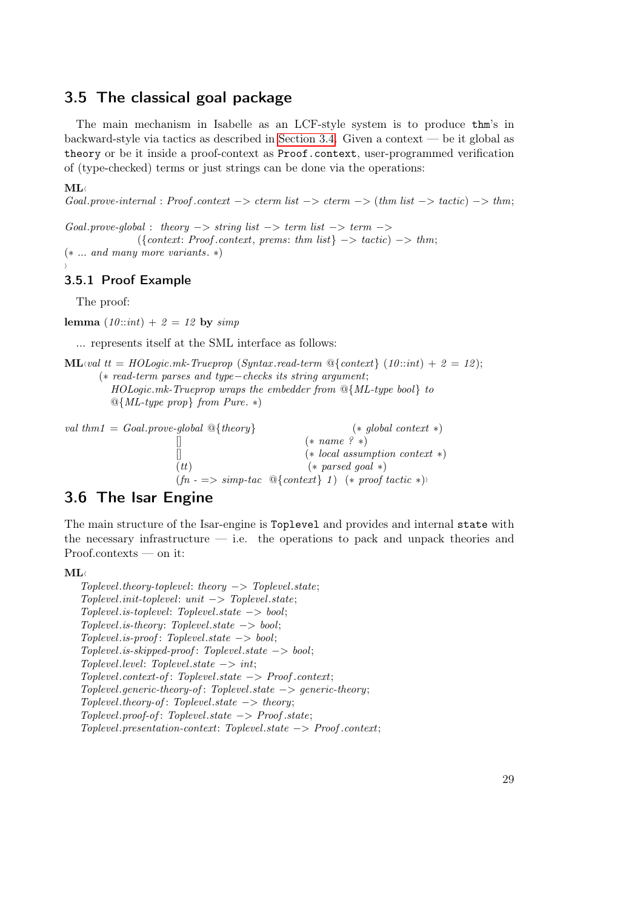## 3.5 The classical goal package

The main mechanism in Isabelle as an LCF-style system is to produce `thm`'s in backward-style via tactics as described in Section 3.4. Given a context — be it global as `theory` or be it inside a proof-context as `Proof.context`, user-programmed verification of (type-checked) terms or just strings can be done via the operations:

```
ML‹
Goal.prove-internal : Proof.context -> cterm list -> cterm -> (thm list -> tactic) -> thm;

Goal.prove-global : theory -> string list -> term list -> term ->
        ({context: Proof.context, prems: thm list} -> tactic) -> thm;
(* ... and many more variants. *)
›
```

### 3.5.1 Proof Example

The proof:

**lemma** *(10::int) + 2 = 12* **by** *simp*

... represents itself at the SML interface as follows:

```
ML‹val tt = HOLogic.mk-Trueprop (Syntax.read-term @{context} (10::int) + 2 = 12);
    (* read-term parses and type-checks its string argument;
       HOLogic.mk-Trueprop wraps the embedder from @{ML-type bool} to
       @{ML-type prop} from Pure. *)

val thm1 = Goal.prove-global @{theory}                    (* global context *)
                             []                           (* name ? *)
                             []                           (* local assumption context *)
                             (tt)                         (* parsed goal *)
                             (fn - => simp-tac @{context} 1) (* proof tactic *)›
```

## 3.6 The Isar Engine

The main structure of the Isar-engine is `Toplevel` and provides and internal `state` with the necessary infrastructure — i.e. the operations to pack and unpack theories and Proof.contexts — on it:

```
ML‹
  Toplevel.theory-toplevel: theory -> Toplevel.state;
  Toplevel.init-toplevel: unit -> Toplevel.state;
  Toplevel.is-toplevel: Toplevel.state -> bool;
  Toplevel.is-theory: Toplevel.state -> bool;
  Toplevel.is-proof: Toplevel.state -> bool;
  Toplevel.is-skipped-proof: Toplevel.state -> bool;
  Toplevel.level: Toplevel.state -> int;
  Toplevel.context-of: Toplevel.state -> Proof.context;
  Toplevel.generic-theory-of: Toplevel.state -> generic-theory;
  Toplevel.theory-of: Toplevel.state -> theory;
  Toplevel.proof-of: Toplevel.state -> Proof.state;
  Toplevel.presentation-context: Toplevel.state -> Proof.context;
```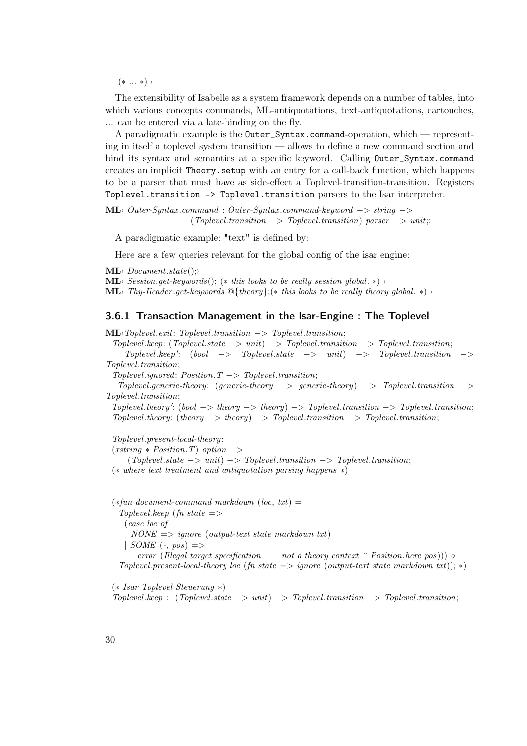(* ... *) ›

The extensibility of Isabelle as a system framework depends on a number of tables, into which various concepts commands, ML-antiquotations, text-antiquotations, cartouches, ... can be entered via a late-binding on the fly.

A paradigmatic example is the `Outer_Syntax.command`-operation, which — representing in itself a toplevel system transition — allows to define a new command section and bind its syntax and semantics at a specific keyword. Calling `Outer_Syntax.command` creates an implicit `Theory.setup` with an entry for a call-back function, which happens to be a parser that must have as side-effect a Toplevel-transition-transition. Registers `Toplevel.transition -> Toplevel.transition` parsers to the Isar interpreter.

```
ML‹ Outer-Syntax.command : Outer-Syntax.command-keyword -> string ->
                  (Toplevel.transition -> Toplevel.transition) parser -> unit;›
```

A paradigmatic example: "text" is defined by:

Here are a few queries relevant for the global config of the isar engine:

```
ML‹ Document.state();›
ML‹ Session.get-keywords(); (* this looks to be really session global. *) ›
ML‹ Thy-Header.get-keywords @{theory};(* this looks to be really theory global. *) ›
```

### 3.6.1 Transaction Management in the Isar-Engine : The Toplevel

```
ML‹Toplevel.exit: Toplevel.transition -> Toplevel.transition;
  Toplevel.keep: (Toplevel.state -> unit) -> Toplevel.transition -> Toplevel.transition;
  Toplevel.keep': (bool -> Toplevel.state -> unit) -> Toplevel.transition -> Toplevel.transition;
  Toplevel.ignored: Position.T -> Toplevel.transition;
  Toplevel.generic-theory: (generic-theory -> generic-theory) -> Toplevel.transition -> Toplevel.transition;
  Toplevel.theory': (bool -> theory -> theory) -> Toplevel.transition -> Toplevel.transition;
  Toplevel.theory: (theory -> theory) -> Toplevel.transition -> Toplevel.transition;

  Toplevel.present-local-theory:
  (xstring * Position.T) option ->
       (Toplevel.state -> unit) -> Toplevel.transition -> Toplevel.transition;
  (* where text treatment and antiquotation parsing happens *)


  (*fun document-command markdown (loc, txt) =
    Toplevel.keep (fn state =>
      (case loc of
        NONE => ignore (output-text state markdown txt)
      | SOME (-, pos) =>
          error (Illegal target specification -- not a theory context ^ Position.here pos))) o
    Toplevel.present-local-theory loc (fn state => ignore (output-text state markdown txt)); *)

  (* Isar Toplevel Steuerung *)
  Toplevel.keep : (Toplevel.state -> unit) -> Toplevel.transition -> Toplevel.transition;
```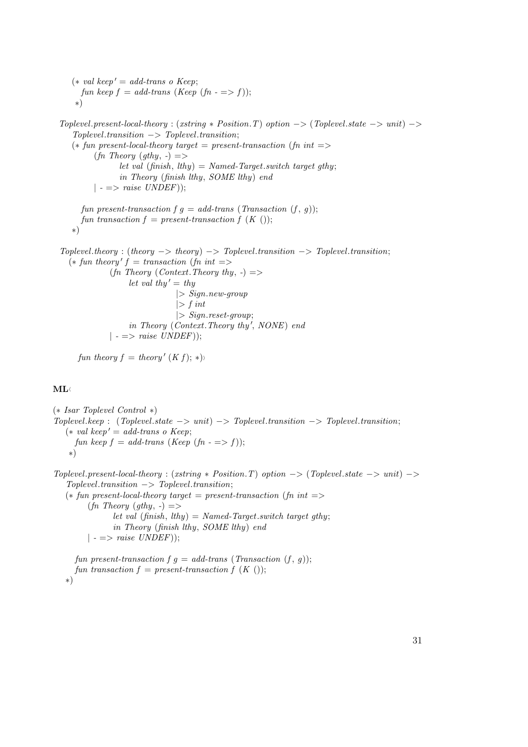```
(* val keep' = add-trans o Keep;
   fun keep f = add-trans (Keep (fn - => f));
 *)

Toplevel.present-local-theory : (xstring * Position.T) option -> (Toplevel.state -> unit) ->
    Toplevel.transition -> Toplevel.transition;
  (* fun present-local-theory target = present-transaction (fn int =>
        (fn Theory (gthy, -) =>
              let val (finish, lthy) = Named-Target.switch target gthy;
              in Theory (finish lthy, SOME lthy) end
        | - => raise UNDEF));

     fun present-transaction f g = add-trans (Transaction (f, g));
     fun transaction f = present-transaction f (K ());
  *)

Toplevel.theory : (theory -> theory) -> Toplevel.transition -> Toplevel.transition;
  (* fun theory' f = transaction (fn int =>
              (fn Theory (Context.Theory thy, -) =>
                   let val thy' = thy
                                  |> Sign.new-group
                                  |> f int
                                  |> Sign.reset-group;
                   in Theory (Context.Theory thy', NONE) end
              | - => raise UNDEF));

      fun theory f = theory' (K f); *)›
```

**ML**‹

```
(* Isar Toplevel Control *)
Toplevel.keep : (Toplevel.state -> unit) -> Toplevel.transition -> Toplevel.transition;
  (* val keep' = add-trans o Keep;
     fun keep f = add-trans (Keep (fn - => f));
   *)

Toplevel.present-local-theory : (xstring * Position.T) option -> (Toplevel.state -> unit) ->
    Toplevel.transition -> Toplevel.transition;
  (* fun present-local-theory target = present-transaction (fn int =>
        (fn Theory (gthy, -) =>
              let val (finish, lthy) = Named-Target.switch target gthy;
              in Theory (finish lthy, SOME lthy) end
        | - => raise UNDEF));

     fun present-transaction f g = add-trans (Transaction (f, g));
     fun transaction f = present-transaction f (K ());
  *)
```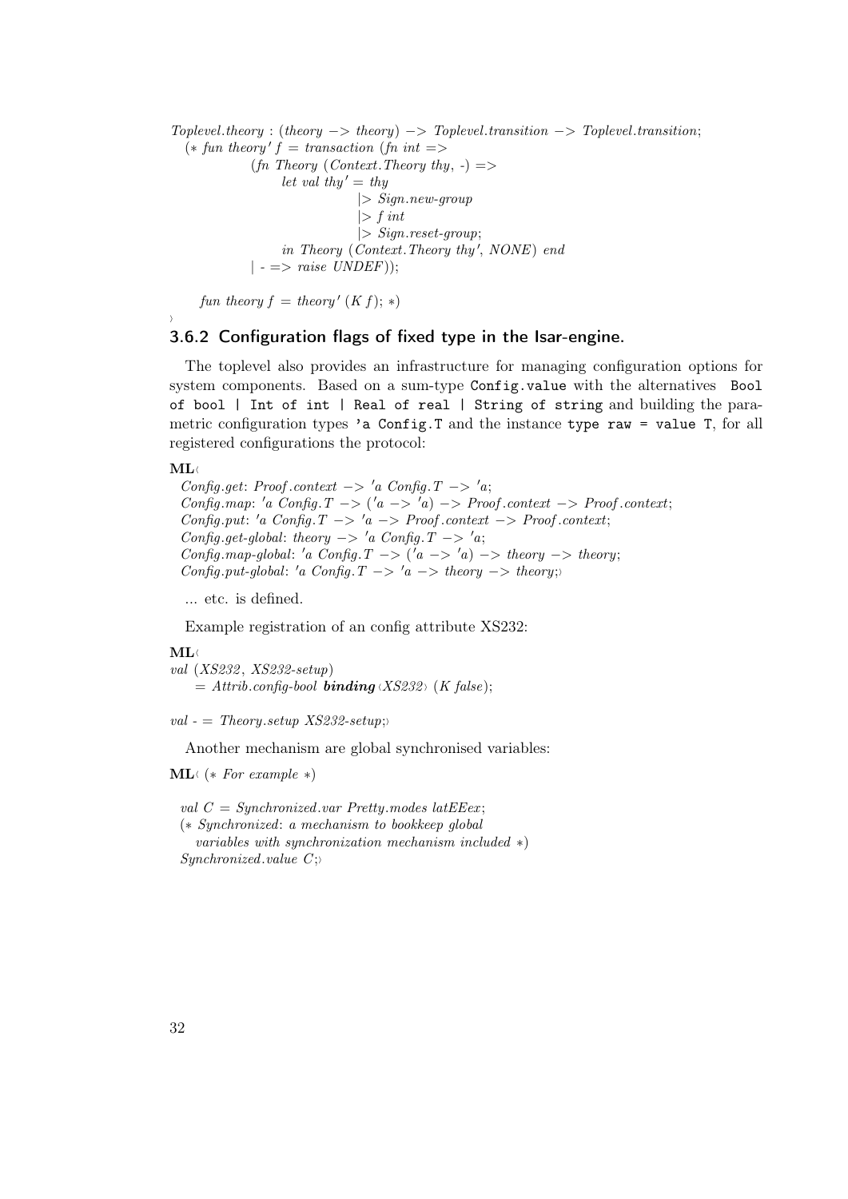```
Toplevel.theory : (theory -> theory) -> Toplevel.transition -> Toplevel.transition;
  (* fun theory' f = transaction (fn int =>
              (fn Theory (Context.Theory thy, -) =>
                    let val thy' = thy
                                  |> Sign.new-group
                                  |> f int
                                  |> Sign.reset-group;
                    in Theory (Context.Theory thy', NONE) end
              | - => raise UNDEF));

     fun theory f = theory' (K f); *)
›
```

### 3.6.2 Configuration flags of fixed type in the Isar-engine.

The toplevel also provides an infrastructure for managing configuration options for system components. Based on a sum-type `Config.value` with the alternatives `Bool of bool | Int of int | Real of real | String of string` and building the parametric configuration types `'a Config.T` and the instance `type raw = value T`, for all registered configurations the protocol:

```
ML‹
  Config.get: Proof.context -> 'a Config.T -> 'a;
  Config.map: 'a Config.T -> ('a -> 'a) -> Proof.context -> Proof.context;
  Config.put: 'a Config.T -> 'a -> Proof.context -> Proof.context;
  Config.get-global: theory -> 'a Config.T -> 'a;
  Config.map-global: 'a Config.T -> ('a -> 'a) -> theory -> theory;
  Config.put-global: 'a Config.T -> 'a -> theory -> theory;›
```

... etc. is defined.

Example registration of an config attribute XS232:

```
ML‹
val (XS232, XS232-setup)
     = Attrib.config-bool binding‹XS232› (K false);

val - = Theory.setup XS232-setup;›
```

Another mechanism are global synchronised variables:

```
ML‹ (* For example *)

  val C = Synchronized.var Pretty.modes latEEex;
  (* Synchronized: a mechanism to bookkeep global
     variables with synchronization mechanism included *)
  Synchronized.value C;›
```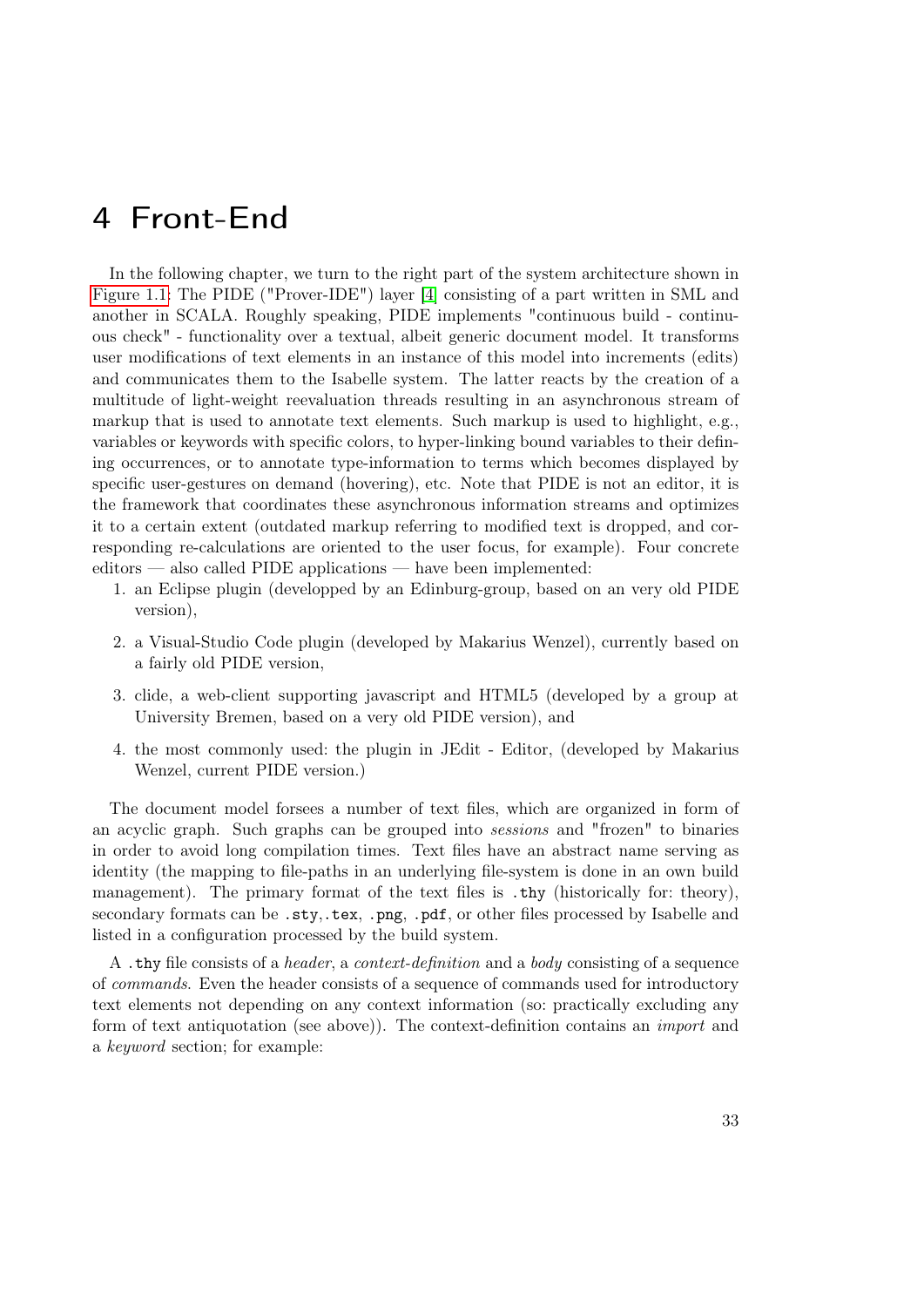# 4 Front-End

In the following chapter, we turn to the right part of the system architecture shown in Figure 1.1: The PIDE ("Prover-IDE") layer [4] consisting of a part written in SML and another in SCALA. Roughly speaking, PIDE implements "continuous build - continuous check" - functionality over a textual, albeit generic document model. It transforms user modifications of text elements in an instance of this model into increments (edits) and communicates them to the Isabelle system. The latter reacts by the creation of a multitude of light-weight reevaluation threads resulting in an asynchronous stream of markup that is used to annotate text elements. Such markup is used to highlight, e.g., variables or keywords with specific colors, to hyper-linking bound variables to their defining occurrences, or to annotate type-information to terms which becomes displayed by specific user-gestures on demand (hovering), etc. Note that PIDE is not an editor, it is the framework that coordinates these asynchronous information streams and optimizes it to a certain extent (outdated markup referring to modified text is dropped, and corresponding re-calculations are oriented to the user focus, for example). Four concrete editors — also called PIDE applications — have been implemented:

1. an Eclipse plugin (developped by an Edinburg-group, based on an very old PIDE version),
2. a Visual-Studio Code plugin (developed by Makarius Wenzel), currently based on a fairly old PIDE version,
3. clide, a web-client supporting javascript and HTML5 (developed by a group at University Bremen, based on a very old PIDE version), and
4. the most commonly used: the plugin in JEdit - Editor, (developed by Makarius Wenzel, current PIDE version.)

The document model forsees a number of text files, which are organized in form of an acyclic graph. Such graphs can be grouped into *sessions* and "frozen" to binaries in order to avoid long compilation times. Text files have an abstract name serving as identity (the mapping to file-paths in an underlying file-system is done in an own build management). The primary format of the text files is `.thy` (historically for: theory), secondary formats can be `.sty`,`.tex`, `.png`, `.pdf`, or other files processed by Isabelle and listed in a configuration processed by the build system.

A `.thy` file consists of a *header*, a *context-definition* and a *body* consisting of a sequence of *commands*. Even the header consists of a sequence of commands used for introductory text elements not depending on any context information (so: practically excluding any form of text antiquotation (see above)). The context-definition contains an *import* and a *keyword* section; for example: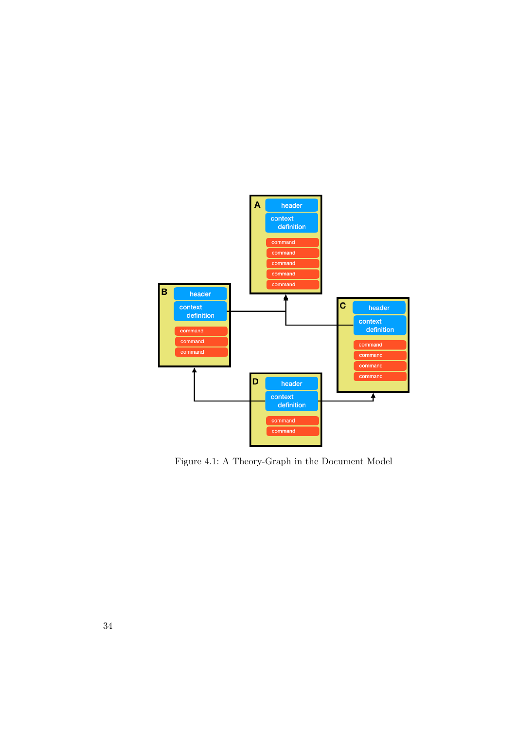Figure 4.1: A Theory-Graph in the Document Model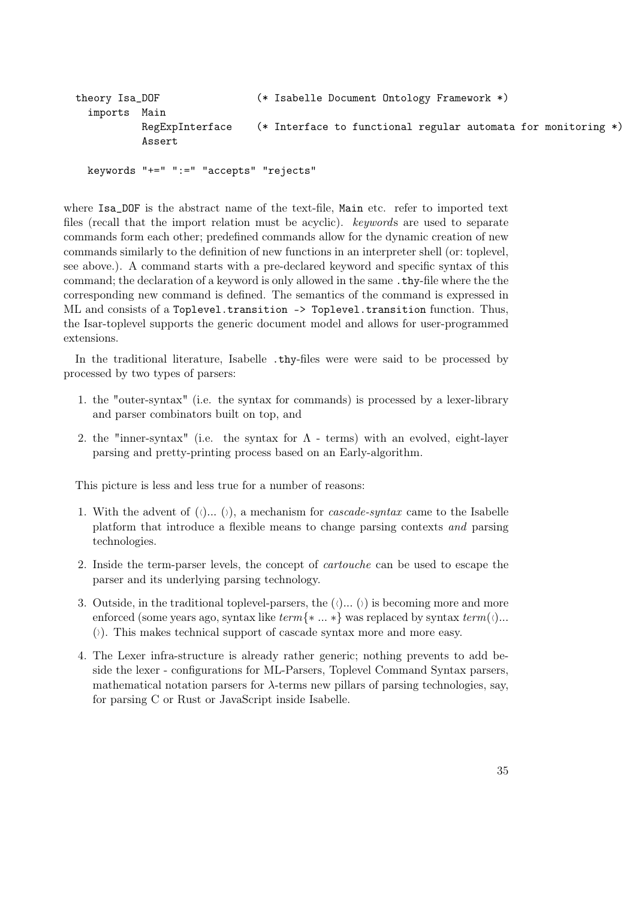```
theory Isa_DOF                (* Isabelle Document Ontology Framework *)
  imports  Main
           RegExpInterface    (* Interface to functional regular automata for monitoring *)
           Assert

  keywords "+=" ":=" "accepts" "rejects"
```

where `Isa_DOF` is the abstract name of the text-file, `Main` etc. refer to imported text files (recall that the import relation must be acyclic). *keyword*s are used to separate commands form each other; predefined commands allow for the dynamic creation of new commands similarly to the definition of new functions in an interpreter shell (or: toplevel, see above.). A command starts with a pre-declared keyword and specific syntax of this command; the declaration of a keyword is only allowed in the same `.thy`-file where the the corresponding new command is defined. The semantics of the command is expressed in ML and consists of a `Toplevel.transition -> Toplevel.transition` function. Thus, the Isar-toplevel supports the generic document model and allows for user-programmed extensions.

In the traditional literature, Isabelle `.thy`-files were were said to be processed by processed by two types of parsers:

1. the "outer-syntax" (i.e. the syntax for commands) is processed by a lexer-library and parser combinators built on top, and
2. the "inner-syntax" (i.e. the syntax for $\Lambda$ - terms) with an evolved, eight-layer parsing and pretty-printing process based on an Early-algorithm.

This picture is less and less true for a number of reasons:

1. With the advent of (‹)... (›), a mechanism for *cascade-syntax* came to the Isabelle platform that introduce a flexible means to change parsing contexts *and* parsing technologies.
2. Inside the term-parser levels, the concept of *cartouche* can be used to escape the parser and its underlying parsing technology.
3. Outside, in the traditional toplevel-parsers, the (‹)... (›) is becoming more and more enforced (some years ago, syntax like *term*{* ... *} was replaced by syntax *term*(‹)... (›). This makes technical support of cascade syntax more and more easy.
4. The Lexer infra-structure is already rather generic; nothing prevents to add beside the lexer - configurations for ML-Parsers, Toplevel Command Syntax parsers, mathematical notation parsers for $\lambda$-terms new pillars of parsing technologies, say, for parsing C or Rust or JavaScript inside Isabelle.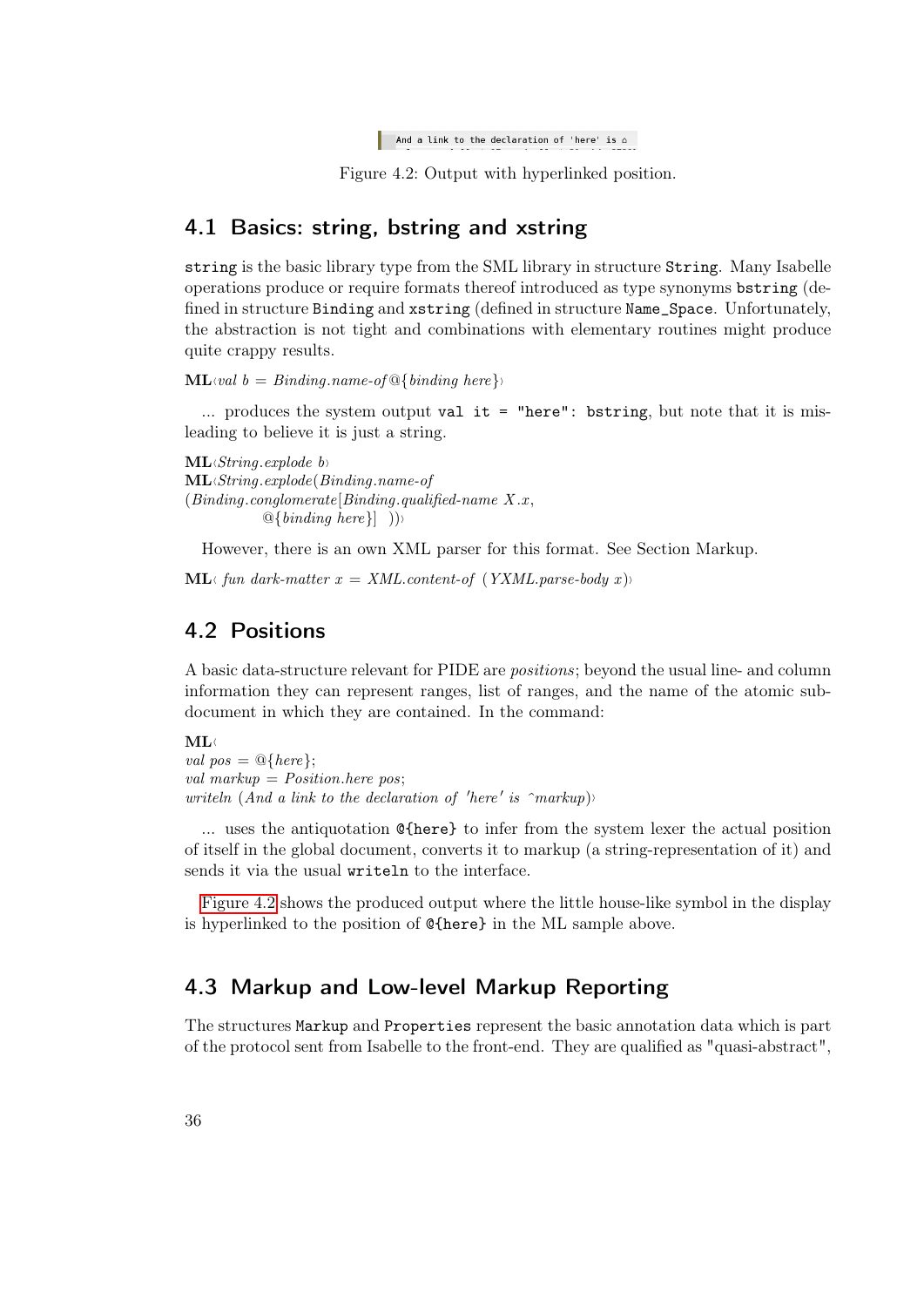And a link to the declaration of 'here' is ⌂

Figure 4.2: Output with hyperlinked position.

## 4.1 Basics: string, bstring and xstring

`string` is the basic library type from the SML library in structure `String`. Many Isabelle operations produce or require formats thereof introduced as type synonyms `bstring` (defined in structure `Binding` and `xstring` (defined in structure `Name_Space`. Unfortunately, the abstraction is not tight and combinations with elementary routines might produce quite crappy results.

**ML**‹*val b = Binding.name-of* @{*binding here*}›

... produces the system output `val it = "here": bstring`, but note that it is misleading to believe it is just a string.

**ML**‹*String.explode b*›
**ML**‹*String.explode*(*Binding.name-of*
(*Binding.conglomerate*[*Binding.qualified-name X.x*,
@{*binding here*}] ))›

However, there is an own XML parser for this format. See Section Markup.

**ML**‹ *fun dark-matter x = XML.content-of* (*YXML.parse-body x*)›

## 4.2 Positions

A basic data-structure relevant for PIDE are *positions*; beyond the usual line- and column information they can represent ranges, list of ranges, and the name of the atomic sub-document in which they are contained. In the command:

**ML**‹
*val pos* = @{*here*};
*val markup = Position.here pos*;
*writeln* (*And a link to the declaration of 'here' is ^markup*)›

... uses the antiquotation `@{here}` to infer from the system lexer the actual position of itself in the global document, converts it to markup (a string-representation of it) and sends it via the usual `writeln` to the interface.

Figure 4.2 shows the produced output where the little house-like symbol in the display is hyperlinked to the position of `@{here}` in the ML sample above.

## 4.3 Markup and Low-level Markup Reporting

The structures `Markup` and `Properties` represent the basic annotation data which is part of the protocol sent from Isabelle to the front-end. They are qualified as "quasi-abstract",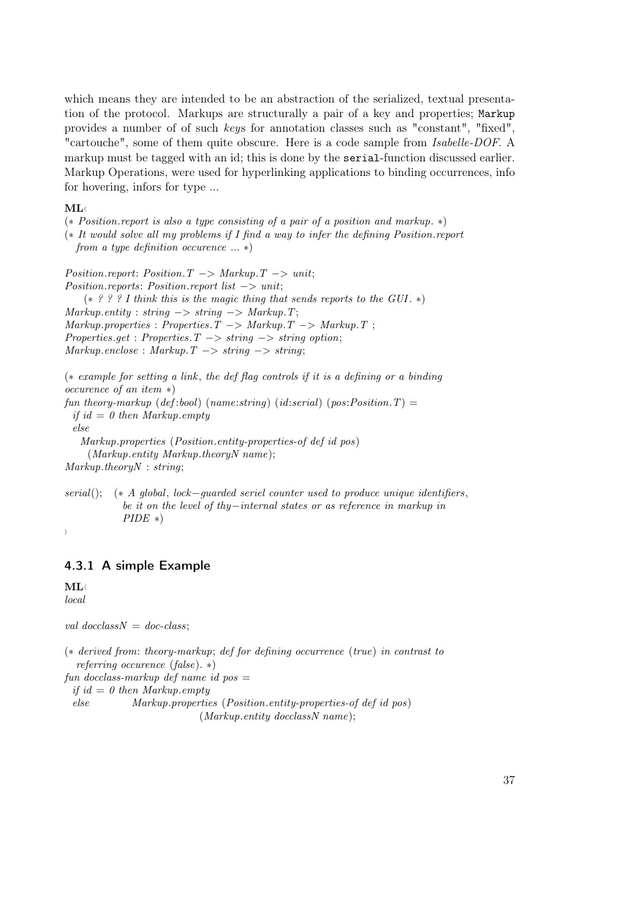which means they are intended to be an abstraction of the serialized, textual presentation of the protocol. Markups are structurally a pair of a key and properties; `Markup` provides a number of of such *key*s for annotation classes such as "constant", "fixed", "cartouche", some of them quite obscure. Here is a code sample from *Isabelle-DOF*. A markup must be tagged with an id; this is done by the `serial`-function discussed earlier. Markup Operations, were used for hyperlinking applications to binding occurrences, info for hovering, infors for type ...

```
ML‹
(* Position.report is also a type consisting of a pair of a position and markup. *)
(* It would solve all my problems if I find a way to infer the defining Position.report
   from a type definition occurence ... *)

Position.report: Position.T -> Markup.T -> unit;
Position.reports: Position.report list -> unit;
    (* ? ? ? I think this is the magic thing that sends reports to the GUI. *)
Markup.entity : string -> string -> Markup.T;
Markup.properties : Properties.T -> Markup.T -> Markup.T ;
Properties.get : Properties.T -> string -> string option;
Markup.enclose : Markup.T -> string -> string;

(* example for setting a link, the def flag controls if it is a defining or a binding
occurence of an item *)
fun theory-markup (def:bool) (name:string) (id:serial) (pos:Position.T) =
  if id = 0 then Markup.empty
  else
    Markup.properties (Position.entity-properties-of def id pos)
      (Markup.entity Markup.theoryN name);
Markup.theoryN : string;

serial();   (* A global, lock−guarded seriel counter used to produce unique identifiers,
               be it on the level of thy−internal states or as reference in markup in
               PIDE *)
›
```

### 4.3.1 A simple Example

```
ML‹
local

val docclassN = doc-class;

(* derived from: theory-markup; def for defining occurrence (true) in contrast to
   referring occurence (false). *)
fun docclass-markup def name id pos =
  if id = 0 then Markup.empty
  else            Markup.properties (Position.entity-properties-of def id pos)
                                  (Markup.entity docclassN name);
```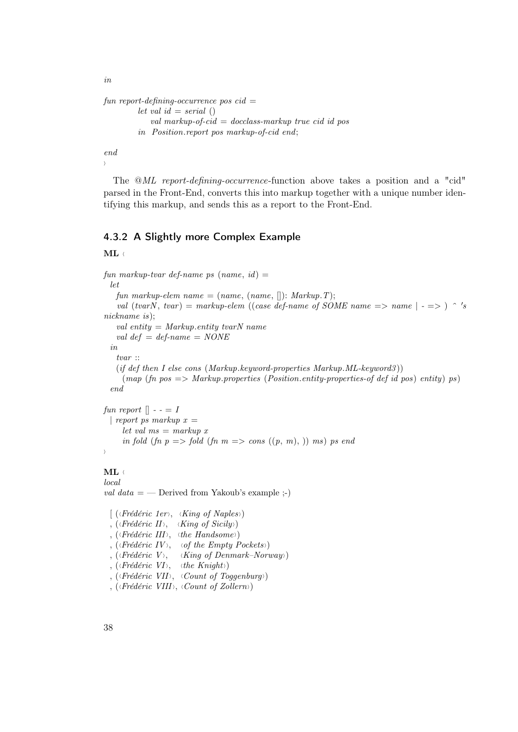```
in

fun report-defining-occurrence pos cid =
          let val id = serial ()
              val markup-of-cid = docclass-markup true cid id pos
          in  Position.report pos markup-of-cid end;

end
›
```

The @*ML report-defining-occurrence*-function above takes a position and a "cid" parsed in the Front-End, converts this into markup together with a unique number identifying this markup, and sends this as a report to the Front-End.

### 4.3.2 A Slightly more Complex Example

**ML** ‹

```
fun markup-tvar def-name ps (name, id) =
  let
    fun markup-elem name = (name, (name, []): Markup.T);
    val (tvarN, tvar) = markup-elem ((case def-name of SOME name => name | - => ) ^ 's
nickname is);
    val entity = Markup.entity tvarN name
    val def = def-name = NONE
  in
    tvar ::
    (if def then I else cons (Markup.keyword-properties Markup.ML-keyword3))
      (map (fn pos => Markup.properties (Position.entity-properties-of def id pos) entity) ps)
  end

fun report [] - - = I
  | report ps markup x =
      let val ms = markup x
      in fold (fn p => fold (fn m => cons ((p, m), )) ms) ps end
›
```

**ML** ‹

```
local
val data = — Derived from Yakoub's example ;-)

  [ (‹Frédéric 1er›,  ‹King of Naples›)
  , (‹Frédéric II›,   ‹King of Sicily›)
  , (‹Frédéric III›,  ‹the Handsome›)
  , (‹Frédéric IV›,   ‹of the Empty Pockets›)
  , (‹Frédéric V›,    ‹King of Denmark–Norway›)
  , (‹Frédéric VI›,   ‹the Knight›)
  , (‹Frédéric VII›,  ‹Count of Toggenburg›)
  , (‹Frédéric VIII›, ‹Count of Zollern›)
```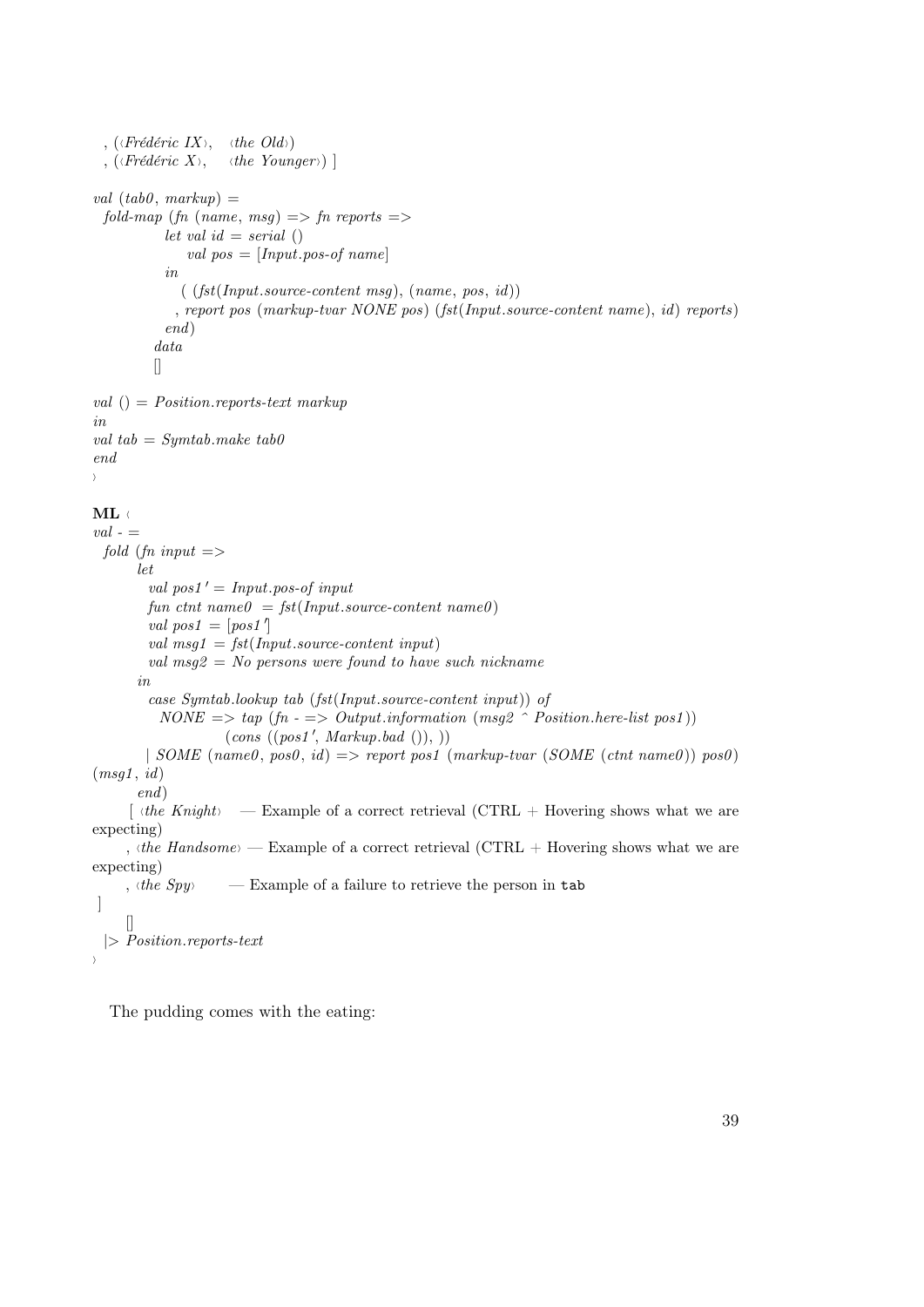```
  , (‹Frédéric IX›,   ‹the Old›)
  , (‹Frédéric X›,    ‹the Younger›) ]

val (tab0, markup) =
  fold-map (fn (name, msg) => fn reports =>
             let val id = serial ()
                 val pos = [Input.pos-of name]
             in
               ( (fst(Input.source-content msg), (name, pos, id))
               , report pos (markup-tvar NONE pos) (fst(Input.source-content name), id) reports)
             end)
           data
           []

val () = Position.reports-text markup
in
val tab = Symtab.make tab0
end
›
```

**ML** ‹

```
val - =
  fold (fn input =>
        let
          val pos1' = Input.pos-of input
          fun ctnt name0 = fst(Input.source-content name0)
          val pos1 = [pos1']
          val msg1 = fst(Input.source-content input)
          val msg2 = No persons were found to have such nickname
        in
          case Symtab.lookup tab (fst(Input.source-content input)) of
            NONE => tap (fn - => Output.information (msg2 ^ Position.here-list pos1))
                      (cons ((pos1', Markup.bad ()), ))
          | SOME (name0, pos0, id) => report pos1 (markup-tvar (SOME (ctnt name0)) pos0)
(msg1, id)
        end)
      [ ‹the Knight›    — Example of a correct retrieval (CTRL + Hovering shows what we are
expecting)
      , ‹the Handsome› — Example of a correct retrieval (CTRL + Hovering shows what we are
expecting)
      , ‹the Spy›       — Example of a failure to retrieve the person in tab
 ]
      []
  |> Position.reports-text
›
```

The pudding comes with the eating: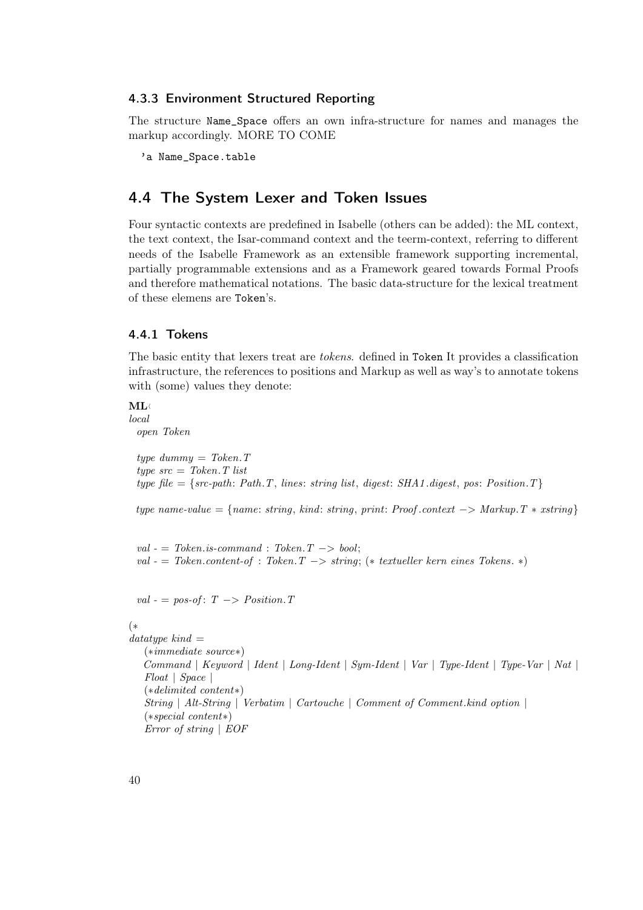### 4.3.3 Environment Structured Reporting

The structure `Name_Space` offers an own infra-structure for names and manages the markup accordingly. MORE TO COME

```
'a Name_Space.table
```

## 4.4 The System Lexer and Token Issues

Four syntactic contexts are predefined in Isabelle (others can be added): the ML context, the text context, the Isar-command context and the teerm-context, referring to different needs of the Isabelle Framework as an extensible framework supporting incremental, partially programmable extensions and as a Framework geared towards Formal Proofs and therefore mathematical notations. The basic data-structure for the lexical treatment of these elemens are `Token`'s.

### 4.4.1 Tokens

The basic entity that lexers treat are *tokens*. defined in `Token` It provides a classification infrastructure, the references to positions and Markup as well as way's to annotate tokens with (some) values they denote:

```
ML‹
local
  open Token

  type dummy = Token.T
  type src = Token.T list
  type file = {src-path: Path.T, lines: string list, digest: SHA1.digest, pos: Position.T}

  type name-value = {name: string, kind: string, print: Proof.context -> Markup.T * xstring}


  val - = Token.is-command : Token.T -> bool;
  val - = Token.content-of : Token.T -> string; (* textueller kern eines Tokens. *)


  val - = pos-of: T -> Position.T

(*
datatype kind =
   (*immediate source*)
   Command | Keyword | Ident | Long-Ident | Sym-Ident | Var | Type-Ident | Type-Var | Nat |
   Float | Space |
   (*delimited content*)
   String | Alt-String | Verbatim | Cartouche | Comment of Comment.kind option |
   (*special content*)
   Error of string | EOF
```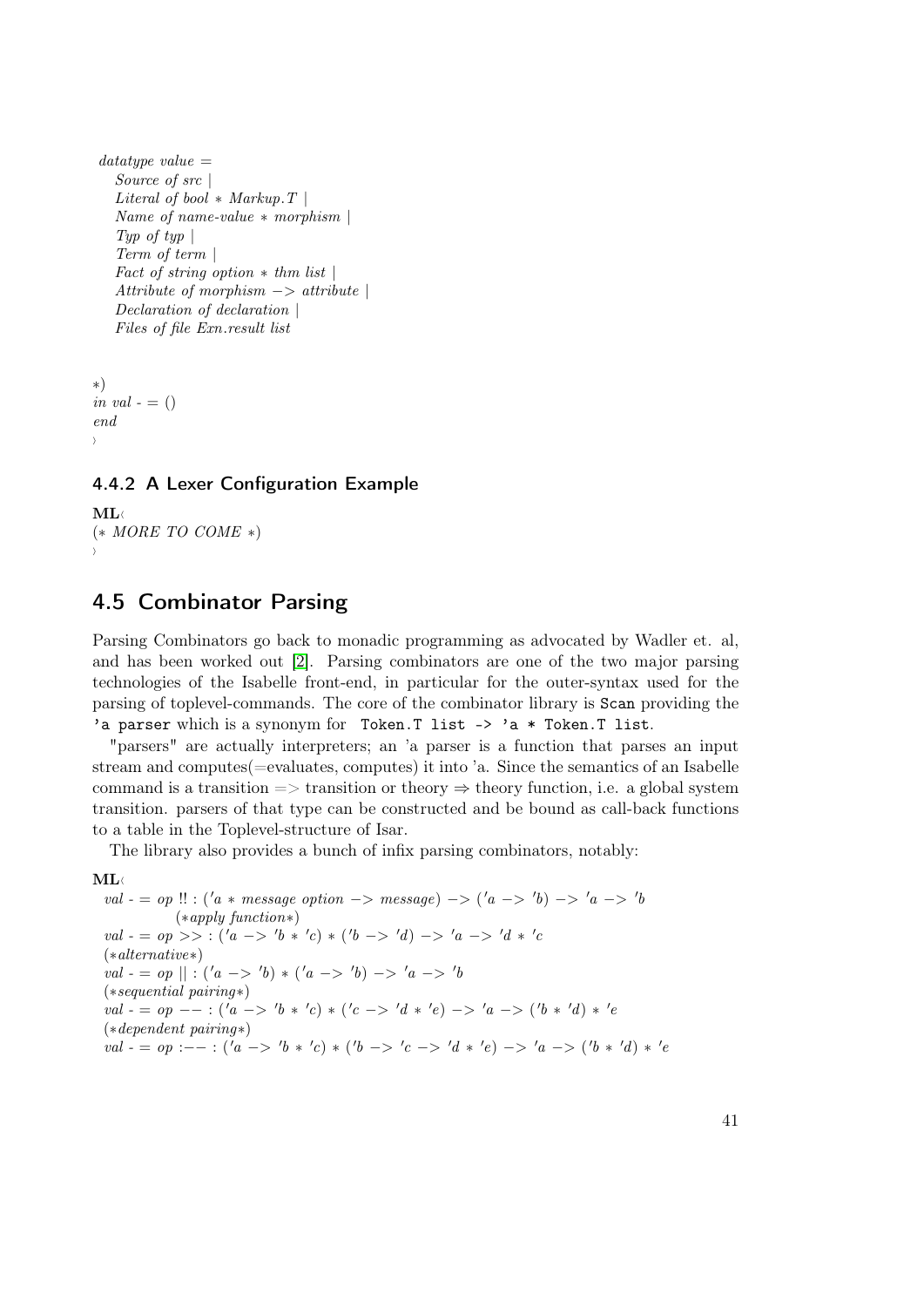```
datatype value =
  Source of src |
  Literal of bool * Markup.T |
  Name of name-value * morphism |
  Typ of typ |
  Term of term |
  Fact of string option * thm list |
  Attribute of morphism -> attribute |
  Declaration of declaration |
  Files of file Exn.result list


*)
in val - = ()
end
›
```

### 4.4.2 A Lexer Configuration Example

```
ML‹
(* MORE TO COME *)
›
```

## 4.5 Combinator Parsing

Parsing Combinators go back to monadic programming as advocated by Wadler et. al, and has been worked out [2]. Parsing combinators are one of the two major parsing technologies of the Isabelle front-end, in particular for the outer-syntax used for the parsing of toplevel-commands. The core of the combinator library is `Scan` providing the `'a parser` which is a synonym for `Token.T list -> 'a * Token.T list`.

"parsers" are actually interpreters; an 'a parser is a function that parses an input stream and computes(=evaluates, computes) it into 'a. Since the semantics of an Isabelle command is a transition => transition or theory ⇒ theory function, i.e. a global system transition. parsers of that type can be constructed and be bound as call-back functions to a table in the Toplevel-structure of Isar.

The library also provides a bunch of infix parsing combinators, notably:

```
ML‹
  val - = op !! : ('a * message option -> message) -> ('a -> 'b) -> 'a -> 'b
           (*apply function*)
  val - = op >> : ('a -> 'b * 'c) * ('b -> 'd) -> 'a -> 'd * 'c
  (*alternative*)
  val - = op || : ('a -> 'b) * ('a -> 'b) -> 'a -> 'b
  (*sequential pairing*)
  val - = op -- : ('a -> 'b * 'c) * ('c -> 'd * 'e) -> 'a -> ('b * 'd) * 'e
  (*dependent pairing*)
  val - = op :-- : ('a -> 'b * 'c) * ('b -> 'c -> 'd * 'e) -> 'a -> ('b * 'd) * 'e
```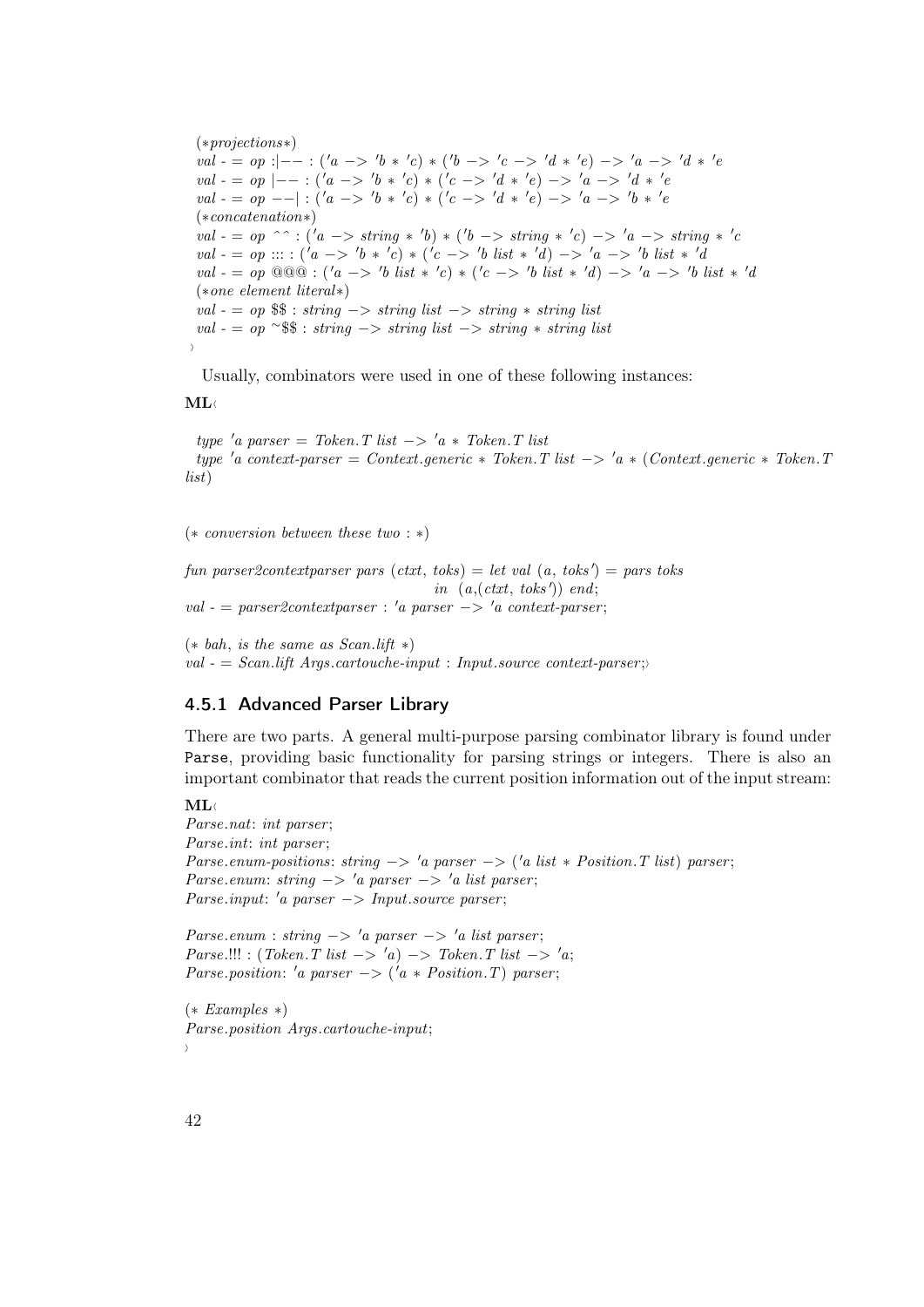```
(*projections*)
val - = op :|-- : ('a -> 'b * 'c) * ('b -> 'c -> 'd * 'e) -> 'a -> 'd * 'e
val - = op |-- : ('a -> 'b * 'c) * ('c -> 'd * 'e) -> 'a -> 'd * 'e
val - = op --| : ('a -> 'b * 'c) * ('c -> 'd * 'e) -> 'a -> 'b * 'e
(*concatenation*)
val - = op ^^ : ('a -> string * 'b) * ('b -> string * 'c) -> 'a -> string * 'c
val - = op ::: : ('a -> 'b * 'c) * ('c -> 'b list * 'd) -> 'a -> 'b list * 'd
val - = op @@@ : ('a -> 'b list * 'c) * ('c -> 'b list * 'd) -> 'a -> 'b list * 'd
(*one element literal*)
val - = op $$ : string -> string list -> string * string list
val - = op ~$$ : string -> string list -> string * string list
›
```

Usually, combinators were used in one of these following instances:

**ML**‹

```
type 'a parser = Token.T list -> 'a * Token.T list
type 'a context-parser = Context.generic * Token.T list -> 'a * (Context.generic * Token.T
list)


(* conversion between these two : *)

fun parser2contextparser pars (ctxt, toks) = let val (a, toks') = pars toks
                                             in (a,(ctxt, toks')) end;
val - = parser2contextparser : 'a parser -> 'a context-parser;

(* bah, is the same as Scan.lift *)
val - = Scan.lift Args.cartouche-input : Input.source context-parser;›
```

### 4.5.1 Advanced Parser Library

There are two parts. A general multi-purpose parsing combinator library is found under `Parse`, providing basic functionality for parsing strings or integers. There is also an important combinator that reads the current position information out of the input stream:

**ML**‹

```
Parse.nat: int parser;
Parse.int: int parser;
Parse.enum-positions: string -> 'a parser -> ('a list * Position.T list) parser;
Parse.enum: string -> 'a parser -> 'a list parser;
Parse.input: 'a parser -> Input.source parser;

Parse.enum : string -> 'a parser -> 'a list parser;
Parse.!!! : (Token.T list -> 'a) -> Token.T list -> 'a;
Parse.position: 'a parser -> ('a * Position.T) parser;

(* Examples *)
Parse.position Args.cartouche-input;
›
```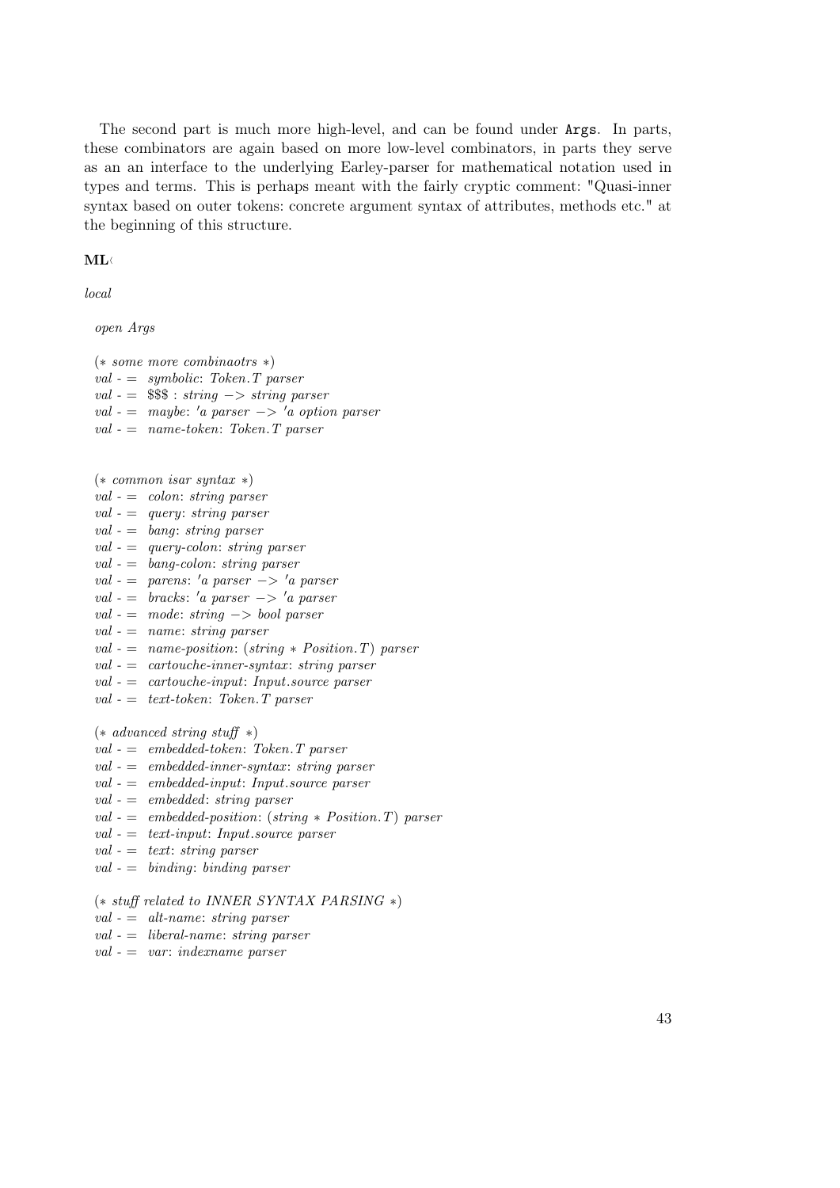The second part is much more high-level, and can be found under `Args`. In parts, these combinators are again based on more low-level combinators, in parts they serve as an an interface to the underlying Earley-parser for mathematical notation used in types and terms. This is perhaps meant with the fairly cryptic comment: "Quasi-inner syntax based on outer tokens: concrete argument syntax of attributes, methods etc." at the beginning of this structure.

**ML**‹

```
local

  open Args

  (* some more combinaotrs *)
  val - =  symbolic: Token.T parser
  val - =  $$$ : string -> string parser
  val - =  maybe: 'a parser -> 'a option parser
  val - =  name-token: Token.T parser


  (* common isar syntax *)
  val - =  colon: string parser
  val - =  query: string parser
  val - =  bang: string parser
  val - =  query-colon: string parser
  val - =  bang-colon: string parser
  val - =  parens: 'a parser -> 'a parser
  val - =  bracks: 'a parser -> 'a parser
  val - =  mode: string -> bool parser
  val - =  name: string parser
  val - =  name-position: (string * Position.T) parser
  val - =  cartouche-inner-syntax: string parser
  val - =  cartouche-input: Input.source parser
  val - =  text-token: Token.T parser

  (* advanced string stuff *)
  val - =  embedded-token: Token.T parser
  val - =  embedded-inner-syntax: string parser
  val - =  embedded-input: Input.source parser
  val - =  embedded: string parser
  val - =  embedded-position: (string * Position.T) parser
  val - =  text-input: Input.source parser
  val - =  text: string parser
  val - =  binding: binding parser

  (* stuff related to INNER SYNTAX PARSING *)
  val - =  alt-name: string parser
  val - =  liberal-name: string parser
  val - =  var: indexname parser
```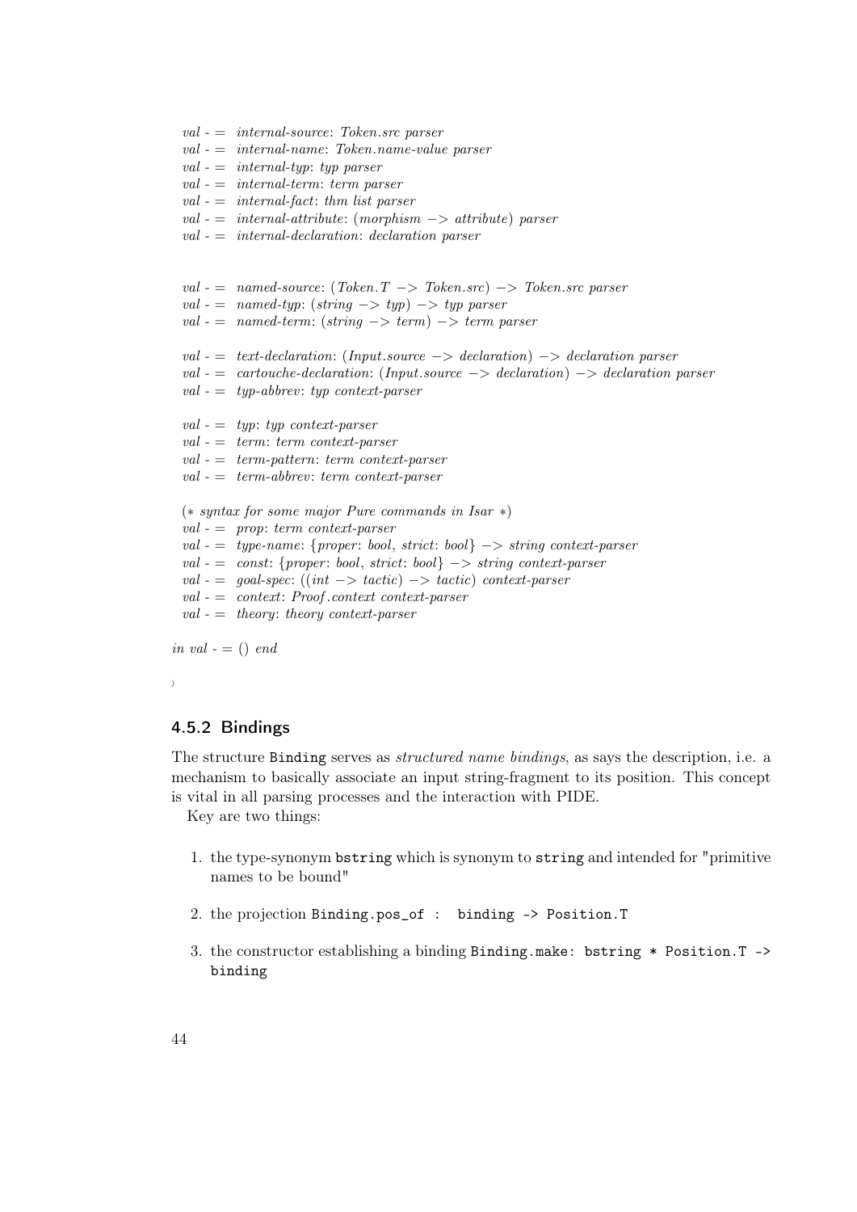```
val - = internal-source: Token.src parser
val - = internal-name: Token.name-value parser
val - = internal-typ: typ parser
val - = internal-term: term parser
val - = internal-fact: thm list parser
val - = internal-attribute: (morphism -> attribute) parser
val - = internal-declaration: declaration parser


val - = named-source: (Token.T -> Token.src) -> Token.src parser
val - = named-typ: (string -> typ) -> typ parser
val - = named-term: (string -> term) -> term parser

val - = text-declaration: (Input.source -> declaration) -> declaration parser
val - = cartouche-declaration: (Input.source -> declaration) -> declaration parser
val - = typ-abbrev: typ context-parser

val - = typ: typ context-parser
val - = term: term context-parser
val - = term-pattern: term context-parser
val - = term-abbrev: term context-parser

(* syntax for some major Pure commands in Isar *)
val - = prop: term context-parser
val - = type-name: {proper: bool, strict: bool} -> string context-parser
val - = const: {proper: bool, strict: bool} -> string context-parser
val - = goal-spec: ((int -> tactic) -> tactic) context-parser
val - = context: Proof.context context-parser
val - = theory: theory context-parser

in val - = () end
```

⟩

### 4.5.2 Bindings

The structure `Binding` serves as *structured name bindings*, as says the description, i.e. a mechanism to basically associate an input string-fragment to its position. This concept is vital in all parsing processes and the interaction with PIDE.

Key are two things:

1. the type-synonym `bstring` which is synonym to `string` and intended for "primitive names to be bound"
2. the projection `Binding.pos_of : binding -> Position.T`
3. the constructor establishing a binding `Binding.make: bstring * Position.T -> binding`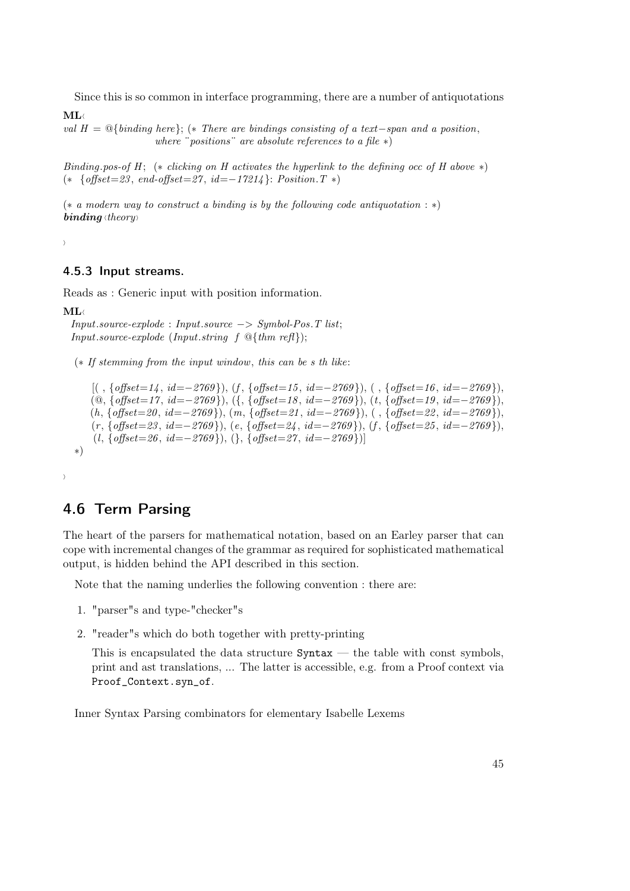Since this is so common in interface programming, there are a number of antiquotations

```
ML‹
val H = @{binding here}; (* There are bindings consisting of a text−span and a position,
                    where ¨positions¨ are absolute references to a file *)

Binding.pos-of H; (* clicking on H activates the hyperlink to the defining occ of H above *)
(* {offset=23, end-offset=27, id=−17214}: Position.T *)

(* a modern way to construct a binding is by the following code antiquotation : *)
binding‹theory›

›
```

### 4.5.3 Input streams.

Reads as : Generic input with position information.

```
ML‹
  Input.source-explode : Input.source −> Symbol-Pos.T list;
  Input.source-explode (Input.string f @{thm refl});

  (* If stemming from the input window, this can be s th like:

      [( , {offset=14, id=−2769}), (f, {offset=15, id=−2769}), ( , {offset=16, id=−2769}),
      (@, {offset=17, id=−2769}), ({, {offset=18, id=−2769}), (t, {offset=19, id=−2769}),
      (h, {offset=20, id=−2769}), (m, {offset=21, id=−2769}), ( , {offset=22, id=−2769}),
      (r, {offset=23, id=−2769}), (e, {offset=24, id=−2769}), (f, {offset=25, id=−2769}),
      (l, {offset=26, id=−2769}), (}, {offset=27, id=−2769})]
  *)

›
```

## 4.6 Term Parsing

The heart of the parsers for mathematical notation, based on an Earley parser that can cope with incremental changes of the grammar as required for sophisticated mathematical output, is hidden behind the API described in this section.

Note that the naming underlies the following convention : there are:

1. "parser"s and type-"checker"s
2. "reader"s which do both together with pretty-printing

   This is encapsulated the data structure `Syntax` — the table with const symbols, print and ast translations, ... The latter is accessible, e.g. from a Proof context via `Proof_Context.syn_of`.

Inner Syntax Parsing combinators for elementary Isabelle Lexems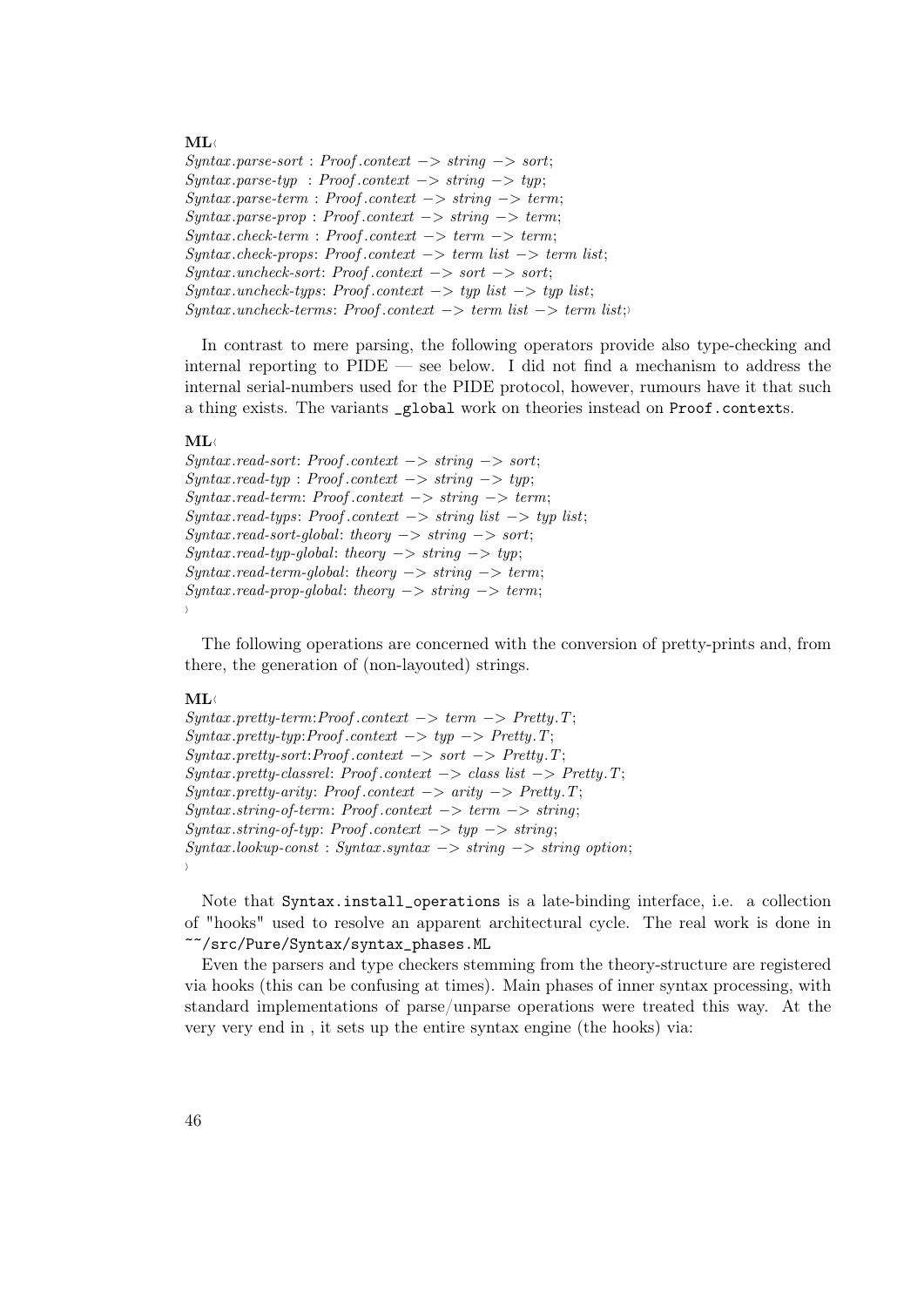**ML**‹
```
Syntax.parse-sort : Proof.context −> string −> sort;
Syntax.parse-typ  : Proof.context −> string −> typ;
Syntax.parse-term : Proof.context −> string −> term;
Syntax.parse-prop : Proof.context −> string −> term;
Syntax.check-term : Proof.context −> term −> term;
Syntax.check-props: Proof.context −> term list −> term list;
Syntax.uncheck-sort: Proof.context −> sort −> sort;
Syntax.uncheck-typs: Proof.context −> typ list −> typ list;
Syntax.uncheck-terms: Proof.context −> term list −> term list;›
```

In contrast to mere parsing, the following operators provide also type-checking and internal reporting to PIDE — see below. I did not find a mechanism to address the internal serial-numbers used for the PIDE protocol, however, rumours have it that such a thing exists. The variants `_global` work on theories instead on `Proof.context`s.

**ML**‹
```
Syntax.read-sort: Proof.context −> string −> sort;
Syntax.read-typ : Proof.context −> string −> typ;
Syntax.read-term: Proof.context −> string −> term;
Syntax.read-typs: Proof.context −> string list −> typ list;
Syntax.read-sort-global: theory −> string −> sort;
Syntax.read-typ-global: theory −> string −> typ;
Syntax.read-term-global: theory −> string −> term;
Syntax.read-prop-global: theory −> string −> term;
›
```

The following operations are concerned with the conversion of pretty-prints and, from there, the generation of (non-layouted) strings.

**ML**‹
```
Syntax.pretty-term:Proof.context −> term −> Pretty.T;
Syntax.pretty-typ:Proof.context −> typ −> Pretty.T;
Syntax.pretty-sort:Proof.context −> sort −> Pretty.T;
Syntax.pretty-classrel: Proof.context −> class list −> Pretty.T;
Syntax.pretty-arity: Proof.context −> arity −> Pretty.T;
Syntax.string-of-term: Proof.context −> term −> string;
Syntax.string-of-typ: Proof.context −> typ −> string;
Syntax.lookup-const : Syntax.syntax −> string −> string option;
›
```

Note that `Syntax.install_operations` is a late-binding interface, i.e. a collection of "hooks" used to resolve an apparent architectural cycle. The real work is done in `~~/src/Pure/Syntax/syntax_phases.ML`

Even the parsers and type checkers stemming from the theory-structure are registered via hooks (this can be confusing at times). Main phases of inner syntax processing, with standard implementations of parse/unparse operations were treated this way. At the very very end in , it sets up the entire syntax engine (the hooks) via: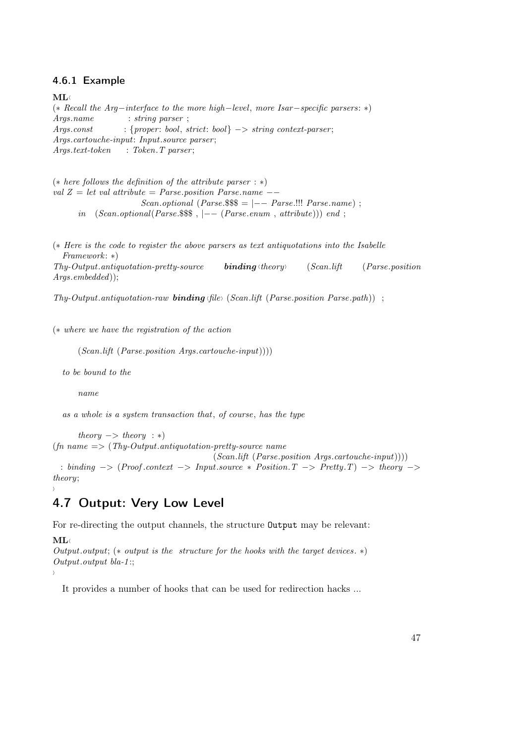### 4.6.1 Example

```
ML‹
(* Recall the Arg−interface to the more high−level, more Isar−specific parsers: *)
Args.name           : string parser ;
Args.const          : {proper: bool, strict: bool} −> string context-parser;
Args.cartouche-input: Input.source parser;
Args.text-token     : Token.T parser;


(* here follows the definition of the attribute parser : *)
val Z = let val attribute = Parse.position Parse.name −−
                    Scan.optional (Parse.$$$ = |−− Parse.!!! Parse.name) ;
        in  (Scan.optional(Parse.$$$ , |−− (Parse.enum , attribute))) end ;


(* Here is the code to register the above parsers as text antiquotations into the Isabelle
   Framework: *)
Thy-Output.antiquotation-pretty-source   binding‹theory›   (Scan.lift   (Parse.position
Args.embedded));

Thy-Output.antiquotation-raw binding‹file› (Scan.lift (Parse.position Parse.path))  ;


(* where we have the registration of the action

       (Scan.lift (Parse.position Args.cartouche-input))))

   to be bound to the

       name

   as a whole is a system transaction that, of course, has the type

       theory −> theory  : *)
(fn name => (Thy-Output.antiquotation-pretty-source name
                                         (Scan.lift (Parse.position Args.cartouche-input))))
  : binding −> (Proof.context −> Input.source * Position.T −> Pretty.T) −> theory −>
theory;
›
```

## 4.7 Output: Very Low Level

For re-directing the output channels, the structure `Output` may be relevant:

```
ML‹
Output.output; (* output is the  structure for the hooks with the target devices. *)
Output.output bla-1:;
›
```

It provides a number of hooks that can be used for redirection hacks ...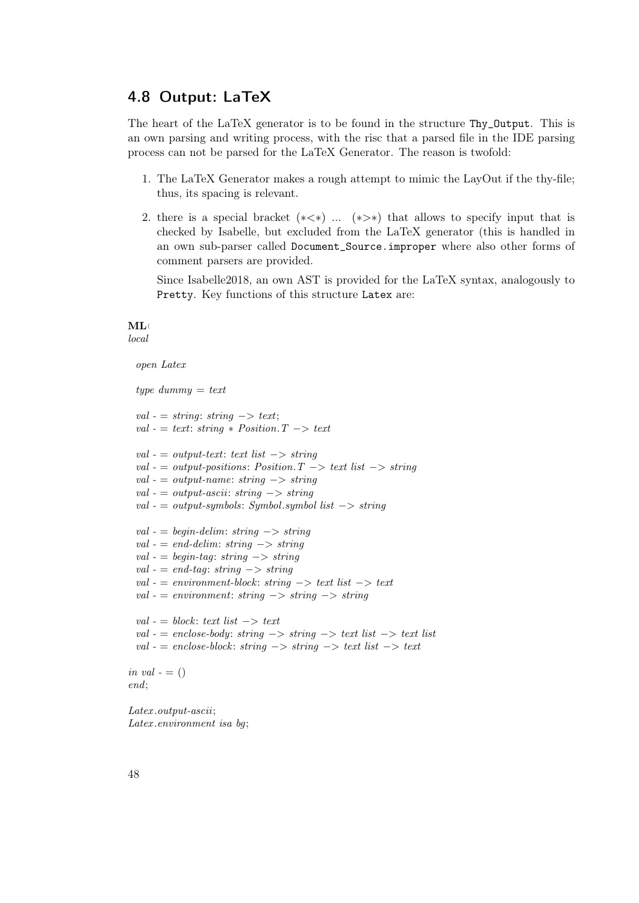## 4.8 Output: LaTeX

The heart of the LaTeX generator is to be found in the structure `Thy_Output`. This is an own parsing and writing process, with the risc that a parsed file in the IDE parsing process can not be parsed for the LaTeX Generator. The reason is twofold:

1. The LaTeX Generator makes a rough attempt to mimic the LayOut if the thy-file; thus, its spacing is relevant.

2. there is a special bracket (*<*) ... (*>*) that allows to specify input that is checked by Isabelle, but excluded from the LaTeX generator (this is handled in an own sub-parser called `Document_Source.improper` where also other forms of comment parsers are provided.

   Since Isabelle2018, an own AST is provided for the LaTeX syntax, analogously to `Pretty`. Key functions of this structure `Latex` are:

```
ML‹
local

  open Latex

  type dummy = text

  val _ = string: string -> text;
  val _ = text: string * Position.T -> text

  val _ = output_text: text list -> string
  val _ = output_positions: Position.T -> text list -> string
  val _ = output_name: string -> string
  val _ = output_ascii: string -> string
  val _ = output_symbols: Symbol.symbol list -> string

  val _ = begin_delim: string -> string
  val _ = end_delim: string -> string
  val _ = begin_tag: string -> string
  val _ = end_tag: string -> string
  val _ = environment_block: string -> text list -> text
  val _ = environment: string -> string -> string

  val _ = block: text list -> text
  val _ = enclose_body: string -> string -> text list -> text list
  val _ = enclose_block: string -> string -> text list -> text

in val _ = ()
end;

Latex.output_ascii;
Latex.environment isa bg;
```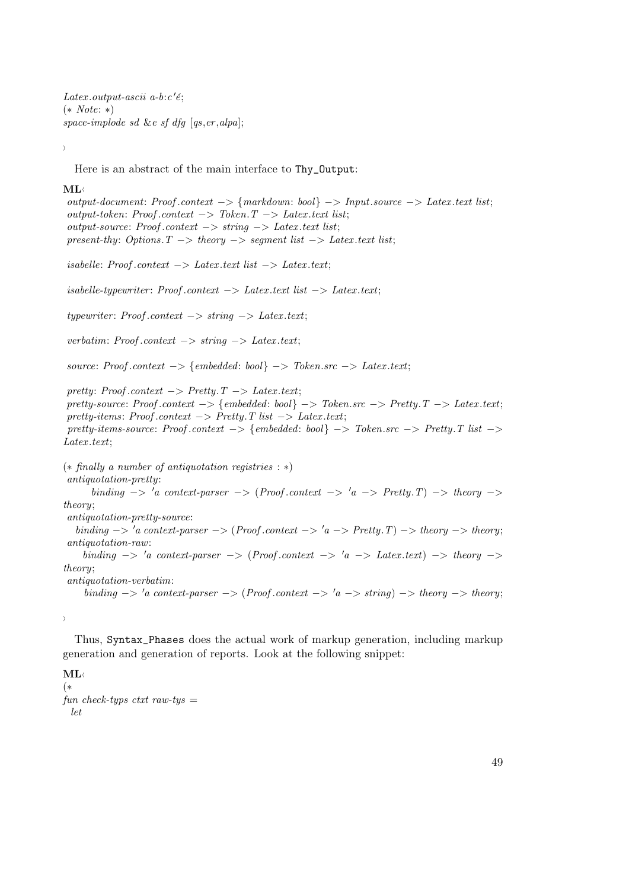```
Latex.output-ascii a-b:c'é;
(* Note: *)
space-implode sd &e sf dfg [qs,er,alpa];

›
```

Here is an abstract of the main interface to Thy_Output:

```
ML‹
 output-document: Proof.context -> {markdown: bool} -> Input.source -> Latex.text list;
 output-token: Proof.context -> Token.T -> Latex.text list;
 output-source: Proof.context -> string -> Latex.text list;
 present-thy: Options.T -> theory -> segment list -> Latex.text list;

 isabelle: Proof.context -> Latex.text list -> Latex.text;

 isabelle-typewriter: Proof.context -> Latex.text list -> Latex.text;

 typewriter: Proof.context -> string -> Latex.text;

 verbatim: Proof.context -> string -> Latex.text;

 source: Proof.context -> {embedded: bool} -> Token.src -> Latex.text;

 pretty: Proof.context -> Pretty.T -> Latex.text;
 pretty-source: Proof.context -> {embedded: bool} -> Token.src -> Pretty.T -> Latex.text;
 pretty-items: Proof.context -> Pretty.T list -> Latex.text;
 pretty-items-source: Proof.context -> {embedded: bool} -> Token.src -> Pretty.T list ->
Latex.text;

(* finally a number of antiquotation registries : *)
 antiquotation-pretty:
      binding -> 'a context-parser -> (Proof.context -> 'a -> Pretty.T) -> theory ->
theory;
 antiquotation-pretty-source:
   binding -> 'a context-parser -> (Proof.context -> 'a -> Pretty.T) -> theory -> theory;
 antiquotation-raw:
     binding -> 'a context-parser -> (Proof.context -> 'a -> Latex.text) -> theory ->
theory;
 antiquotation-verbatim:
     binding -> 'a context-parser -> (Proof.context -> 'a -> string) -> theory -> theory;

›
```

Thus, Syntax_Phases does the actual work of markup generation, including markup generation and generation of reports. Look at the following snippet:

```
ML‹
(*
fun check-typs ctxt raw-tys =
  let
```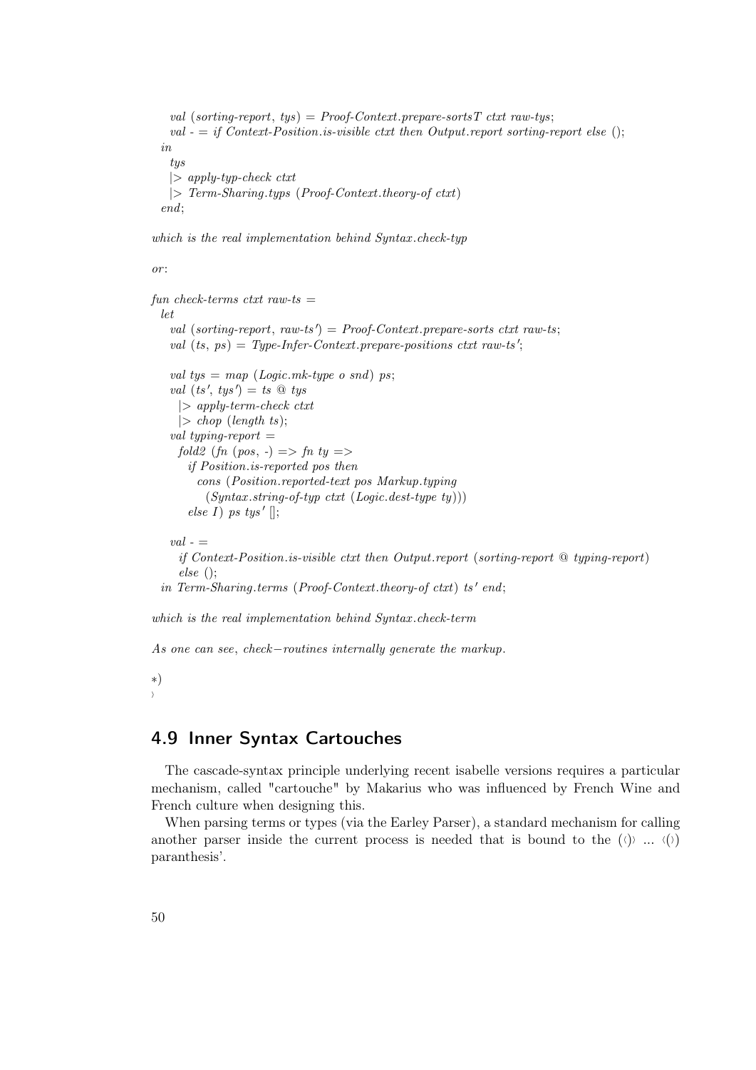```
    val (sorting-report, tys) = Proof-Context.prepare-sortsT ctxt raw-tys;
    val - = if Context-Position.is-visible ctxt then Output.report sorting-report else ();
  in
    tys
    |> apply-typ-check ctxt
    |> Term-Sharing.typs (Proof-Context.theory-of ctxt)
  end;
```

*which is the real implementation behind Syntax.check-typ*

*or*:

```
fun check-terms ctxt raw-ts =
  let
    val (sorting-report, raw-ts') = Proof-Context.prepare-sorts ctxt raw-ts;
    val (ts, ps) = Type-Infer-Context.prepare-positions ctxt raw-ts';

    val tys = map (Logic.mk-type o snd) ps;
    val (ts', tys') = ts @ tys
      |> apply-term-check ctxt
      |> chop (length ts);
    val typing-report =
      fold2 (fn (pos, -) => fn ty =>
        if Position.is-reported pos then
          cons (Position.reported-text pos Markup.typing
            (Syntax.string-of-typ ctxt (Logic.dest-type ty)))
        else I) ps tys' [];

    val - =
      if Context-Position.is-visible ctxt then Output.report (sorting-report @ typing-report)
      else ();
  in Term-Sharing.terms (Proof-Context.theory-of ctxt) ts' end;
```

*which is the real implementation behind Syntax.check-term*

*As one can see, check−routines internally generate the markup.*

∗)
›

## 4.9 Inner Syntax Cartouches

The cascade-syntax principle underlying recent isabelle versions requires a particular mechanism, called "cartouche" by Makarius who was influenced by French Wine and French culture when designing this.

When parsing terms or types (via the Earley Parser), a standard mechanism for calling another parser inside the current process is needed that is bound to the (‹) ... ‹(›) paranthesis'.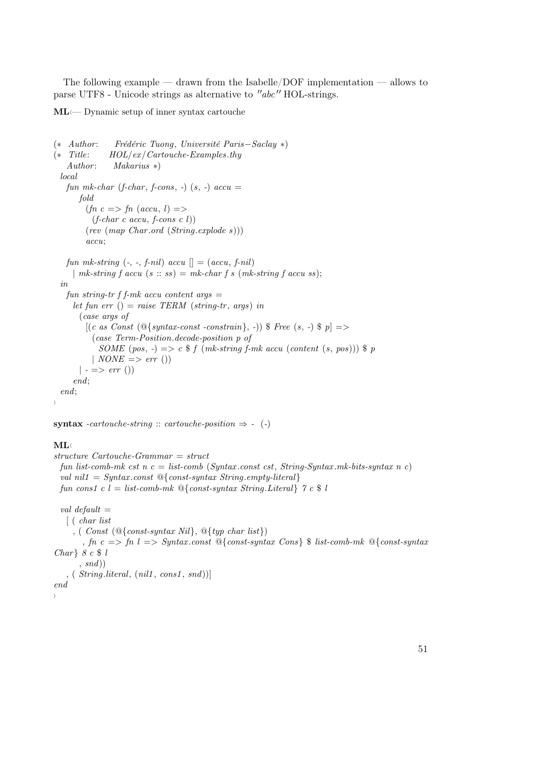The following example — drawn from the Isabelle/DOF implementation — allows to parse UTF8 - Unicode strings as alternative to ″*abc*″ HOL-strings.

**ML**‹— Dynamic setup of inner syntax cartouche

```
(* Author:     Frédéric Tuong, Université Paris−Saclay *)
(* Title:      HOL/ex/Cartouche-Examples.thy
   Author:     Makarius *)
  local
    fun mk-char (f-char, f-cons, -) (s, -) accu =
        fold
          (fn c => fn (accu, l) =>
            (f-char c accu, f-cons c l))
          (rev (map Char.ord (String.explode s)))
          accu;

    fun mk-string (-, -, f-nil) accu [] = (accu, f-nil)
      | mk-string f accu (s :: ss) = mk-char f s (mk-string f accu ss);
  in
    fun string-tr f f-mk accu content args =
      let fun err () = raise TERM (string-tr, args) in
        (case args of
          [(c as Const (@{syntax-const -constrain}, -)) $ Free (s, -) $ p] =>
            (case Term-Position.decode-position p of
              SOME (pos, -) => c $ f (mk-string f-mk accu (content (s, pos))) $ p
            | NONE => err ())
        | - => err ())
      end;
  end;
›
```

**syntax** *-cartouche-string* :: *cartouche-position* ⇒ *-* (*-*)

**ML**‹

```
structure Cartouche-Grammar = struct
  fun list-comb-mk cst n c = list-comb (Syntax.const cst, String-Syntax.mk-bits-syntax n c)
  val nil1 = Syntax.const @{const-syntax String.empty-literal}
  fun cons1 c l = list-comb-mk @{const-syntax String.Literal} 7 c $ l

  val default =
    [ ( char list
      , ( Const (@{const-syntax Nil}, @{typ char list})
          , fn c => fn l => Syntax.const @{const-syntax Cons} $ list-comb-mk @{const-syntax
Char} 8 c $ l
          , snd))
    , ( String.literal, (nil1, cons1, snd))]
end
›
```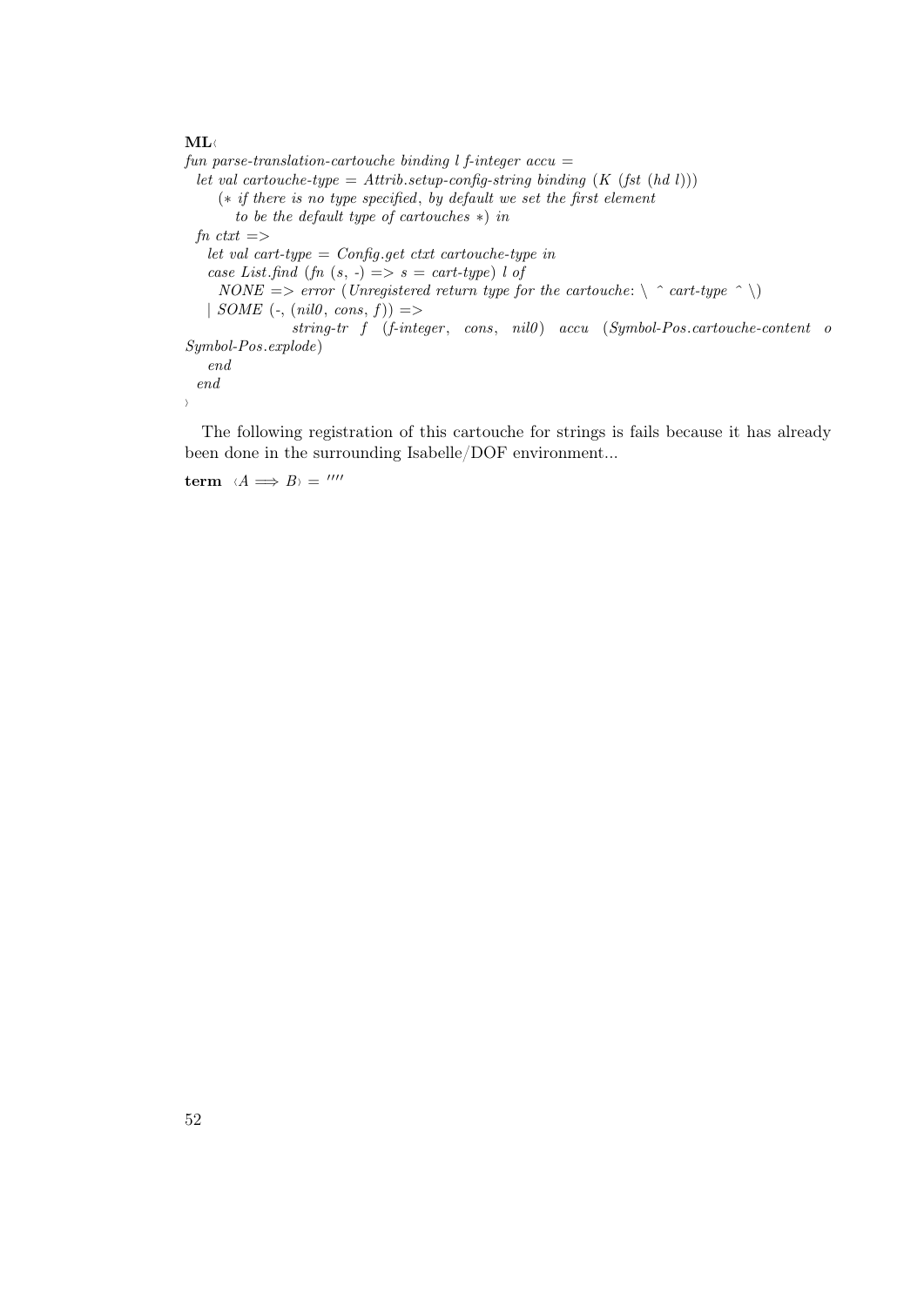**ML**‹

```
fun parse-translation-cartouche binding l f-integer accu =
  let val cartouche-type = Attrib.setup-config-string binding (K (fst (hd l)))
      (* if there is no type specified, by default we set the first element
         to be the default type of cartouches *) in
  fn ctxt =>
    let val cart-type = Config.get ctxt cartouche-type in
    case List.find (fn (s, -) => s = cart-type) l of
      NONE => error (Unregistered return type for the cartouche: \ ^ cart-type ^ \)
    | SOME (-, (nil0, cons, f)) =>
                  string-tr f (f-integer, cons, nil0) accu (Symbol-Pos.cartouche-content o
Symbol-Pos.explode)
    end
  end
```

›

The following registration of this cartouche for strings is fails because it has already been done in the surrounding Isabelle/DOF environment...

**term** ‹$A \Longrightarrow B$› = ''''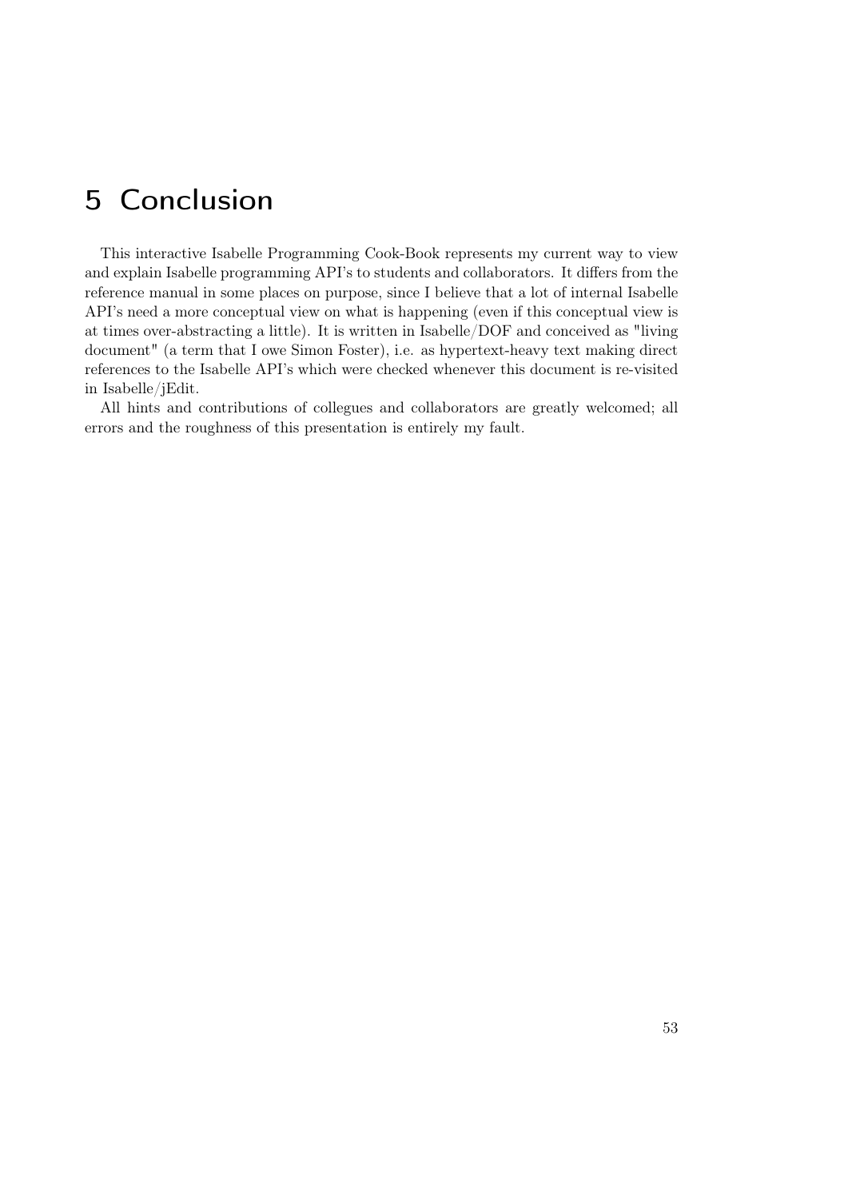# 5 Conclusion

This interactive Isabelle Programming Cook-Book represents my current way to view and explain Isabelle programming API's to students and collaborators. It differs from the reference manual in some places on purpose, since I believe that a lot of internal Isabelle API's need a more conceptual view on what is happening (even if this conceptual view is at times over-abstracting a little). It is written in Isabelle/DOF and conceived as "living document" (a term that I owe Simon Foster), i.e. as hypertext-heavy text making direct references to the Isabelle API's which were checked whenever this document is re-visited in Isabelle/jEdit.

All hints and contributions of collegues and collaborators are greatly welcomed; all errors and the roughness of this presentation is entirely my fault.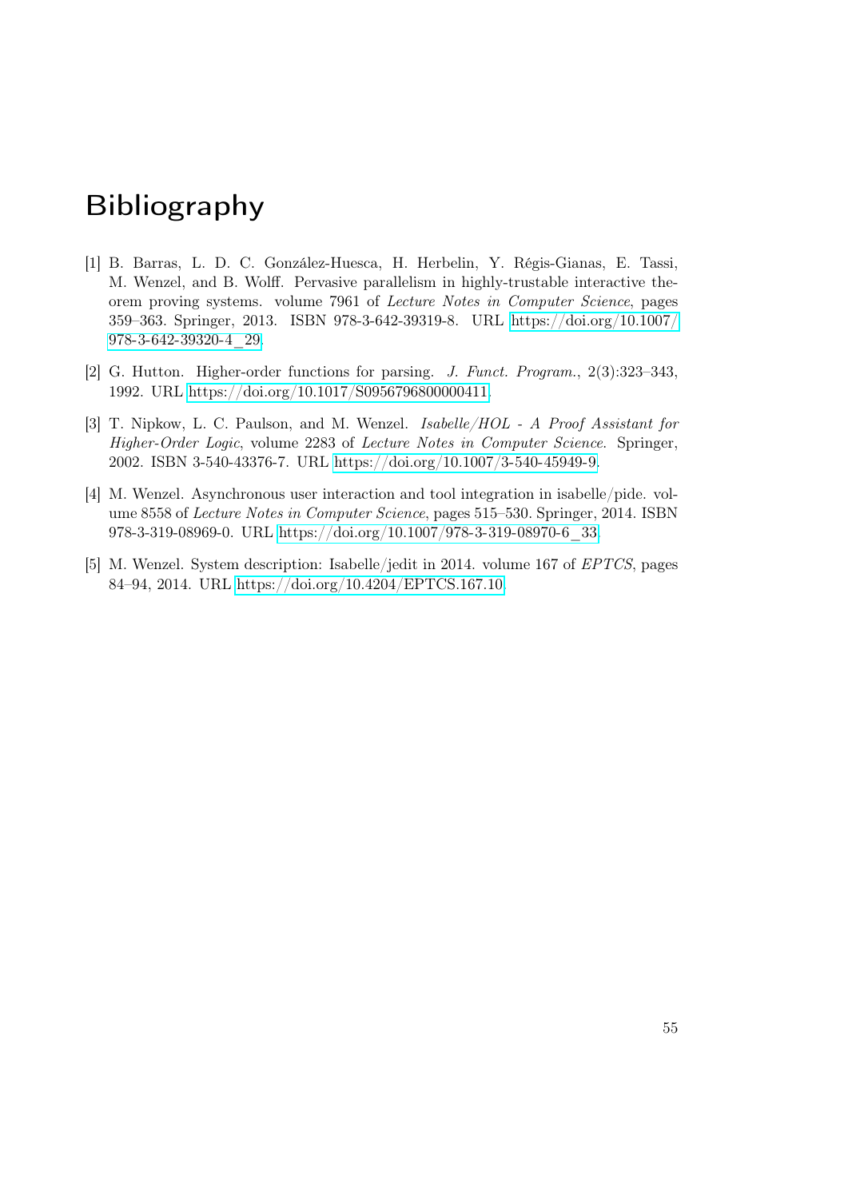# Bibliography

[1] B. Barras, L. D. C. González-Huesca, H. Herbelin, Y. Régis-Gianas, E. Tassi, M. Wenzel, and B. Wolff. Pervasive parallelism in highly-trustable interactive theorem proving systems. volume 7961 of *Lecture Notes in Computer Science*, pages 359–363. Springer, 2013. ISBN 978-3-642-39319-8. URL https://doi.org/10.1007/978-3-642-39320-4_29.

[2] G. Hutton. Higher-order functions for parsing. *J. Funct. Program.*, 2(3):323–343, 1992. URL https://doi.org/10.1017/S0956796800000411.

[3] T. Nipkow, L. C. Paulson, and M. Wenzel. *Isabelle/HOL - A Proof Assistant for Higher-Order Logic*, volume 2283 of *Lecture Notes in Computer Science*. Springer, 2002. ISBN 3-540-43376-7. URL https://doi.org/10.1007/3-540-45949-9.

[4] M. Wenzel. Asynchronous user interaction and tool integration in isabelle/pide. volume 8558 of *Lecture Notes in Computer Science*, pages 515–530. Springer, 2014. ISBN 978-3-319-08969-0. URL https://doi.org/10.1007/978-3-319-08970-6_33.

[5] M. Wenzel. System description: Isabelle/jedit in 2014. volume 167 of *EPTCS*, pages 84–94, 2014. URL https://doi.org/10.4204/EPTCS.167.10.